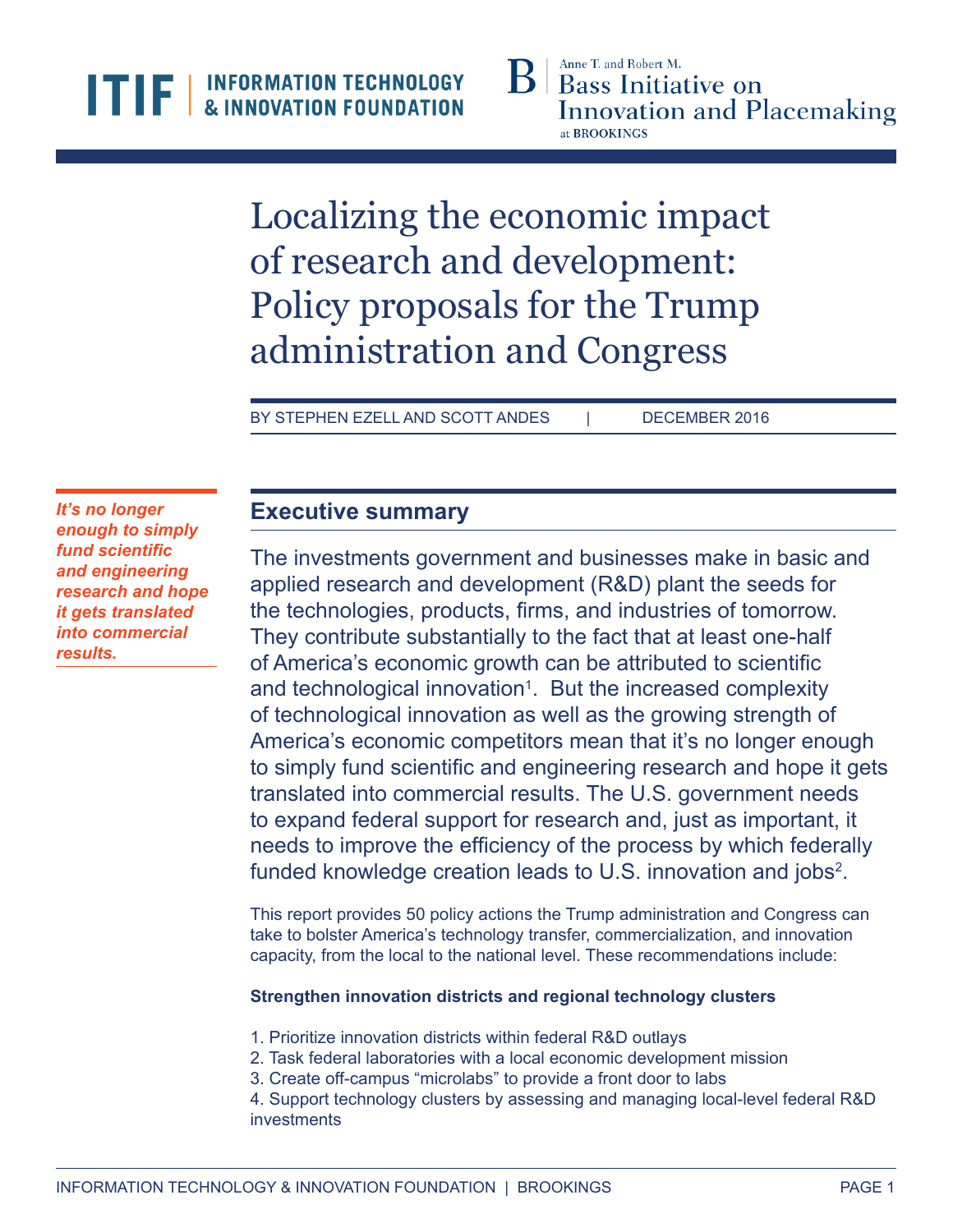ITIF | INFORMATION TECHNOLOGY & INNOVATION FOUNDATION

Anne T. and Robert M. Bass Initiative on Innovation and Placemaking at BROOKINGS

# Localizing the economic impact of research and development: Policy proposals for the Trump administration and Congress

BY STEPHEN EZELL AND SCOTT ANDES | DECEMBER 2016

***It's no longer enough to simply fund scientific and engineering research and hope it gets translated into commercial results.***

## Executive summary

The investments government and businesses make in basic and applied research and development (R&D) plant the seeds for the technologies, products, firms, and industries of tomorrow. They contribute substantially to the fact that at least one-half of America's economic growth can be attributed to scientific and technological innovation[1]. But the increased complexity of technological innovation as well as the growing strength of America's economic competitors mean that it's no longer enough to simply fund scientific and engineering research and hope it gets translated into commercial results. The U.S. government needs to expand federal support for research and, just as important, it needs to improve the efficiency of the process by which federally funded knowledge creation leads to U.S. innovation and jobs[2].

This report provides 50 policy actions the Trump administration and Congress can take to bolster America's technology transfer, commercialization, and innovation capacity, from the local to the national level. These recommendations include:

**Strengthen innovation districts and regional technology clusters**

1. Prioritize innovation districts within federal R&D outlays
2. Task federal laboratories with a local economic development mission
3. Create off-campus "microlabs" to provide a front door to labs
4. Support technology clusters by assessing and managing local-level federal R&D investments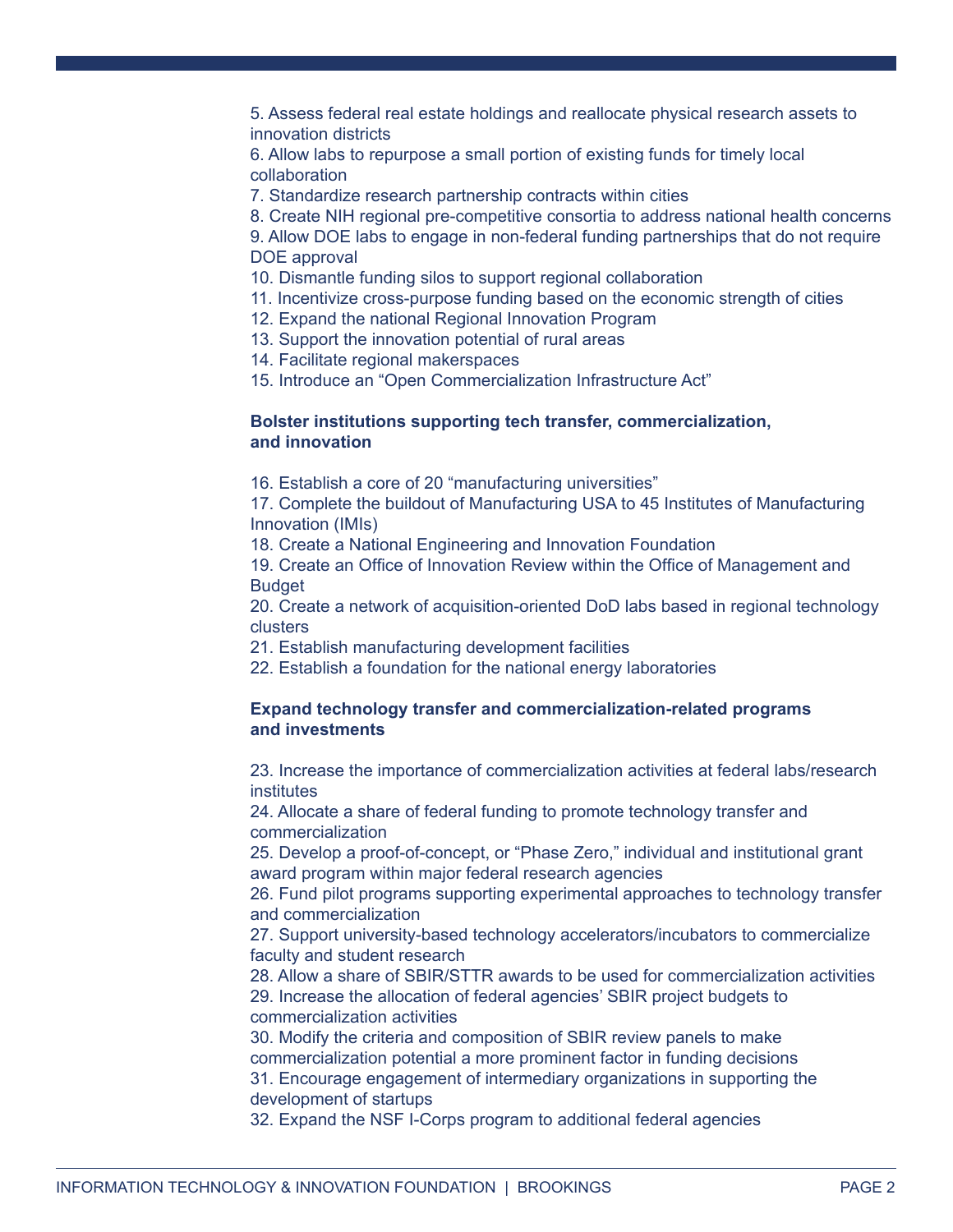5. Assess federal real estate holdings and reallocate physical research assets to innovation districts
6. Allow labs to repurpose a small portion of existing funds for timely local collaboration
7. Standardize research partnership contracts within cities
8. Create NIH regional pre-competitive consortia to address national health concerns
9. Allow DOE labs to engage in non-federal funding partnerships that do not require DOE approval
10. Dismantle funding silos to support regional collaboration
11. Incentivize cross-purpose funding based on the economic strength of cities
12. Expand the national Regional Innovation Program
13. Support the innovation potential of rural areas
14. Facilitate regional makerspaces
15. Introduce an "Open Commercialization Infrastructure Act"

**Bolster institutions supporting tech transfer, commercialization, and innovation**

16. Establish a core of 20 "manufacturing universities"
17. Complete the buildout of Manufacturing USA to 45 Institutes of Manufacturing Innovation (IMIs)
18. Create a National Engineering and Innovation Foundation
19. Create an Office of Innovation Review within the Office of Management and Budget
20. Create a network of acquisition-oriented DoD labs based in regional technology clusters
21. Establish manufacturing development facilities
22. Establish a foundation for the national energy laboratories

**Expand technology transfer and commercialization-related programs and investments**

23. Increase the importance of commercialization activities at federal labs/research institutes
24. Allocate a share of federal funding to promote technology transfer and commercialization
25. Develop a proof-of-concept, or "Phase Zero," individual and institutional grant award program within major federal research agencies
26. Fund pilot programs supporting experimental approaches to technology transfer and commercialization
27. Support university-based technology accelerators/incubators to commercialize faculty and student research
28. Allow a share of SBIR/STTR awards to be used for commercialization activities
29. Increase the allocation of federal agencies' SBIR project budgets to commercialization activities
30. Modify the criteria and composition of SBIR review panels to make commercialization potential a more prominent factor in funding decisions
31. Encourage engagement of intermediary organizations in supporting the development of startups
32. Expand the NSF I-Corps program to additional federal agencies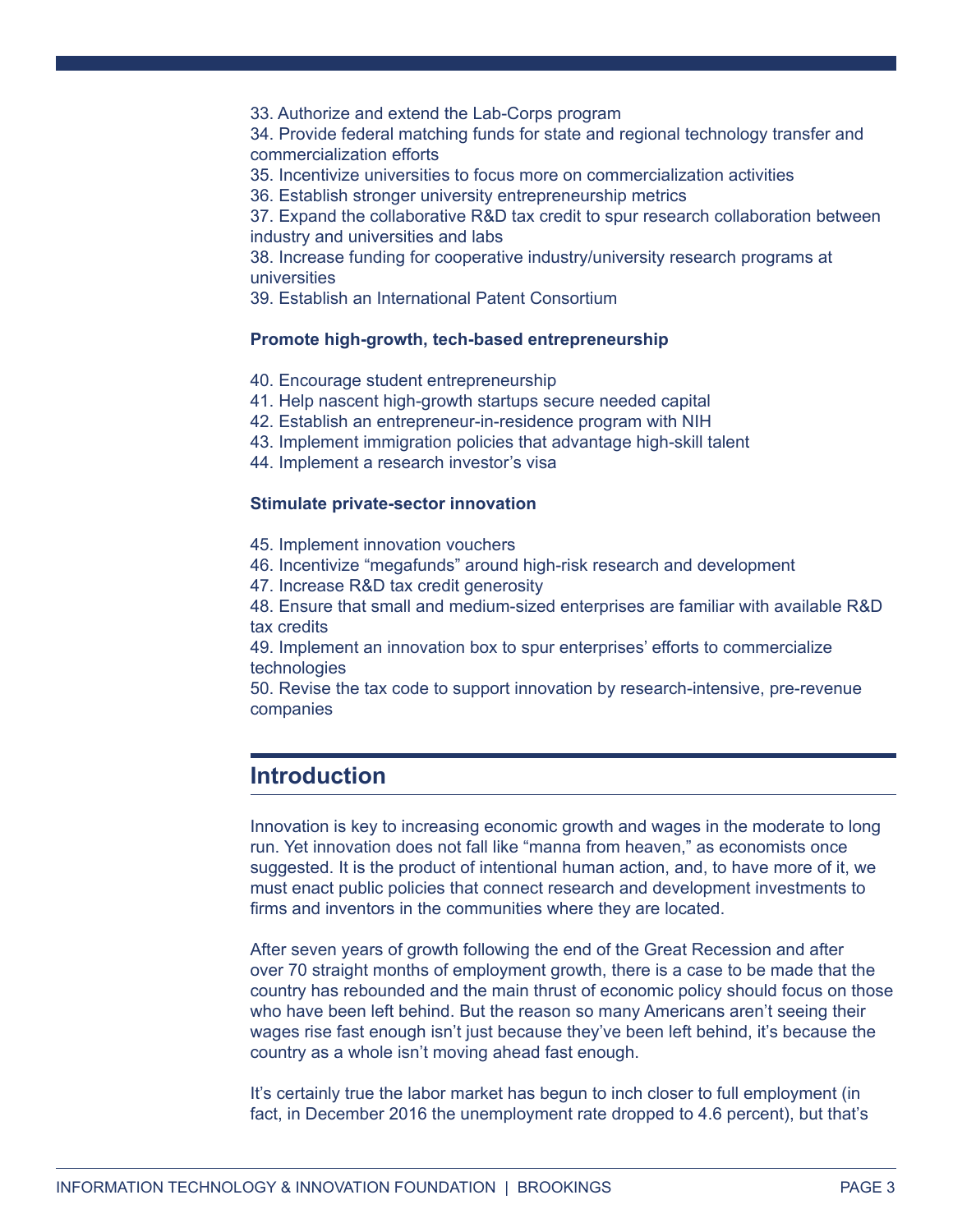33. Authorize and extend the Lab-Corps program
34. Provide federal matching funds for state and regional technology transfer and commercialization efforts
35. Incentivize universities to focus more on commercialization activities
36. Establish stronger university entrepreneurship metrics
37. Expand the collaborative R&D tax credit to spur research collaboration between industry and universities and labs
38. Increase funding for cooperative industry/university research programs at universities
39. Establish an International Patent Consortium

**Promote high-growth, tech-based entrepreneurship**

40. Encourage student entrepreneurship
41. Help nascent high-growth startups secure needed capital
42. Establish an entrepreneur-in-residence program with NIH
43. Implement immigration policies that advantage high-skill talent
44. Implement a research investor's visa

**Stimulate private-sector innovation**

45. Implement innovation vouchers
46. Incentivize "megafunds" around high-risk research and development
47. Increase R&D tax credit generosity
48. Ensure that small and medium-sized enterprises are familiar with available R&D tax credits
49. Implement an innovation box to spur enterprises' efforts to commercialize technologies
50. Revise the tax code to support innovation by research-intensive, pre-revenue companies

## Introduction

Innovation is key to increasing economic growth and wages in the moderate to long run. Yet innovation does not fall like "manna from heaven," as economists once suggested. It is the product of intentional human action, and, to have more of it, we must enact public policies that connect research and development investments to firms and inventors in the communities where they are located.

After seven years of growth following the end of the Great Recession and after over 70 straight months of employment growth, there is a case to be made that the country has rebounded and the main thrust of economic policy should focus on those who have been left behind. But the reason so many Americans aren't seeing their wages rise fast enough isn't just because they've been left behind, it's because the country as a whole isn't moving ahead fast enough.

It's certainly true the labor market has begun to inch closer to full employment (in fact, in December 2016 the unemployment rate dropped to 4.6 percent), but that's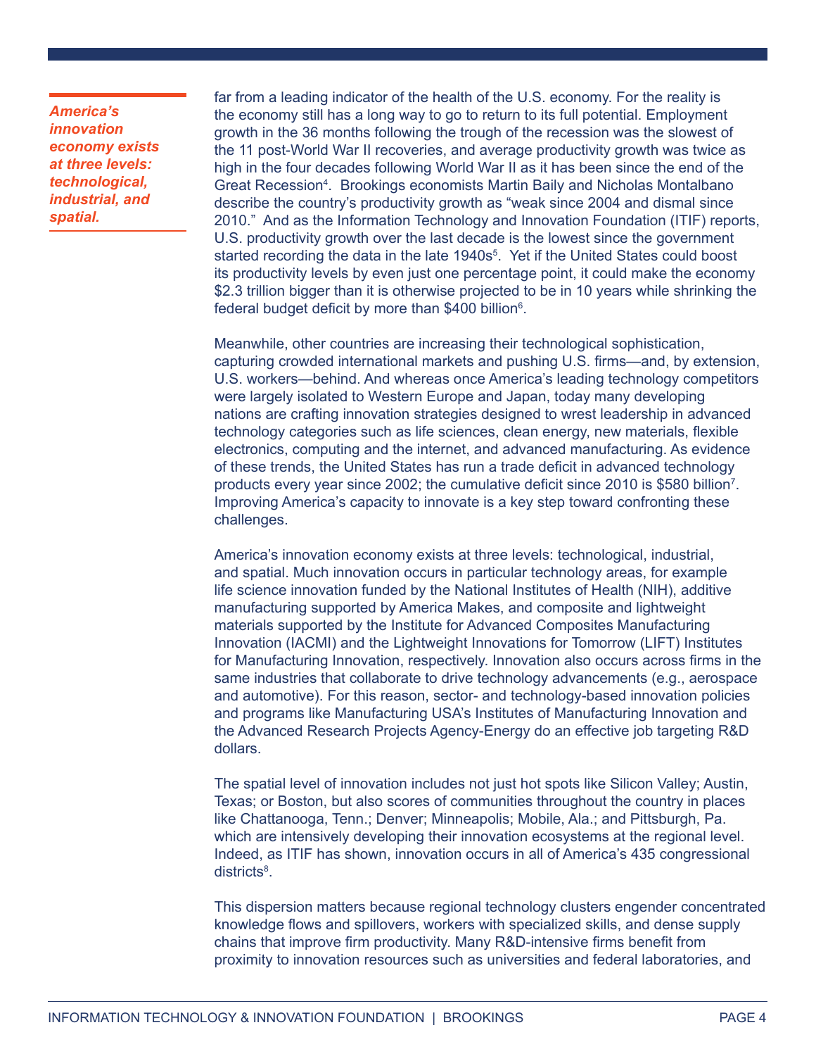*America's innovation economy exists at three levels: technological, industrial, and spatial.*

far from a leading indicator of the health of the U.S. economy. For the reality is the economy still has a long way to go to return to its full potential. Employment growth in the 36 months following the trough of the recession was the slowest of the 11 post-World War II recoveries, and average productivity growth was twice as high in the four decades following World War II as it has been since the end of the Great Recession[4]. Brookings economists Martin Baily and Nicholas Montalbano describe the country's productivity growth as "weak since 2004 and dismal since 2010." And as the Information Technology and Innovation Foundation (ITIF) reports, U.S. productivity growth over the last decade is the lowest since the government started recording the data in the late 1940s[5]. Yet if the United States could boost its productivity levels by even just one percentage point, it could make the economy $2.3 trillion bigger than it is otherwise projected to be in 10 years while shrinking the federal budget deficit by more than $400 billion[6].

Meanwhile, other countries are increasing their technological sophistication, capturing crowded international markets and pushing U.S. firms—and, by extension, U.S. workers—behind. And whereas once America's leading technology competitors were largely isolated to Western Europe and Japan, today many developing nations are crafting innovation strategies designed to wrest leadership in advanced technology categories such as life sciences, clean energy, new materials, flexible electronics, computing and the internet, and advanced manufacturing. As evidence of these trends, the United States has run a trade deficit in advanced technology products every year since 2002; the cumulative deficit since 2010 is $580 billion[7]. Improving America's capacity to innovate is a key step toward confronting these challenges.

America's innovation economy exists at three levels: technological, industrial, and spatial. Much innovation occurs in particular technology areas, for example life science innovation funded by the National Institutes of Health (NIH), additive manufacturing supported by America Makes, and composite and lightweight materials supported by the Institute for Advanced Composites Manufacturing Innovation (IACMI) and the Lightweight Innovations for Tomorrow (LIFT) Institutes for Manufacturing Innovation, respectively. Innovation also occurs across firms in the same industries that collaborate to drive technology advancements (e.g., aerospace and automotive). For this reason, sector- and technology-based innovation policies and programs like Manufacturing USA's Institutes of Manufacturing Innovation and the Advanced Research Projects Agency-Energy do an effective job targeting R&D dollars.

The spatial level of innovation includes not just hot spots like Silicon Valley; Austin, Texas; or Boston, but also scores of communities throughout the country in places like Chattanooga, Tenn.; Denver; Minneapolis; Mobile, Ala.; and Pittsburgh, Pa. which are intensively developing their innovation ecosystems at the regional level. Indeed, as ITIF has shown, innovation occurs in all of America's 435 congressional districts[8].

This dispersion matters because regional technology clusters engender concentrated knowledge flows and spillovers, workers with specialized skills, and dense supply chains that improve firm productivity. Many R&D-intensive firms benefit from proximity to innovation resources such as universities and federal laboratories, and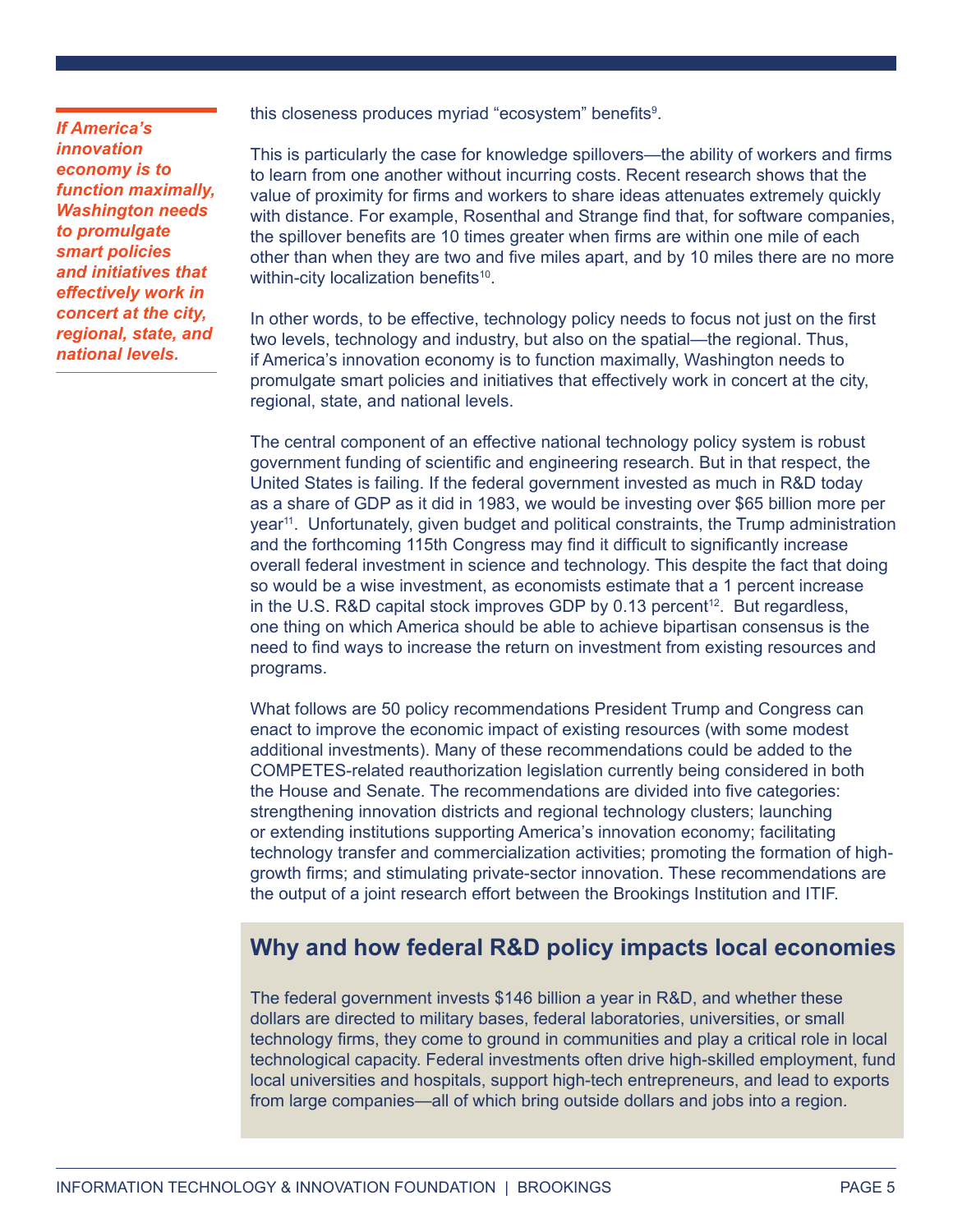this closeness produces myriad “ecosystem” benefits[9].

This is particularly the case for knowledge spillovers—the ability of workers and firms to learn from one another without incurring costs. Recent research shows that the value of proximity for firms and workers to share ideas attenuates extremely quickly with distance. For example, Rosenthal and Strange find that, for software companies, the spillover benefits are 10 times greater when firms are within one mile of each other than when they are two and five miles apart, and by 10 miles there are no more within-city localization benefits[10].

*If America’s innovation economy is to function maximally, Washington needs to promulgate smart policies and initiatives that effectively work in concert at the city, regional, state, and national levels.*

In other words, to be effective, technology policy needs to focus not just on the first two levels, technology and industry, but also on the spatial—the regional. Thus, if America’s innovation economy is to function maximally, Washington needs to promulgate smart policies and initiatives that effectively work in concert at the city, regional, state, and national levels.

The central component of an effective national technology policy system is robust government funding of scientific and engineering research. But in that respect, the United States is failing. If the federal government invested as much in R&D today as a share of GDP as it did in 1983, we would be investing over $65 billion more per year[11]. Unfortunately, given budget and political constraints, the Trump administration and the forthcoming 115th Congress may find it difficult to significantly increase overall federal investment in science and technology. This despite the fact that doing so would be a wise investment, as economists estimate that a 1 percent increase in the U.S. R&D capital stock improves GDP by 0.13 percent[12]. But regardless, one thing on which America should be able to achieve bipartisan consensus is the need to find ways to increase the return on investment from existing resources and programs.

What follows are 50 policy recommendations President Trump and Congress can enact to improve the economic impact of existing resources (with some modest additional investments). Many of these recommendations could be added to the COMPETES-related reauthorization legislation currently being considered in both the House and Senate. The recommendations are divided into five categories: strengthening innovation districts and regional technology clusters; launching or extending institutions supporting America’s innovation economy; facilitating technology transfer and commercialization activities; promoting the formation of high-growth firms; and stimulating private-sector innovation. These recommendations are the output of a joint research effort between the Brookings Institution and ITIF.

## Why and how federal R&D policy impacts local economies

The federal government invests $146 billion a year in R&D, and whether these dollars are directed to military bases, federal laboratories, universities, or small technology firms, they come to ground in communities and play a critical role in local technological capacity. Federal investments often drive high-skilled employment, fund local universities and hospitals, support high-tech entrepreneurs, and lead to exports from large companies—all of which bring outside dollars and jobs into a region.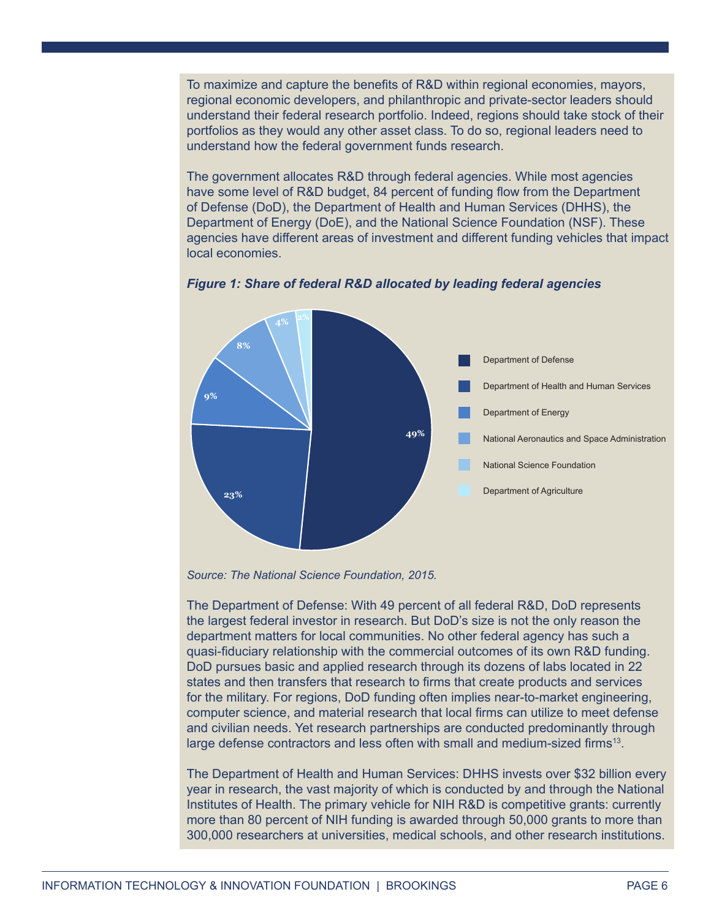To maximize and capture the benefits of R&D within regional economies, mayors, regional economic developers, and philanthropic and private-sector leaders should understand their federal research portfolio. Indeed, regions should take stock of their portfolios as they would any other asset class. To do so, regional leaders need to understand how the federal government funds research.

The government allocates R&D through federal agencies. While most agencies have some level of R&D budget, 84 percent of funding flow from the Department of Defense (DoD), the Department of Health and Human Services (DHHS), the Department of Energy (DoE), and the National Science Foundation (NSF). These agencies have different areas of investment and different funding vehicles that impact local economies.

***Figure 1: Share of federal R&D allocated by leading federal agencies***

| Agency | Share |
| --- | --- |
| Department of Defense | 49% |
| Department of Health and Human Services | 23% |
| Department of Energy | 9% |
| National Aeronautics and Space Administration | 8% |
| National Science Foundation | 4% |
| Department of Agriculture | 2% |

*Source: The National Science Foundation, 2015.*

The Department of Defense: With 49 percent of all federal R&D, DoD represents the largest federal investor in research. But DoD's size is not the only reason the department matters for local communities. No other federal agency has such a quasi-fiduciary relationship with the commercial outcomes of its own R&D funding. DoD pursues basic and applied research through its dozens of labs located in 22 states and then transfers that research to firms that create products and services for the military. For regions, DoD funding often implies near-to-market engineering, computer science, and material research that local firms can utilize to meet defense and civilian needs. Yet research partnerships are conducted predominantly through large defense contractors and less often with small and medium-sized firms[13].

The Department of Health and Human Services: DHHS invests over $32 billion every year in research, the vast majority of which is conducted by and through the National Institutes of Health. The primary vehicle for NIH R&D is competitive grants: currently more than 80 percent of NIH funding is awarded through 50,000 grants to more than 300,000 researchers at universities, medical schools, and other research institutions.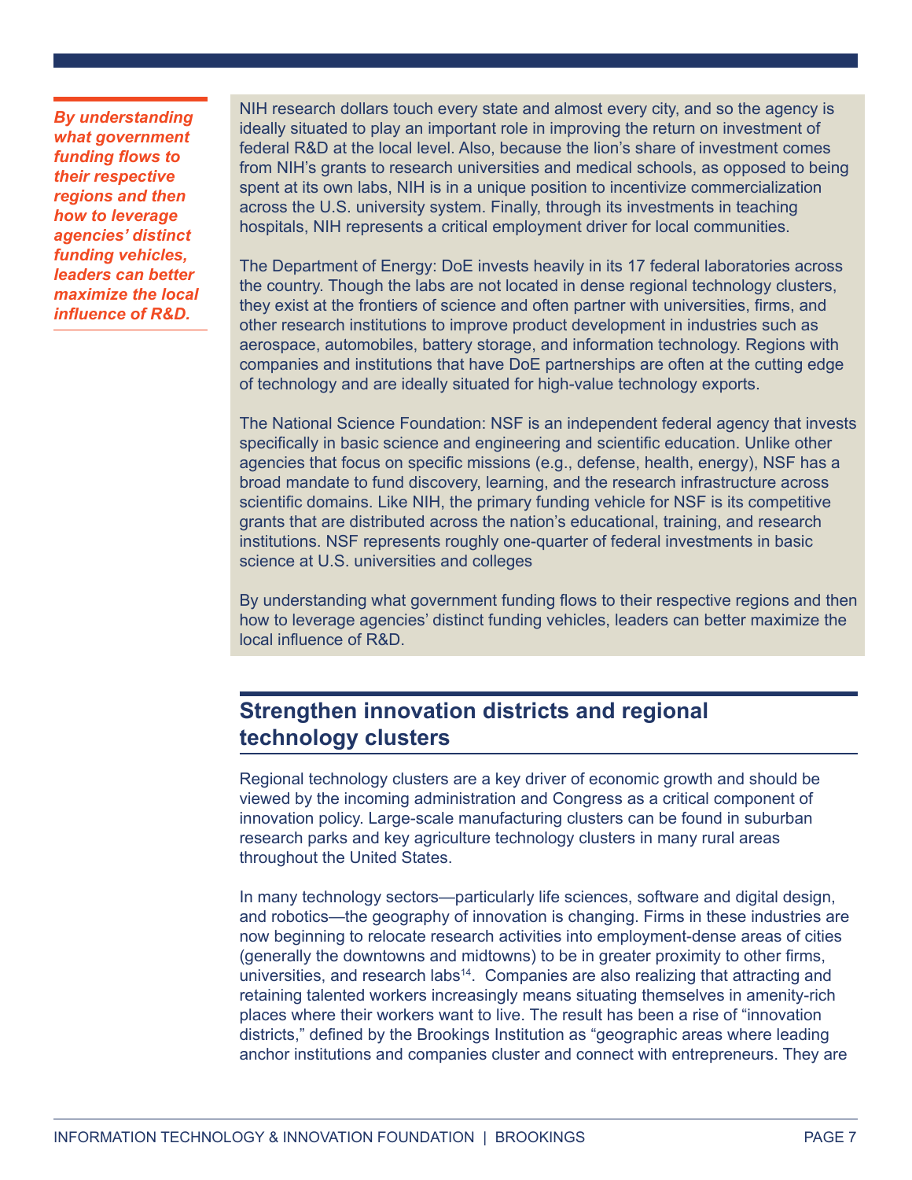*By understanding what government funding flows to their respective regions and then how to leverage agencies' distinct funding vehicles, leaders can better maximize the local influence of R&D.*

NIH research dollars touch every state and almost every city, and so the agency is ideally situated to play an important role in improving the return on investment of federal R&D at the local level. Also, because the lion's share of investment comes from NIH's grants to research universities and medical schools, as opposed to being spent at its own labs, NIH is in a unique position to incentivize commercialization across the U.S. university system. Finally, through its investments in teaching hospitals, NIH represents a critical employment driver for local communities.

The Department of Energy: DoE invests heavily in its 17 federal laboratories across the country. Though the labs are not located in dense regional technology clusters, they exist at the frontiers of science and often partner with universities, firms, and other research institutions to improve product development in industries such as aerospace, automobiles, battery storage, and information technology. Regions with companies and institutions that have DoE partnerships are often at the cutting edge of technology and are ideally situated for high-value technology exports.

The National Science Foundation: NSF is an independent federal agency that invests specifically in basic science and engineering and scientific education. Unlike other agencies that focus on specific missions (e.g., defense, health, energy), NSF has a broad mandate to fund discovery, learning, and the research infrastructure across scientific domains. Like NIH, the primary funding vehicle for NSF is its competitive grants that are distributed across the nation's educational, training, and research institutions. NSF represents roughly one-quarter of federal investments in basic science at U.S. universities and colleges

By understanding what government funding flows to their respective regions and then how to leverage agencies' distinct funding vehicles, leaders can better maximize the local influence of R&D.

## Strengthen innovation districts and regional technology clusters

Regional technology clusters are a key driver of economic growth and should be viewed by the incoming administration and Congress as a critical component of innovation policy. Large-scale manufacturing clusters can be found in suburban research parks and key agriculture technology clusters in many rural areas throughout the United States.

In many technology sectors—particularly life sciences, software and digital design, and robotics—the geography of innovation is changing. Firms in these industries are now beginning to relocate research activities into employment-dense areas of cities (generally the downtowns and midtowns) to be in greater proximity to other firms, universities, and research labs[14]. Companies are also realizing that attracting and retaining talented workers increasingly means situating themselves in amenity-rich places where their workers want to live. The result has been a rise of "innovation districts," defined by the Brookings Institution as "geographic areas where leading anchor institutions and companies cluster and connect with entrepreneurs. They are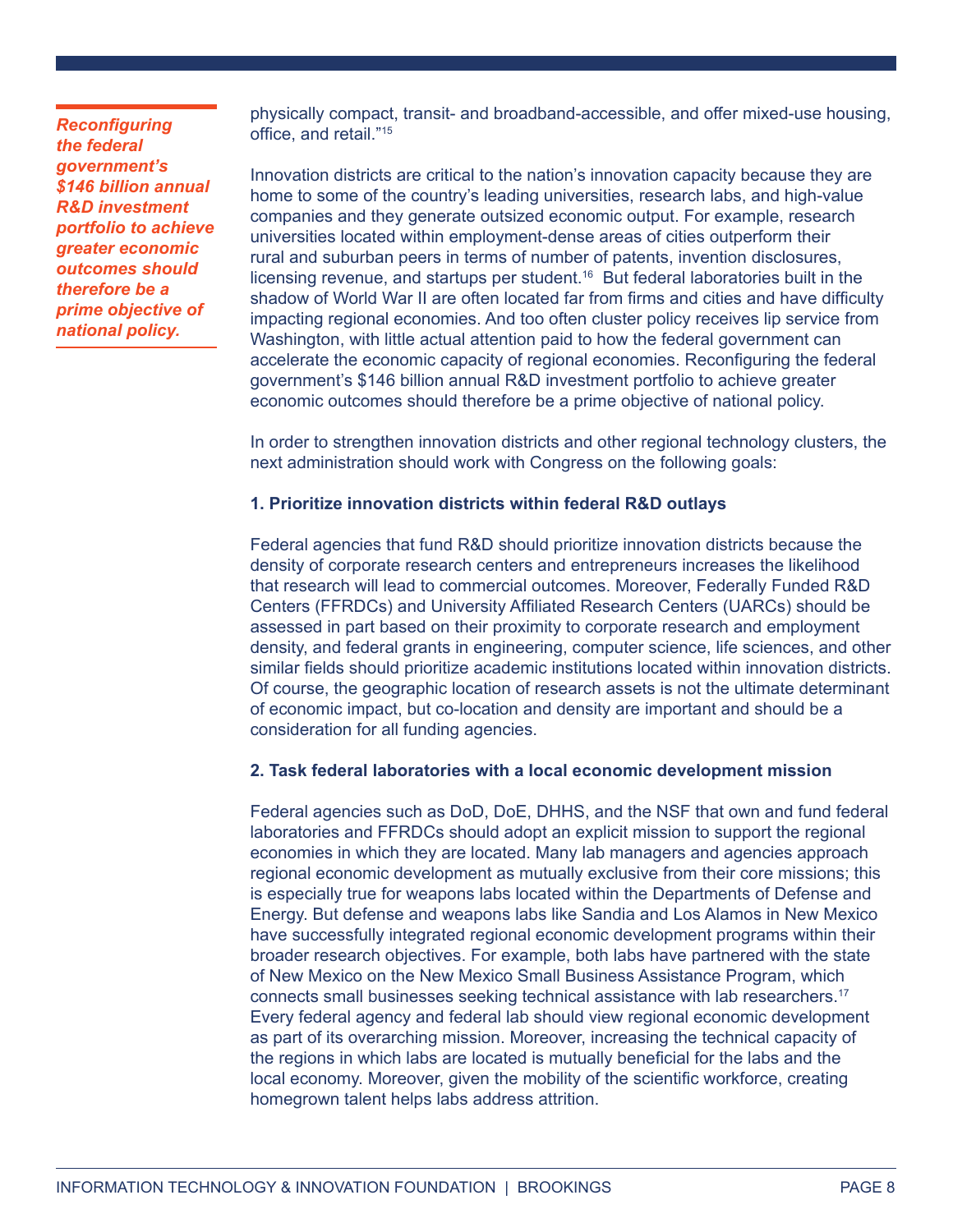*Reconfiguring the federal government's $146 billion annual R&D investment portfolio to achieve greater economic outcomes should therefore be a prime objective of national policy.*

physically compact, transit- and broadband-accessible, and offer mixed-use housing, office, and retail."[15]

Innovation districts are critical to the nation's innovation capacity because they are home to some of the country's leading universities, research labs, and high-value companies and they generate outsized economic output. For example, research universities located within employment-dense areas of cities outperform their rural and suburban peers in terms of number of patents, invention disclosures, licensing revenue, and startups per student.[16] But federal laboratories built in the shadow of World War II are often located far from firms and cities and have difficulty impacting regional economies. And too often cluster policy receives lip service from Washington, with little actual attention paid to how the federal government can accelerate the economic capacity of regional economies. Reconfiguring the federal government's $146 billion annual R&D investment portfolio to achieve greater economic outcomes should therefore be a prime objective of national policy.

In order to strengthen innovation districts and other regional technology clusters, the next administration should work with Congress on the following goals:

**1. Prioritize innovation districts within federal R&D outlays**

Federal agencies that fund R&D should prioritize innovation districts because the density of corporate research centers and entrepreneurs increases the likelihood that research will lead to commercial outcomes. Moreover, Federally Funded R&D Centers (FFRDCs) and University Affiliated Research Centers (UARCs) should be assessed in part based on their proximity to corporate research and employment density, and federal grants in engineering, computer science, life sciences, and other similar fields should prioritize academic institutions located within innovation districts. Of course, the geographic location of research assets is not the ultimate determinant of economic impact, but co-location and density are important and should be a consideration for all funding agencies.

**2. Task federal laboratories with a local economic development mission**

Federal agencies such as DoD, DoE, DHHS, and the NSF that own and fund federal laboratories and FFRDCs should adopt an explicit mission to support the regional economies in which they are located. Many lab managers and agencies approach regional economic development as mutually exclusive from their core missions; this is especially true for weapons labs located within the Departments of Defense and Energy. But defense and weapons labs like Sandia and Los Alamos in New Mexico have successfully integrated regional economic development programs within their broader research objectives. For example, both labs have partnered with the state of New Mexico on the New Mexico Small Business Assistance Program, which connects small businesses seeking technical assistance with lab researchers.[17] Every federal agency and federal lab should view regional economic development as part of its overarching mission. Moreover, increasing the technical capacity of the regions in which labs are located is mutually beneficial for the labs and the local economy. Moreover, given the mobility of the scientific workforce, creating homegrown talent helps labs address attrition.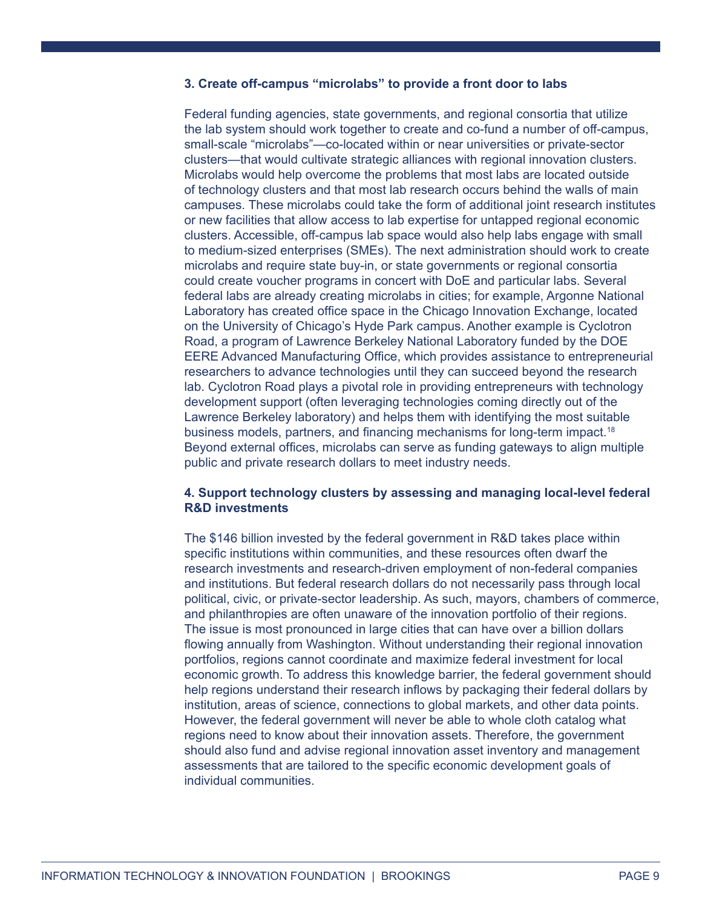**3. Create off-campus "microlabs" to provide a front door to labs**

Federal funding agencies, state governments, and regional consortia that utilize the lab system should work together to create and co-fund a number of off-campus, small-scale "microlabs"—co-located within or near universities or private-sector clusters—that would cultivate strategic alliances with regional innovation clusters. Microlabs would help overcome the problems that most labs are located outside of technology clusters and that most lab research occurs behind the walls of main campuses. These microlabs could take the form of additional joint research institutes or new facilities that allow access to lab expertise for untapped regional economic clusters. Accessible, off-campus lab space would also help labs engage with small to medium-sized enterprises (SMEs). The next administration should work to create microlabs and require state buy-in, or state governments or regional consortia could create voucher programs in concert with DoE and particular labs. Several federal labs are already creating microlabs in cities; for example, Argonne National Laboratory has created office space in the Chicago Innovation Exchange, located on the University of Chicago's Hyde Park campus. Another example is Cyclotron Road, a program of Lawrence Berkeley National Laboratory funded by the DOE EERE Advanced Manufacturing Office, which provides assistance to entrepreneurial researchers to advance technologies until they can succeed beyond the research lab. Cyclotron Road plays a pivotal role in providing entrepreneurs with technology development support (often leveraging technologies coming directly out of the Lawrence Berkeley laboratory) and helps them with identifying the most suitable business models, partners, and financing mechanisms for long-term impact.[18] Beyond external offices, microlabs can serve as funding gateways to align multiple public and private research dollars to meet industry needs.

**4. Support technology clusters by assessing and managing local-level federal R&D investments**

The $146 billion invested by the federal government in R&D takes place within specific institutions within communities, and these resources often dwarf the research investments and research-driven employment of non-federal companies and institutions. But federal research dollars do not necessarily pass through local political, civic, or private-sector leadership. As such, mayors, chambers of commerce, and philanthropies are often unaware of the innovation portfolio of their regions. The issue is most pronounced in large cities that can have over a billion dollars flowing annually from Washington. Without understanding their regional innovation portfolios, regions cannot coordinate and maximize federal investment for local economic growth. To address this knowledge barrier, the federal government should help regions understand their research inflows by packaging their federal dollars by institution, areas of science, connections to global markets, and other data points. However, the federal government will never be able to whole cloth catalog what regions need to know about their innovation assets. Therefore, the government should also fund and advise regional innovation asset inventory and management assessments that are tailored to the specific economic development goals of individual communities.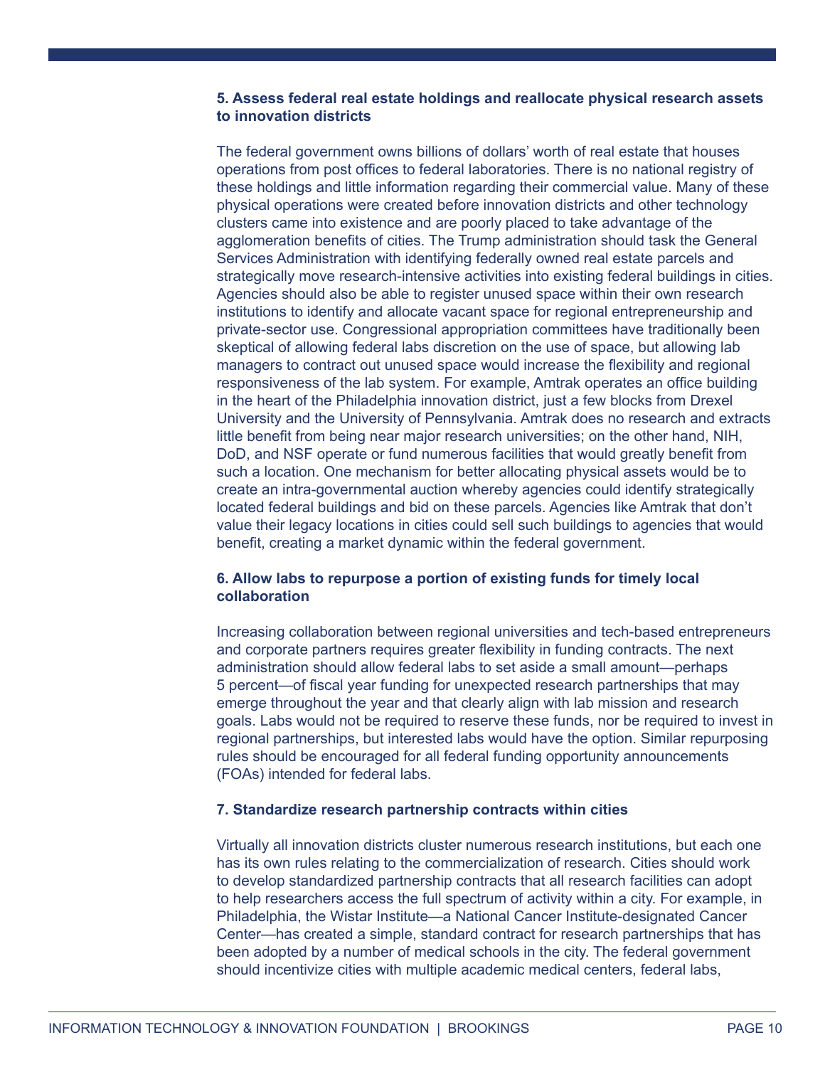**5. Assess federal real estate holdings and reallocate physical research assets to innovation districts**

The federal government owns billions of dollars' worth of real estate that houses operations from post offices to federal laboratories. There is no national registry of these holdings and little information regarding their commercial value. Many of these physical operations were created before innovation districts and other technology clusters came into existence and are poorly placed to take advantage of the agglomeration benefits of cities. The Trump administration should task the General Services Administration with identifying federally owned real estate parcels and strategically move research-intensive activities into existing federal buildings in cities. Agencies should also be able to register unused space within their own research institutions to identify and allocate vacant space for regional entrepreneurship and private-sector use. Congressional appropriation committees have traditionally been skeptical of allowing federal labs discretion on the use of space, but allowing lab managers to contract out unused space would increase the flexibility and regional responsiveness of the lab system. For example, Amtrak operates an office building in the heart of the Philadelphia innovation district, just a few blocks from Drexel University and the University of Pennsylvania. Amtrak does no research and extracts little benefit from being near major research universities; on the other hand, NIH, DoD, and NSF operate or fund numerous facilities that would greatly benefit from such a location. One mechanism for better allocating physical assets would be to create an intra-governmental auction whereby agencies could identify strategically located federal buildings and bid on these parcels. Agencies like Amtrak that don't value their legacy locations in cities could sell such buildings to agencies that would benefit, creating a market dynamic within the federal government.

**6. Allow labs to repurpose a portion of existing funds for timely local collaboration**

Increasing collaboration between regional universities and tech-based entrepreneurs and corporate partners requires greater flexibility in funding contracts. The next administration should allow federal labs to set aside a small amount—perhaps 5 percent—of fiscal year funding for unexpected research partnerships that may emerge throughout the year and that clearly align with lab mission and research goals. Labs would not be required to reserve these funds, nor be required to invest in regional partnerships, but interested labs would have the option. Similar repurposing rules should be encouraged for all federal funding opportunity announcements (FOAs) intended for federal labs.

**7. Standardize research partnership contracts within cities**

Virtually all innovation districts cluster numerous research institutions, but each one has its own rules relating to the commercialization of research. Cities should work to develop standardized partnership contracts that all research facilities can adopt to help researchers access the full spectrum of activity within a city. For example, in Philadelphia, the Wistar Institute—a National Cancer Institute-designated Cancer Center—has created a simple, standard contract for research partnerships that has been adopted by a number of medical schools in the city. The federal government should incentivize cities with multiple academic medical centers, federal labs,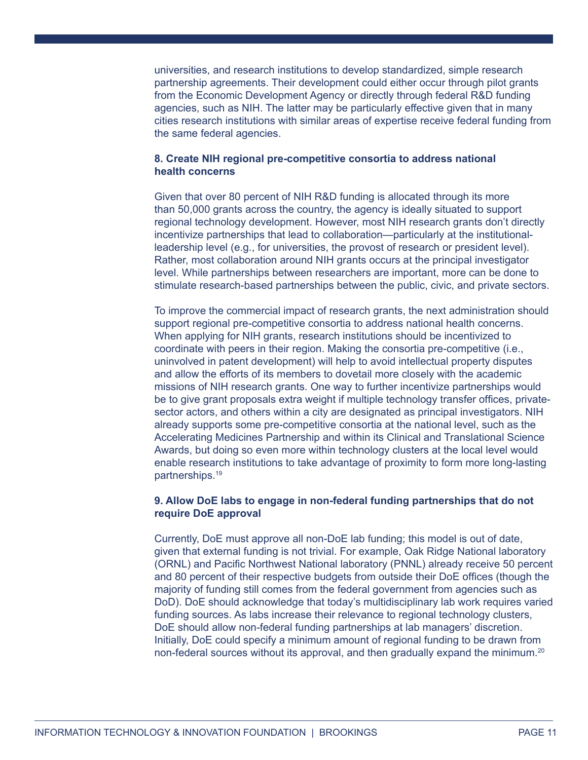universities, and research institutions to develop standardized, simple research partnership agreements. Their development could either occur through pilot grants from the Economic Development Agency or directly through federal R&D funding agencies, such as NIH. The latter may be particularly effective given that in many cities research institutions with similar areas of expertise receive federal funding from the same federal agencies.

**8. Create NIH regional pre-competitive consortia to address national health concerns**

Given that over 80 percent of NIH R&D funding is allocated through its more than 50,000 grants across the country, the agency is ideally situated to support regional technology development. However, most NIH research grants don't directly incentivize partnerships that lead to collaboration—particularly at the institutional-leadership level (e.g., for universities, the provost of research or president level). Rather, most collaboration around NIH grants occurs at the principal investigator level. While partnerships between researchers are important, more can be done to stimulate research-based partnerships between the public, civic, and private sectors.

To improve the commercial impact of research grants, the next administration should support regional pre-competitive consortia to address national health concerns. When applying for NIH grants, research institutions should be incentivized to coordinate with peers in their region. Making the consortia pre-competitive (i.e., uninvolved in patent development) will help to avoid intellectual property disputes and allow the efforts of its members to dovetail more closely with the academic missions of NIH research grants. One way to further incentivize partnerships would be to give grant proposals extra weight if multiple technology transfer offices, private-sector actors, and others within a city are designated as principal investigators. NIH already supports some pre-competitive consortia at the national level, such as the Accelerating Medicines Partnership and within its Clinical and Translational Science Awards, but doing so even more within technology clusters at the local level would enable research institutions to take advantage of proximity to form more long-lasting partnerships.[19]

**9. Allow DoE labs to engage in non-federal funding partnerships that do not require DoE approval**

Currently, DoE must approve all non-DoE lab funding; this model is out of date, given that external funding is not trivial. For example, Oak Ridge National laboratory (ORNL) and Pacific Northwest National laboratory (PNNL) already receive 50 percent and 80 percent of their respective budgets from outside their DoE offices (though the majority of funding still comes from the federal government from agencies such as DoD). DoE should acknowledge that today's multidisciplinary lab work requires varied funding sources. As labs increase their relevance to regional technology clusters, DoE should allow non-federal funding partnerships at lab managers' discretion. Initially, DoE could specify a minimum amount of regional funding to be drawn from non-federal sources without its approval, and then gradually expand the minimum.[20]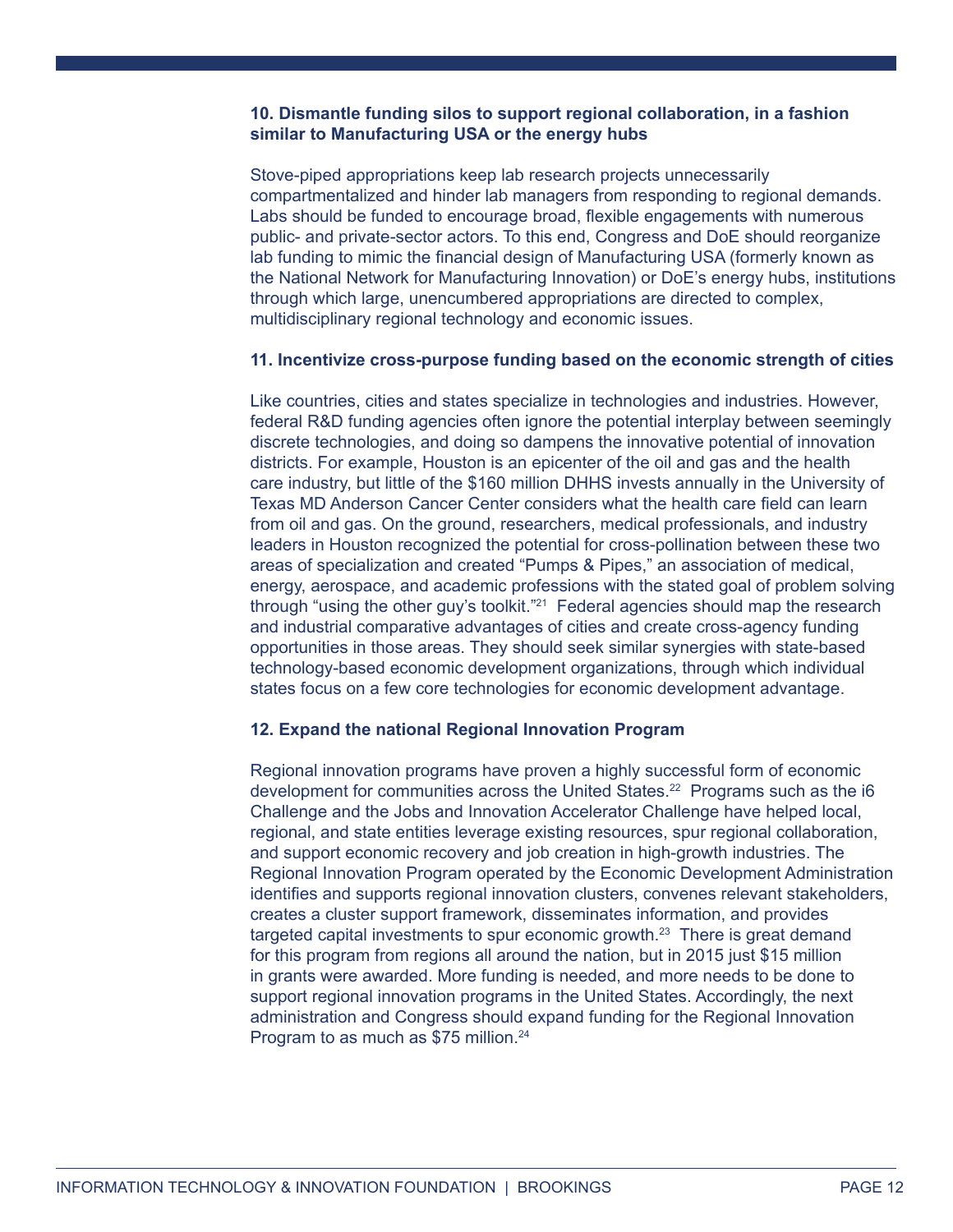**10. Dismantle funding silos to support regional collaboration, in a fashion similar to Manufacturing USA or the energy hubs**

Stove-piped appropriations keep lab research projects unnecessarily compartmentalized and hinder lab managers from responding to regional demands. Labs should be funded to encourage broad, flexible engagements with numerous public- and private-sector actors. To this end, Congress and DoE should reorganize lab funding to mimic the financial design of Manufacturing USA (formerly known as the National Network for Manufacturing Innovation) or DoE's energy hubs, institutions through which large, unencumbered appropriations are directed to complex, multidisciplinary regional technology and economic issues.

**11. Incentivize cross-purpose funding based on the economic strength of cities**

Like countries, cities and states specialize in technologies and industries. However, federal R&D funding agencies often ignore the potential interplay between seemingly discrete technologies, and doing so dampens the innovative potential of innovation districts. For example, Houston is an epicenter of the oil and gas and the health care industry, but little of the $160 million DHHS invests annually in the University of Texas MD Anderson Cancer Center considers what the health care field can learn from oil and gas. On the ground, researchers, medical professionals, and industry leaders in Houston recognized the potential for cross-pollination between these two areas of specialization and created "Pumps & Pipes," an association of medical, energy, aerospace, and academic professions with the stated goal of problem solving through "using the other guy's toolkit."[21] Federal agencies should map the research and industrial comparative advantages of cities and create cross-agency funding opportunities in those areas. They should seek similar synergies with state-based technology-based economic development organizations, through which individual states focus on a few core technologies for economic development advantage.

**12. Expand the national Regional Innovation Program**

Regional innovation programs have proven a highly successful form of economic development for communities across the United States.[22] Programs such as the i6 Challenge and the Jobs and Innovation Accelerator Challenge have helped local, regional, and state entities leverage existing resources, spur regional collaboration, and support economic recovery and job creation in high-growth industries. The Regional Innovation Program operated by the Economic Development Administration identifies and supports regional innovation clusters, convenes relevant stakeholders, creates a cluster support framework, disseminates information, and provides targeted capital investments to spur economic growth.[23] There is great demand for this program from regions all around the nation, but in 2015 just $15 million in grants were awarded. More funding is needed, and more needs to be done to support regional innovation programs in the United States. Accordingly, the next administration and Congress should expand funding for the Regional Innovation Program to as much as $75 million.[24]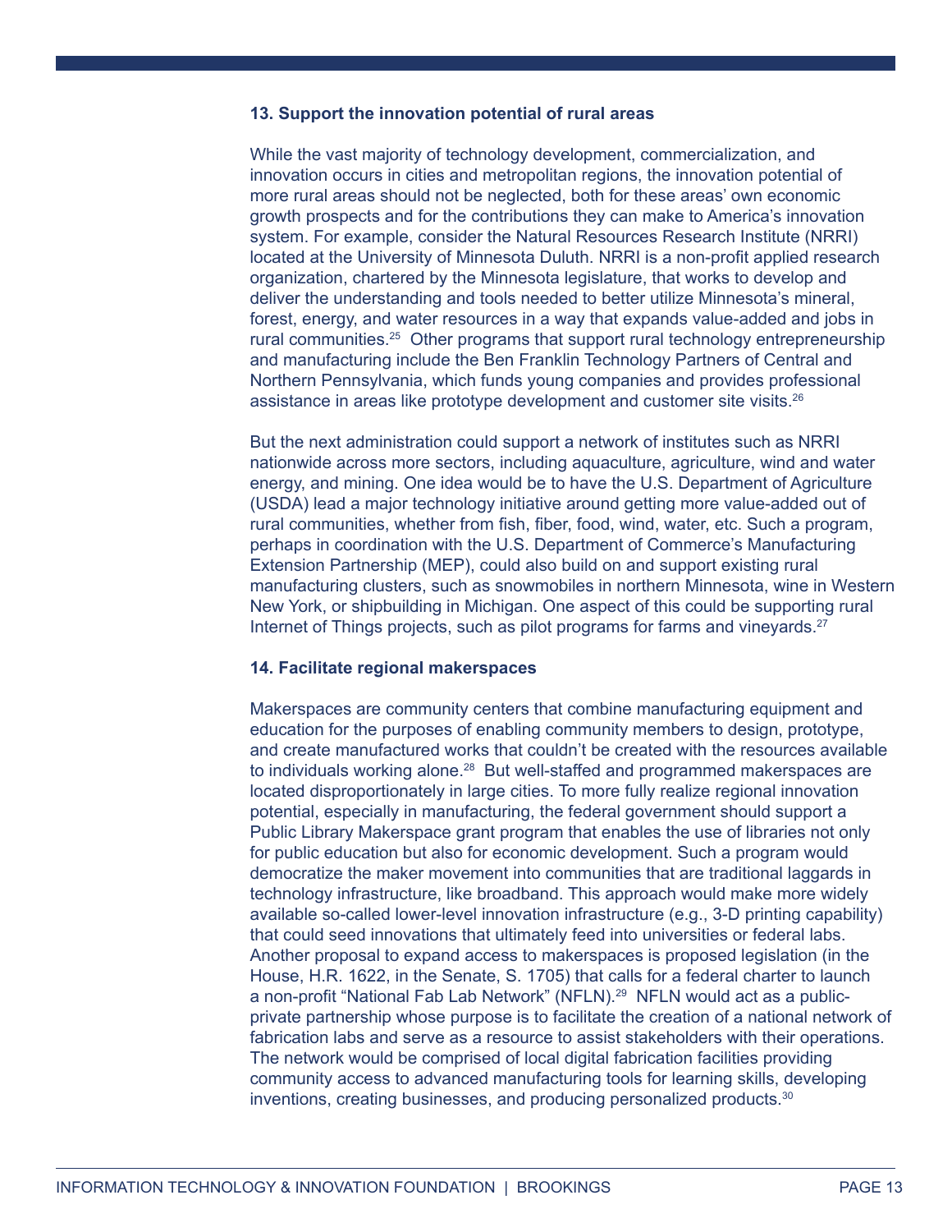**13. Support the innovation potential of rural areas**

While the vast majority of technology development, commercialization, and innovation occurs in cities and metropolitan regions, the innovation potential of more rural areas should not be neglected, both for these areas' own economic growth prospects and for the contributions they can make to America's innovation system. For example, consider the Natural Resources Research Institute (NRRI) located at the University of Minnesota Duluth. NRRI is a non-profit applied research organization, chartered by the Minnesota legislature, that works to develop and deliver the understanding and tools needed to better utilize Minnesota's mineral, forest, energy, and water resources in a way that expands value-added and jobs in rural communities.[25] Other programs that support rural technology entrepreneurship and manufacturing include the Ben Franklin Technology Partners of Central and Northern Pennsylvania, which funds young companies and provides professional assistance in areas like prototype development and customer site visits.[26]

But the next administration could support a network of institutes such as NRRI nationwide across more sectors, including aquaculture, agriculture, wind and water energy, and mining. One idea would be to have the U.S. Department of Agriculture (USDA) lead a major technology initiative around getting more value-added out of rural communities, whether from fish, fiber, food, wind, water, etc. Such a program, perhaps in coordination with the U.S. Department of Commerce's Manufacturing Extension Partnership (MEP), could also build on and support existing rural manufacturing clusters, such as snowmobiles in northern Minnesota, wine in Western New York, or shipbuilding in Michigan. One aspect of this could be supporting rural Internet of Things projects, such as pilot programs for farms and vineyards.[27]

**14. Facilitate regional makerspaces**

Makerspaces are community centers that combine manufacturing equipment and education for the purposes of enabling community members to design, prototype, and create manufactured works that couldn't be created with the resources available to individuals working alone.[28] But well-staffed and programmed makerspaces are located disproportionately in large cities. To more fully realize regional innovation potential, especially in manufacturing, the federal government should support a Public Library Makerspace grant program that enables the use of libraries not only for public education but also for economic development. Such a program would democratize the maker movement into communities that are traditional laggards in technology infrastructure, like broadband. This approach would make more widely available so-called lower-level innovation infrastructure (e.g., 3-D printing capability) that could seed innovations that ultimately feed into universities or federal labs. Another proposal to expand access to makerspaces is proposed legislation (in the House, H.R. 1622, in the Senate, S. 1705) that calls for a federal charter to launch a non-profit "National Fab Lab Network" (NFLN).[29] NFLN would act as a public-private partnership whose purpose is to facilitate the creation of a national network of fabrication labs and serve as a resource to assist stakeholders with their operations. The network would be comprised of local digital fabrication facilities providing community access to advanced manufacturing tools for learning skills, developing inventions, creating businesses, and producing personalized products.[30]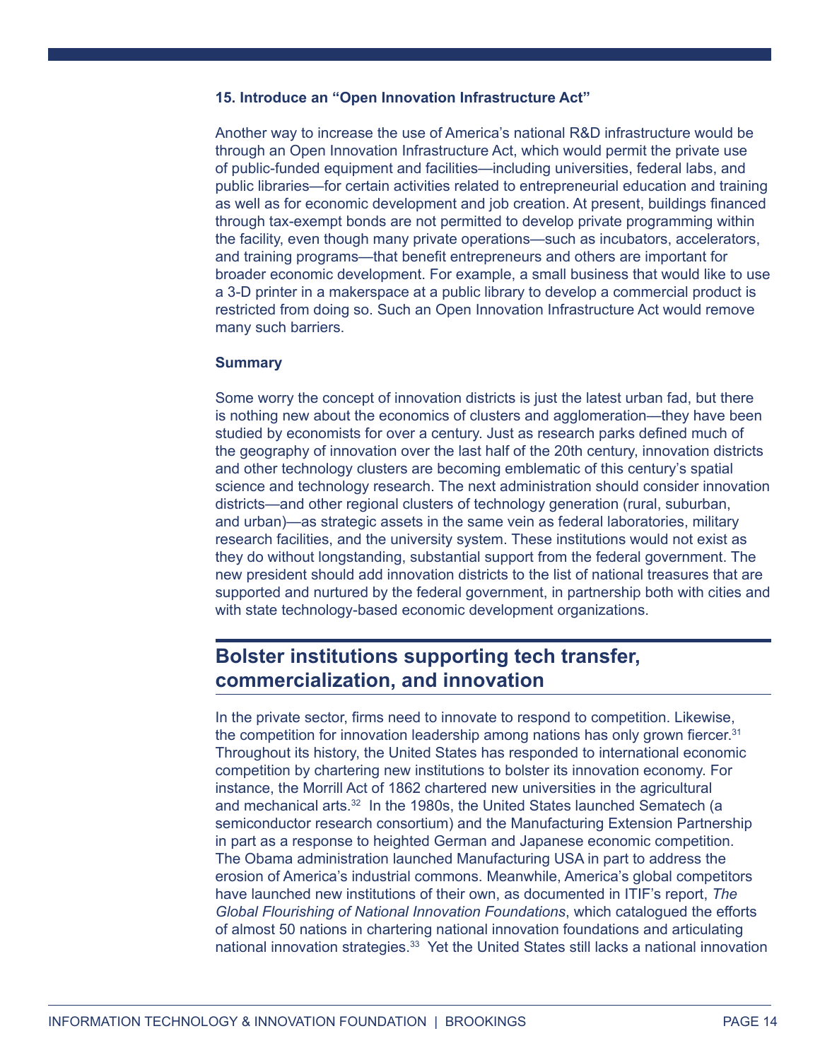### 15. Introduce an "Open Innovation Infrastructure Act"

Another way to increase the use of America's national R&D infrastructure would be through an Open Innovation Infrastructure Act, which would permit the private use of public-funded equipment and facilities—including universities, federal labs, and public libraries—for certain activities related to entrepreneurial education and training as well as for economic development and job creation. At present, buildings financed through tax-exempt bonds are not permitted to develop private programming within the facility, even though many private operations—such as incubators, accelerators, and training programs—that benefit entrepreneurs and others are important for broader economic development. For example, a small business that would like to use a 3-D printer in a makerspace at a public library to develop a commercial product is restricted from doing so. Such an Open Innovation Infrastructure Act would remove many such barriers.

### Summary

Some worry the concept of innovation districts is just the latest urban fad, but there is nothing new about the economics of clusters and agglomeration—they have been studied by economists for over a century. Just as research parks defined much of the geography of innovation over the last half of the 20th century, innovation districts and other technology clusters are becoming emblematic of this century's spatial science and technology research. The next administration should consider innovation districts—and other regional clusters of technology generation (rural, suburban, and urban)—as strategic assets in the same vein as federal laboratories, military research facilities, and the university system. These institutions would not exist as they do without longstanding, substantial support from the federal government. The new president should add innovation districts to the list of national treasures that are supported and nurtured by the federal government, in partnership both with cities and with state technology-based economic development organizations.

## Bolster institutions supporting tech transfer, commercialization, and innovation

In the private sector, firms need to innovate to respond to competition. Likewise, the competition for innovation leadership among nations has only grown fiercer.[31] Throughout its history, the United States has responded to international economic competition by chartering new institutions to bolster its innovation economy. For instance, the Morrill Act of 1862 chartered new universities in the agricultural and mechanical arts.[32] In the 1980s, the United States launched Sematech (a semiconductor research consortium) and the Manufacturing Extension Partnership in part as a response to heighted German and Japanese economic competition. The Obama administration launched Manufacturing USA in part to address the erosion of America's industrial commons. Meanwhile, America's global competitors have launched new institutions of their own, as documented in ITIF's report, *The Global Flourishing of National Innovation Foundations*, which catalogued the efforts of almost 50 nations in chartering national innovation foundations and articulating national innovation strategies.[33] Yet the United States still lacks a national innovation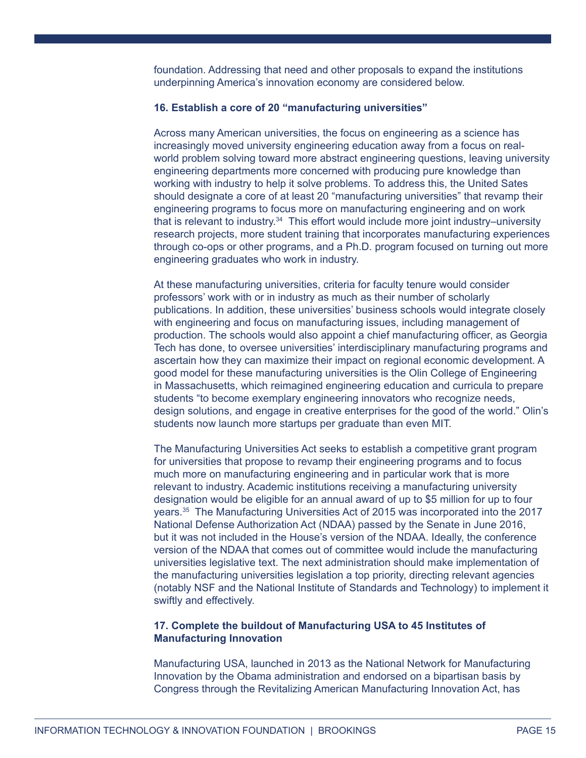foundation. Addressing that need and other proposals to expand the institutions underpinning America's innovation economy are considered below.

**16. Establish a core of 20 "manufacturing universities"**

Across many American universities, the focus on engineering as a science has increasingly moved university engineering education away from a focus on real-world problem solving toward more abstract engineering questions, leaving university engineering departments more concerned with producing pure knowledge than working with industry to help it solve problems. To address this, the United Sates should designate a core of at least 20 "manufacturing universities" that revamp their engineering programs to focus more on manufacturing engineering and on work that is relevant to industry.[34] This effort would include more joint industry–university research projects, more student training that incorporates manufacturing experiences through co-ops or other programs, and a Ph.D. program focused on turning out more engineering graduates who work in industry.

At these manufacturing universities, criteria for faculty tenure would consider professors' work with or in industry as much as their number of scholarly publications. In addition, these universities' business schools would integrate closely with engineering and focus on manufacturing issues, including management of production. The schools would also appoint a chief manufacturing officer, as Georgia Tech has done, to oversee universities' interdisciplinary manufacturing programs and ascertain how they can maximize their impact on regional economic development. A good model for these manufacturing universities is the Olin College of Engineering in Massachusetts, which reimagined engineering education and curricula to prepare students "to become exemplary engineering innovators who recognize needs, design solutions, and engage in creative enterprises for the good of the world." Olin's students now launch more startups per graduate than even MIT.

The Manufacturing Universities Act seeks to establish a competitive grant program for universities that propose to revamp their engineering programs and to focus much more on manufacturing engineering and in particular work that is more relevant to industry. Academic institutions receiving a manufacturing university designation would be eligible for an annual award of up to $5 million for up to four years.[35] The Manufacturing Universities Act of 2015 was incorporated into the 2017 National Defense Authorization Act (NDAA) passed by the Senate in June 2016, but it was not included in the House's version of the NDAA. Ideally, the conference version of the NDAA that comes out of committee would include the manufacturing universities legislative text. The next administration should make implementation of the manufacturing universities legislation a top priority, directing relevant agencies (notably NSF and the National Institute of Standards and Technology) to implement it swiftly and effectively.

**17. Complete the buildout of Manufacturing USA to 45 Institutes of Manufacturing Innovation**

Manufacturing USA, launched in 2013 as the National Network for Manufacturing Innovation by the Obama administration and endorsed on a bipartisan basis by Congress through the Revitalizing American Manufacturing Innovation Act, has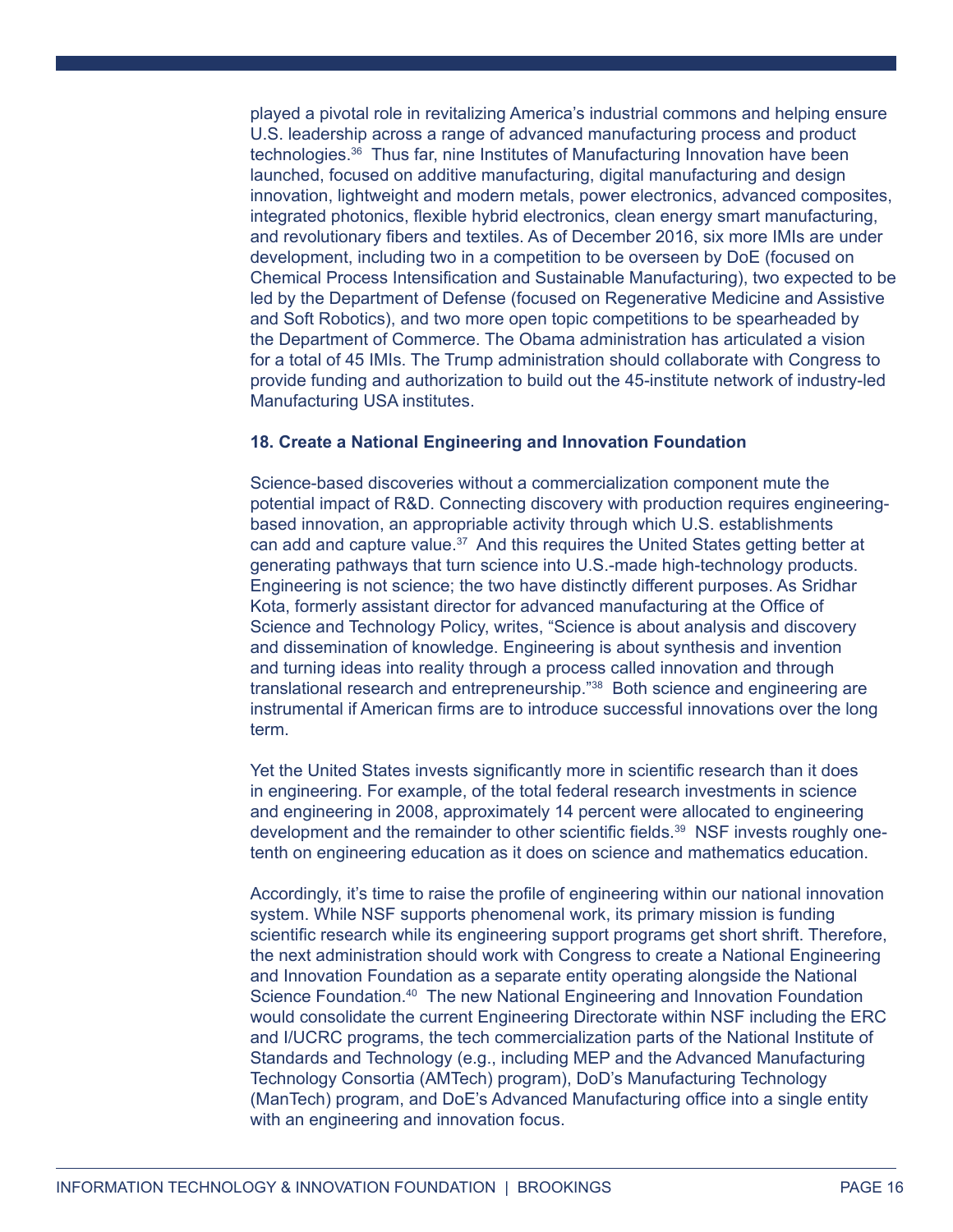played a pivotal role in revitalizing America's industrial commons and helping ensure U.S. leadership across a range of advanced manufacturing process and product technologies.[36] Thus far, nine Institutes of Manufacturing Innovation have been launched, focused on additive manufacturing, digital manufacturing and design innovation, lightweight and modern metals, power electronics, advanced composites, integrated photonics, flexible hybrid electronics, clean energy smart manufacturing, and revolutionary fibers and textiles. As of December 2016, six more IMIs are under development, including two in a competition to be overseen by DoE (focused on Chemical Process Intensification and Sustainable Manufacturing), two expected to be led by the Department of Defense (focused on Regenerative Medicine and Assistive and Soft Robotics), and two more open topic competitions to be spearheaded by the Department of Commerce. The Obama administration has articulated a vision for a total of 45 IMIs. The Trump administration should collaborate with Congress to provide funding and authorization to build out the 45-institute network of industry-led Manufacturing USA institutes.

**18. Create a National Engineering and Innovation Foundation**

Science-based discoveries without a commercialization component mute the potential impact of R&D. Connecting discovery with production requires engineering-based innovation, an appropriable activity through which U.S. establishments can add and capture value.[37] And this requires the United States getting better at generating pathways that turn science into U.S.-made high-technology products. Engineering is not science; the two have distinctly different purposes. As Sridhar Kota, formerly assistant director for advanced manufacturing at the Office of Science and Technology Policy, writes, "Science is about analysis and discovery and dissemination of knowledge. Engineering is about synthesis and invention and turning ideas into reality through a process called innovation and through translational research and entrepreneurship."[38] Both science and engineering are instrumental if American firms are to introduce successful innovations over the long term.

Yet the United States invests significantly more in scientific research than it does in engineering. For example, of the total federal research investments in science and engineering in 2008, approximately 14 percent were allocated to engineering development and the remainder to other scientific fields.[39] NSF invests roughly one-tenth on engineering education as it does on science and mathematics education.

Accordingly, it's time to raise the profile of engineering within our national innovation system. While NSF supports phenomenal work, its primary mission is funding scientific research while its engineering support programs get short shrift. Therefore, the next administration should work with Congress to create a National Engineering and Innovation Foundation as a separate entity operating alongside the National Science Foundation.[40] The new National Engineering and Innovation Foundation would consolidate the current Engineering Directorate within NSF including the ERC and I/UCRC programs, the tech commercialization parts of the National Institute of Standards and Technology (e.g., including MEP and the Advanced Manufacturing Technology Consortia (AMTech) program), DoD's Manufacturing Technology (ManTech) program, and DoE's Advanced Manufacturing office into a single entity with an engineering and innovation focus.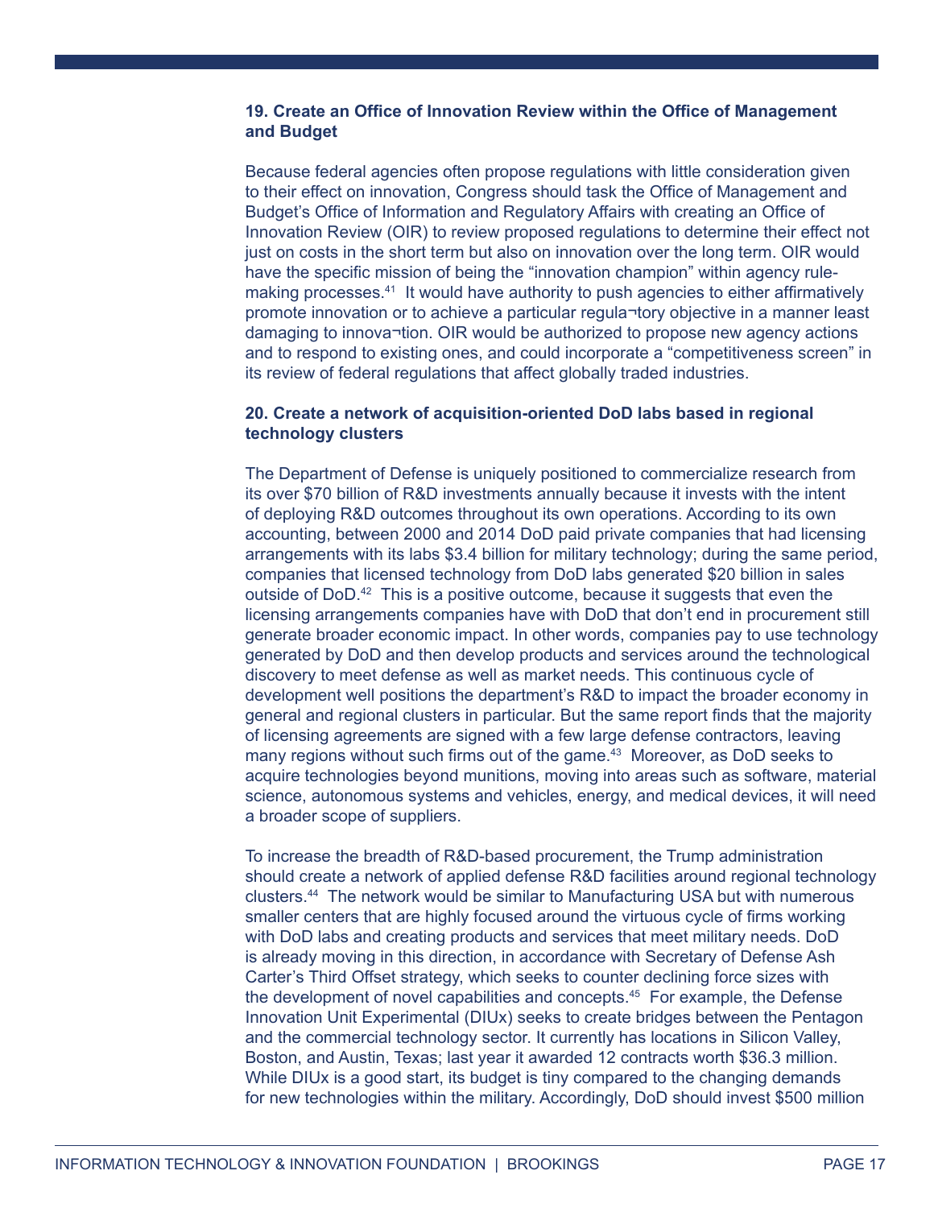**19. Create an Office of Innovation Review within the Office of Management and Budget**

Because federal agencies often propose regulations with little consideration given to their effect on innovation, Congress should task the Office of Management and Budget's Office of Information and Regulatory Affairs with creating an Office of Innovation Review (OIR) to review proposed regulations to determine their effect not just on costs in the short term but also on innovation over the long term. OIR would have the specific mission of being the "innovation champion" within agency rule-making processes.[41] It would have authority to push agencies to either affirmatively promote innovation or to achieve a particular regula¬tory objective in a manner least damaging to innova¬tion. OIR would be authorized to propose new agency actions and to respond to existing ones, and could incorporate a "competitiveness screen" in its review of federal regulations that affect globally traded industries.

**20. Create a network of acquisition-oriented DoD labs based in regional technology clusters**

The Department of Defense is uniquely positioned to commercialize research from its over $70 billion of R&D investments annually because it invests with the intent of deploying R&D outcomes throughout its own operations. According to its own accounting, between 2000 and 2014 DoD paid private companies that had licensing arrangements with its labs $3.4 billion for military technology; during the same period, companies that licensed technology from DoD labs generated $20 billion in sales outside of DoD.[42] This is a positive outcome, because it suggests that even the licensing arrangements companies have with DoD that don't end in procurement still generate broader economic impact. In other words, companies pay to use technology generated by DoD and then develop products and services around the technological discovery to meet defense as well as market needs. This continuous cycle of development well positions the department's R&D to impact the broader economy in general and regional clusters in particular. But the same report finds that the majority of licensing agreements are signed with a few large defense contractors, leaving many regions without such firms out of the game.[43] Moreover, as DoD seeks to acquire technologies beyond munitions, moving into areas such as software, material science, autonomous systems and vehicles, energy, and medical devices, it will need a broader scope of suppliers.

To increase the breadth of R&D-based procurement, the Trump administration should create a network of applied defense R&D facilities around regional technology clusters.[44] The network would be similar to Manufacturing USA but with numerous smaller centers that are highly focused around the virtuous cycle of firms working with DoD labs and creating products and services that meet military needs. DoD is already moving in this direction, in accordance with Secretary of Defense Ash Carter's Third Offset strategy, which seeks to counter declining force sizes with the development of novel capabilities and concepts.[45] For example, the Defense Innovation Unit Experimental (DIUx) seeks to create bridges between the Pentagon and the commercial technology sector. It currently has locations in Silicon Valley, Boston, and Austin, Texas; last year it awarded 12 contracts worth $36.3 million. While DIUx is a good start, its budget is tiny compared to the changing demands for new technologies within the military. Accordingly, DoD should invest $500 million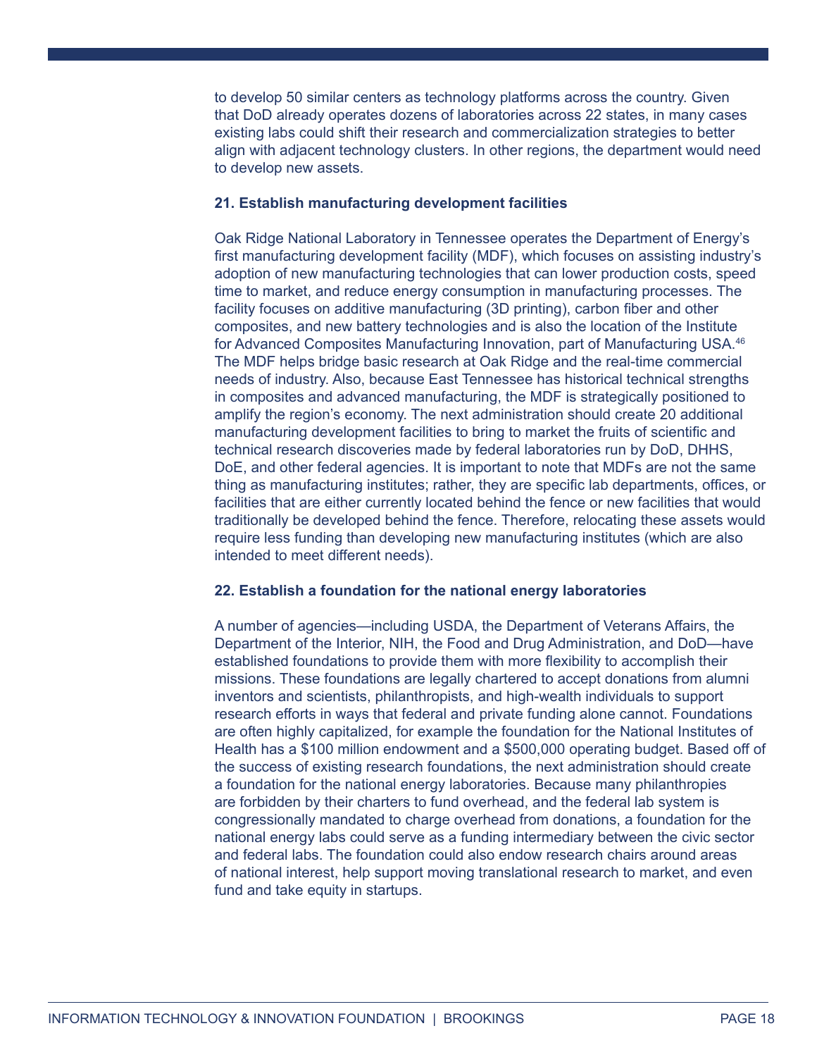to develop 50 similar centers as technology platforms across the country. Given that DoD already operates dozens of laboratories across 22 states, in many cases existing labs could shift their research and commercialization strategies to better align with adjacent technology clusters. In other regions, the department would need to develop new assets.

### 21. Establish manufacturing development facilities

Oak Ridge National Laboratory in Tennessee operates the Department of Energy's first manufacturing development facility (MDF), which focuses on assisting industry's adoption of new manufacturing technologies that can lower production costs, speed time to market, and reduce energy consumption in manufacturing processes. The facility focuses on additive manufacturing (3D printing), carbon fiber and other composites, and new battery technologies and is also the location of the Institute for Advanced Composites Manufacturing Innovation, part of Manufacturing USA.[46] The MDF helps bridge basic research at Oak Ridge and the real-time commercial needs of industry. Also, because East Tennessee has historical technical strengths in composites and advanced manufacturing, the MDF is strategically positioned to amplify the region's economy. The next administration should create 20 additional manufacturing development facilities to bring to market the fruits of scientific and technical research discoveries made by federal laboratories run by DoD, DHHS, DoE, and other federal agencies. It is important to note that MDFs are not the same thing as manufacturing institutes; rather, they are specific lab departments, offices, or facilities that are either currently located behind the fence or new facilities that would traditionally be developed behind the fence. Therefore, relocating these assets would require less funding than developing new manufacturing institutes (which are also intended to meet different needs).

### 22. Establish a foundation for the national energy laboratories

A number of agencies—including USDA, the Department of Veterans Affairs, the Department of the Interior, NIH, the Food and Drug Administration, and DoD—have established foundations to provide them with more flexibility to accomplish their missions. These foundations are legally chartered to accept donations from alumni inventors and scientists, philanthropists, and high-wealth individuals to support research efforts in ways that federal and private funding alone cannot. Foundations are often highly capitalized, for example the foundation for the National Institutes of Health has a $100 million endowment and a $500,000 operating budget. Based off of the success of existing research foundations, the next administration should create a foundation for the national energy laboratories. Because many philanthropies are forbidden by their charters to fund overhead, and the federal lab system is congressionally mandated to charge overhead from donations, a foundation for the national energy labs could serve as a funding intermediary between the civic sector and federal labs. The foundation could also endow research chairs around areas of national interest, help support moving translational research to market, and even fund and take equity in startups.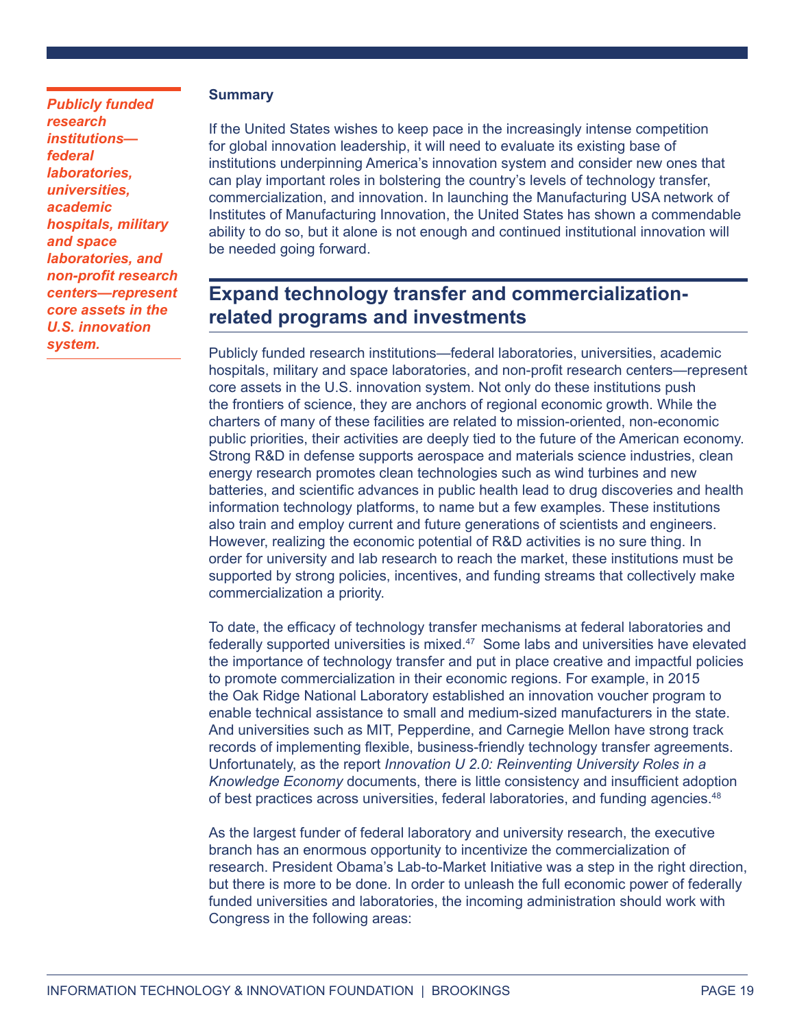*Publicly funded research institutions—federal laboratories, universities, academic hospitals, military and space laboratories, and non-profit research centers—represent core assets in the U.S. innovation system.*

**Summary**

If the United States wishes to keep pace in the increasingly intense competition for global innovation leadership, it will need to evaluate its existing base of institutions underpinning America's innovation system and consider new ones that can play important roles in bolstering the country's levels of technology transfer, commercialization, and innovation. In launching the Manufacturing USA network of Institutes of Manufacturing Innovation, the United States has shown a commendable ability to do so, but it alone is not enough and continued institutional innovation will be needed going forward.

## Expand technology transfer and commercialization-related programs and investments

Publicly funded research institutions—federal laboratories, universities, academic hospitals, military and space laboratories, and non-profit research centers—represent core assets in the U.S. innovation system. Not only do these institutions push the frontiers of science, they are anchors of regional economic growth. While the charters of many of these facilities are related to mission-oriented, non-economic public priorities, their activities are deeply tied to the future of the American economy. Strong R&D in defense supports aerospace and materials science industries, clean energy research promotes clean technologies such as wind turbines and new batteries, and scientific advances in public health lead to drug discoveries and health information technology platforms, to name but a few examples. These institutions also train and employ current and future generations of scientists and engineers. However, realizing the economic potential of R&D activities is no sure thing. In order for university and lab research to reach the market, these institutions must be supported by strong policies, incentives, and funding streams that collectively make commercialization a priority.

To date, the efficacy of technology transfer mechanisms at federal laboratories and federally supported universities is mixed.[47] Some labs and universities have elevated the importance of technology transfer and put in place creative and impactful policies to promote commercialization in their economic regions. For example, in 2015 the Oak Ridge National Laboratory established an innovation voucher program to enable technical assistance to small and medium-sized manufacturers in the state. And universities such as MIT, Pepperdine, and Carnegie Mellon have strong track records of implementing flexible, business-friendly technology transfer agreements. Unfortunately, as the report *Innovation U 2.0: Reinventing University Roles in a Knowledge Economy* documents, there is little consistency and insufficient adoption of best practices across universities, federal laboratories, and funding agencies.[48]

As the largest funder of federal laboratory and university research, the executive branch has an enormous opportunity to incentivize the commercialization of research. President Obama's Lab-to-Market Initiative was a step in the right direction, but there is more to be done. In order to unleash the full economic power of federally funded universities and laboratories, the incoming administration should work with Congress in the following areas: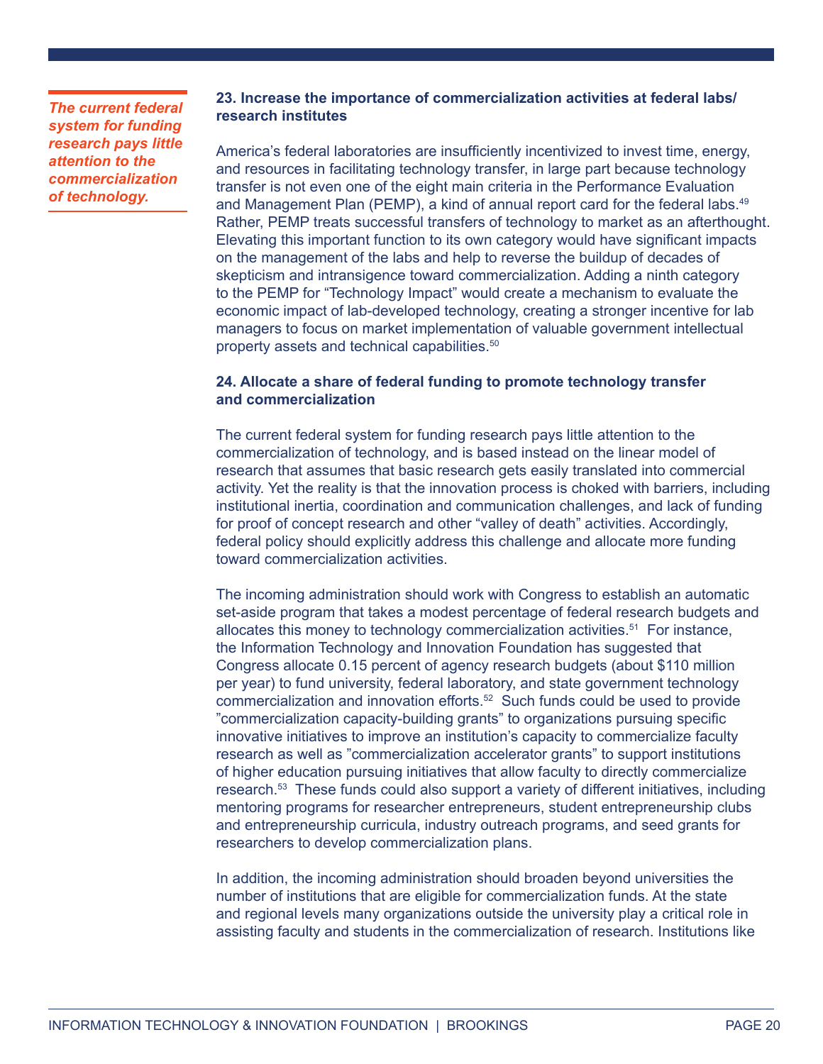*The current federal system for funding research pays little attention to the commercialization of technology.*

### 23. Increase the importance of commercialization activities at federal labs/ research institutes

America's federal laboratories are insufficiently incentivized to invest time, energy, and resources in facilitating technology transfer, in large part because technology transfer is not even one of the eight main criteria in the Performance Evaluation and Management Plan (PEMP), a kind of annual report card for the federal labs.[49] Rather, PEMP treats successful transfers of technology to market as an afterthought. Elevating this important function to its own category would have significant impacts on the management of the labs and help to reverse the buildup of decades of skepticism and intransigence toward commercialization. Adding a ninth category to the PEMP for "Technology Impact" would create a mechanism to evaluate the economic impact of lab-developed technology, creating a stronger incentive for lab managers to focus on market implementation of valuable government intellectual property assets and technical capabilities.[50]

### 24. Allocate a share of federal funding to promote technology transfer and commercialization

The current federal system for funding research pays little attention to the commercialization of technology, and is based instead on the linear model of research that assumes that basic research gets easily translated into commercial activity. Yet the reality is that the innovation process is choked with barriers, including institutional inertia, coordination and communication challenges, and lack of funding for proof of concept research and other "valley of death" activities. Accordingly, federal policy should explicitly address this challenge and allocate more funding toward commercialization activities.

The incoming administration should work with Congress to establish an automatic set-aside program that takes a modest percentage of federal research budgets and allocates this money to technology commercialization activities.[51] For instance, the Information Technology and Innovation Foundation has suggested that Congress allocate 0.15 percent of agency research budgets (about $110 million per year) to fund university, federal laboratory, and state government technology commercialization and innovation efforts.[52] Such funds could be used to provide "commercialization capacity-building grants" to organizations pursuing specific innovative initiatives to improve an institution's capacity to commercialize faculty research as well as "commercialization accelerator grants" to support institutions of higher education pursuing initiatives that allow faculty to directly commercialize research.[53] These funds could also support a variety of different initiatives, including mentoring programs for researcher entrepreneurs, student entrepreneurship clubs and entrepreneurship curricula, industry outreach programs, and seed grants for researchers to develop commercialization plans.

In addition, the incoming administration should broaden beyond universities the number of institutions that are eligible for commercialization funds. At the state and regional levels many organizations outside the university play a critical role in assisting faculty and students in the commercialization of research. Institutions like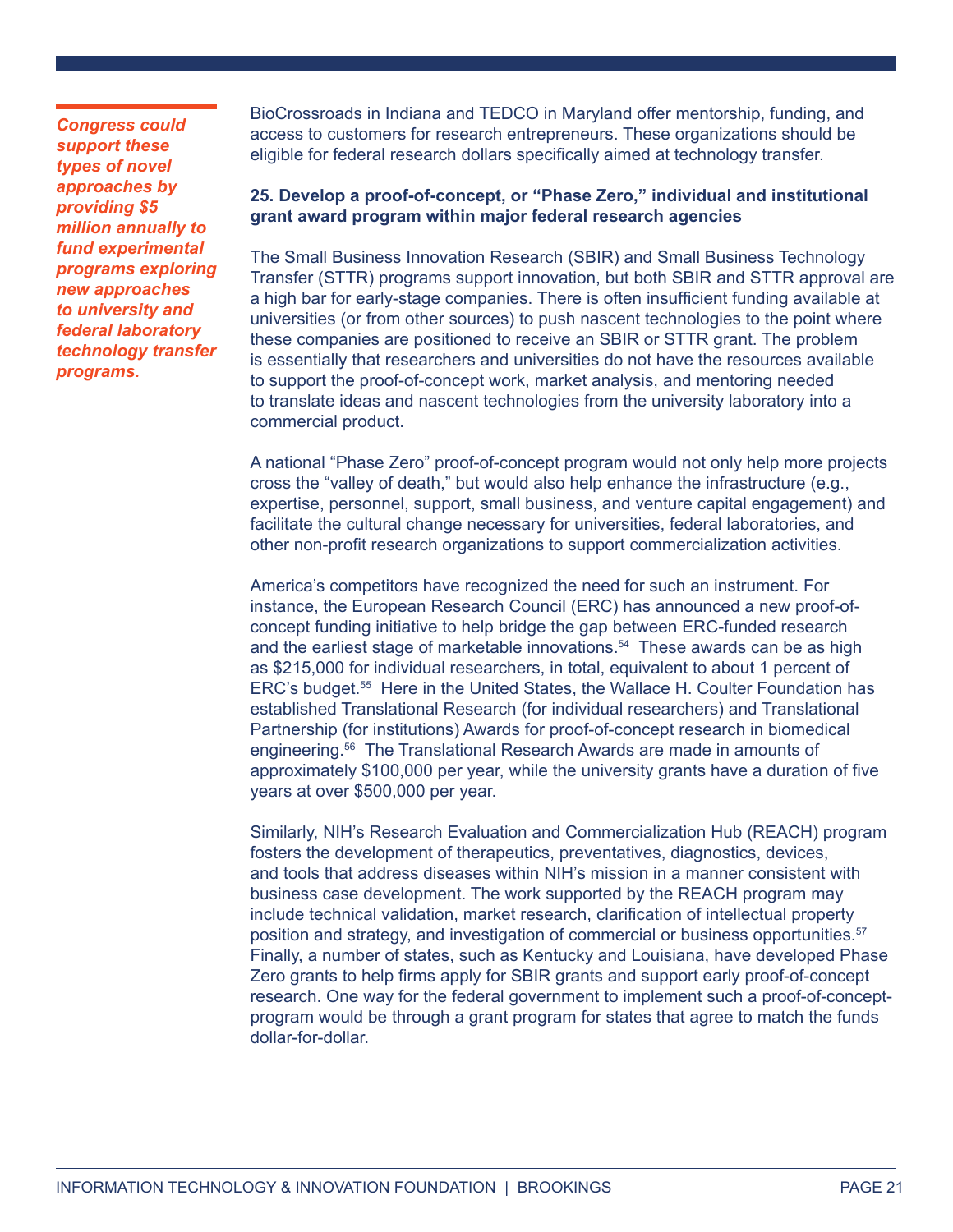*Congress could support these types of novel approaches by providing $5 million annually to fund experimental programs exploring new approaches to university and federal laboratory technology transfer programs.*

BioCrossroads in Indiana and TEDCO in Maryland offer mentorship, funding, and access to customers for research entrepreneurs. These organizations should be eligible for federal research dollars specifically aimed at technology transfer.

**25. Develop a proof-of-concept, or "Phase Zero," individual and institutional grant award program within major federal research agencies**

The Small Business Innovation Research (SBIR) and Small Business Technology Transfer (STTR) programs support innovation, but both SBIR and STTR approval are a high bar for early-stage companies. There is often insufficient funding available at universities (or from other sources) to push nascent technologies to the point where these companies are positioned to receive an SBIR or STTR grant. The problem is essentially that researchers and universities do not have the resources available to support the proof-of-concept work, market analysis, and mentoring needed to translate ideas and nascent technologies from the university laboratory into a commercial product.

A national "Phase Zero" proof-of-concept program would not only help more projects cross the "valley of death," but would also help enhance the infrastructure (e.g., expertise, personnel, support, small business, and venture capital engagement) and facilitate the cultural change necessary for universities, federal laboratories, and other non-profit research organizations to support commercialization activities.

America's competitors have recognized the need for such an instrument. For instance, the European Research Council (ERC) has announced a new proof-of-concept funding initiative to help bridge the gap between ERC-funded research and the earliest stage of marketable innovations.[54] These awards can be as high as $215,000 for individual researchers, in total, equivalent to about 1 percent of ERC's budget.[55] Here in the United States, the Wallace H. Coulter Foundation has established Translational Research (for individual researchers) and Translational Partnership (for institutions) Awards for proof-of-concept research in biomedical engineering.[56] The Translational Research Awards are made in amounts of approximately $100,000 per year, while the university grants have a duration of five years at over $500,000 per year.

Similarly, NIH's Research Evaluation and Commercialization Hub (REACH) program fosters the development of therapeutics, preventatives, diagnostics, devices, and tools that address diseases within NIH's mission in a manner consistent with business case development. The work supported by the REACH program may include technical validation, market research, clarification of intellectual property position and strategy, and investigation of commercial or business opportunities.[57] Finally, a number of states, such as Kentucky and Louisiana, have developed Phase Zero grants to help firms apply for SBIR grants and support early proof-of-concept research. One way for the federal government to implement such a proof-of-concept-program would be through a grant program for states that agree to match the funds dollar-for-dollar.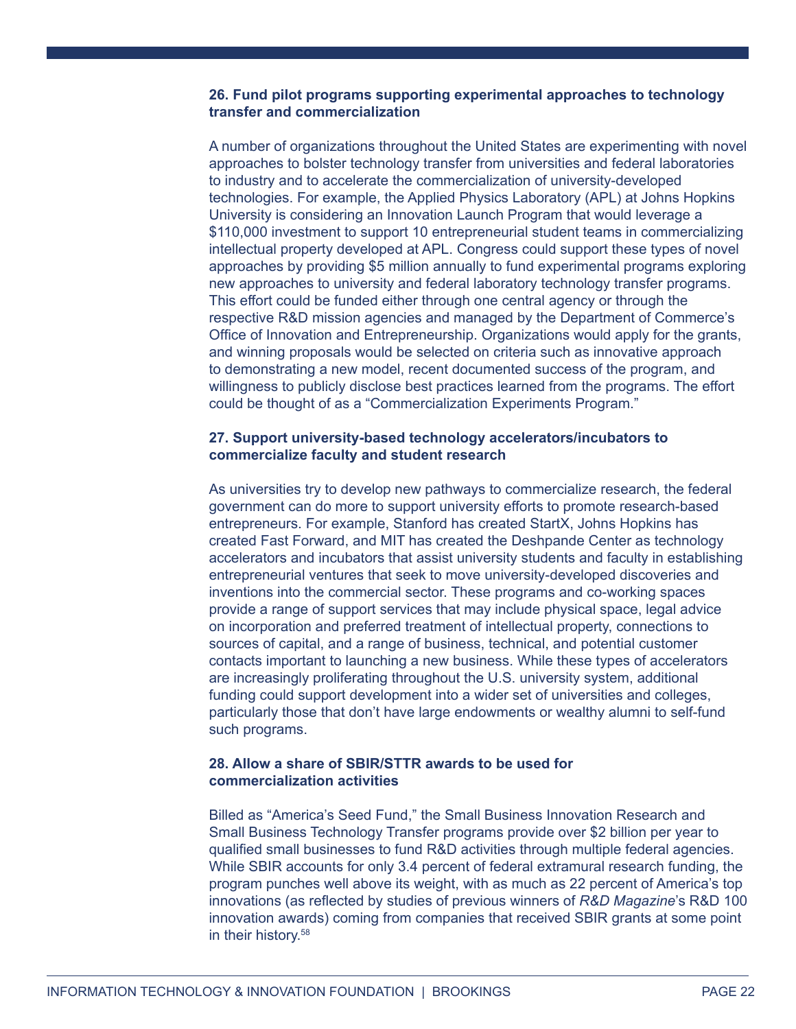### 26. Fund pilot programs supporting experimental approaches to technology transfer and commercialization

A number of organizations throughout the United States are experimenting with novel approaches to bolster technology transfer from universities and federal laboratories to industry and to accelerate the commercialization of university-developed technologies. For example, the Applied Physics Laboratory (APL) at Johns Hopkins University is considering an Innovation Launch Program that would leverage a $110,000 investment to support 10 entrepreneurial student teams in commercializing intellectual property developed at APL. Congress could support these types of novel approaches by providing $5 million annually to fund experimental programs exploring new approaches to university and federal laboratory technology transfer programs. This effort could be funded either through one central agency or through the respective R&D mission agencies and managed by the Department of Commerce's Office of Innovation and Entrepreneurship. Organizations would apply for the grants, and winning proposals would be selected on criteria such as innovative approach to demonstrating a new model, recent documented success of the program, and willingness to publicly disclose best practices learned from the programs. The effort could be thought of as a "Commercialization Experiments Program."

### 27. Support university-based technology accelerators/incubators to commercialize faculty and student research

As universities try to develop new pathways to commercialize research, the federal government can do more to support university efforts to promote research-based entrepreneurs. For example, Stanford has created StartX, Johns Hopkins has created Fast Forward, and MIT has created the Deshpande Center as technology accelerators and incubators that assist university students and faculty in establishing entrepreneurial ventures that seek to move university-developed discoveries and inventions into the commercial sector. These programs and co-working spaces provide a range of support services that may include physical space, legal advice on incorporation and preferred treatment of intellectual property, connections to sources of capital, and a range of business, technical, and potential customer contacts important to launching a new business. While these types of accelerators are increasingly proliferating throughout the U.S. university system, additional funding could support development into a wider set of universities and colleges, particularly those that don't have large endowments or wealthy alumni to self-fund such programs.

### 28. Allow a share of SBIR/STTR awards to be used for commercialization activities

Billed as "America's Seed Fund," the Small Business Innovation Research and Small Business Technology Transfer programs provide over $2 billion per year to qualified small businesses to fund R&D activities through multiple federal agencies. While SBIR accounts for only 3.4 percent of federal extramural research funding, the program punches well above its weight, with as much as 22 percent of America's top innovations (as reflected by studies of previous winners of *R&D Magazine*'s R&D 100 innovation awards) coming from companies that received SBIR grants at some point in their history.[58]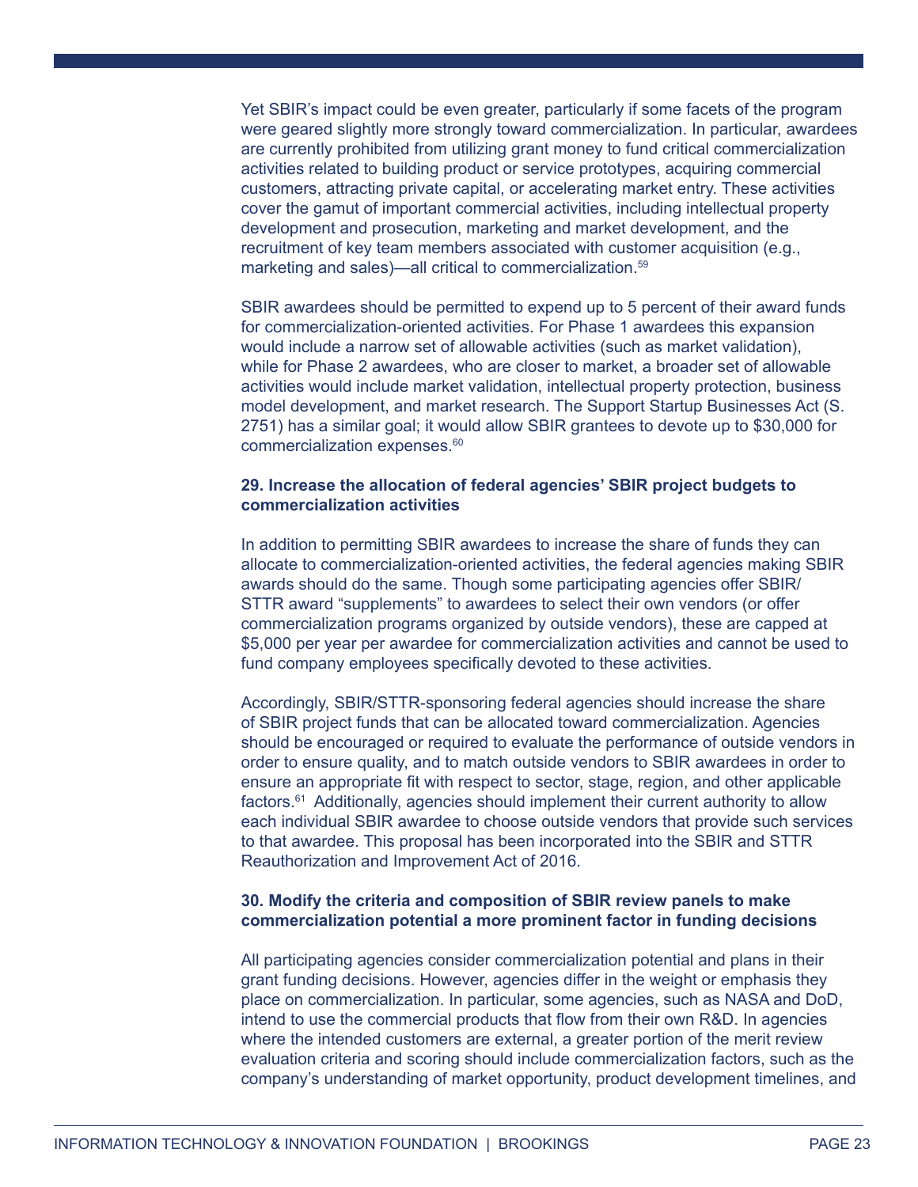Yet SBIR's impact could be even greater, particularly if some facets of the program were geared slightly more strongly toward commercialization. In particular, awardees are currently prohibited from utilizing grant money to fund critical commercialization activities related to building product or service prototypes, acquiring commercial customers, attracting private capital, or accelerating market entry. These activities cover the gamut of important commercial activities, including intellectual property development and prosecution, marketing and market development, and the recruitment of key team members associated with customer acquisition (e.g., marketing and sales)—all critical to commercialization.[59]

SBIR awardees should be permitted to expend up to 5 percent of their award funds for commercialization-oriented activities. For Phase 1 awardees this expansion would include a narrow set of allowable activities (such as market validation), while for Phase 2 awardees, who are closer to market, a broader set of allowable activities would include market validation, intellectual property protection, business model development, and market research. The Support Startup Businesses Act (S. 2751) has a similar goal; it would allow SBIR grantees to devote up to $30,000 for commercialization expenses.[60]

**29. Increase the allocation of federal agencies' SBIR project budgets to commercialization activities**

In addition to permitting SBIR awardees to increase the share of funds they can allocate to commercialization-oriented activities, the federal agencies making SBIR awards should do the same. Though some participating agencies offer SBIR/STTR award "supplements" to awardees to select their own vendors (or offer commercialization programs organized by outside vendors), these are capped at $5,000 per year per awardee for commercialization activities and cannot be used to fund company employees specifically devoted to these activities.

Accordingly, SBIR/STTR-sponsoring federal agencies should increase the share of SBIR project funds that can be allocated toward commercialization. Agencies should be encouraged or required to evaluate the performance of outside vendors in order to ensure quality, and to match outside vendors to SBIR awardees in order to ensure an appropriate fit with respect to sector, stage, region, and other applicable factors.[61] Additionally, agencies should implement their current authority to allow each individual SBIR awardee to choose outside vendors that provide such services to that awardee. This proposal has been incorporated into the SBIR and STTR Reauthorization and Improvement Act of 2016.

**30. Modify the criteria and composition of SBIR review panels to make commercialization potential a more prominent factor in funding decisions**

All participating agencies consider commercialization potential and plans in their grant funding decisions. However, agencies differ in the weight or emphasis they place on commercialization. In particular, some agencies, such as NASA and DoD, intend to use the commercial products that flow from their own R&D. In agencies where the intended customers are external, a greater portion of the merit review evaluation criteria and scoring should include commercialization factors, such as the company's understanding of market opportunity, product development timelines, and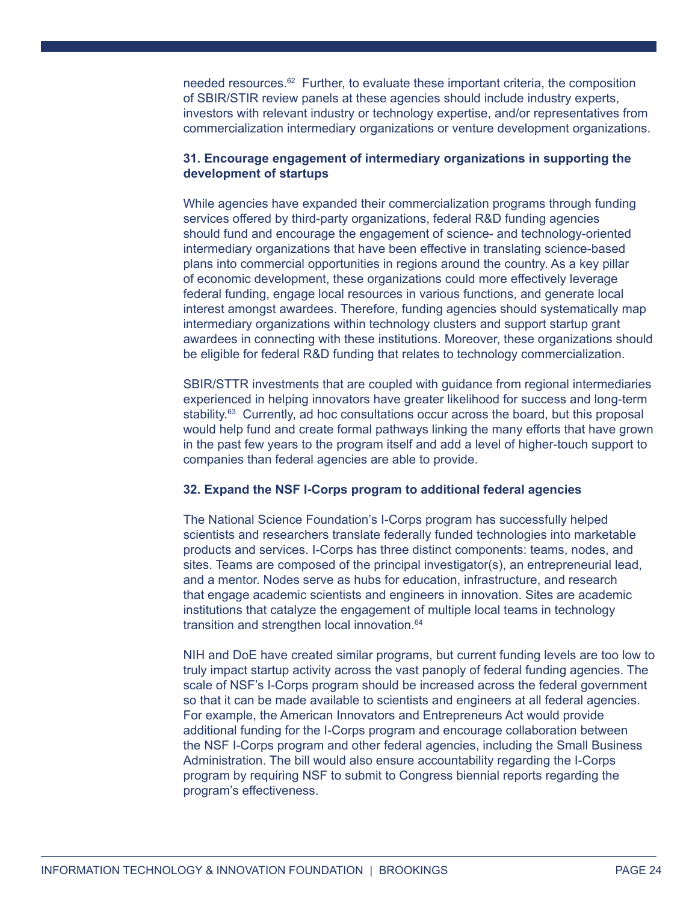needed resources.[62] Further, to evaluate these important criteria, the composition of SBIR/STIR review panels at these agencies should include industry experts, investors with relevant industry or technology expertise, and/or representatives from commercialization intermediary organizations or venture development organizations.

**31. Encourage engagement of intermediary organizations in supporting the development of startups**

While agencies have expanded their commercialization programs through funding services offered by third-party organizations, federal R&D funding agencies should fund and encourage the engagement of science- and technology-oriented intermediary organizations that have been effective in translating science-based plans into commercial opportunities in regions around the country. As a key pillar of economic development, these organizations could more effectively leverage federal funding, engage local resources in various functions, and generate local interest amongst awardees. Therefore, funding agencies should systematically map intermediary organizations within technology clusters and support startup grant awardees in connecting with these institutions. Moreover, these organizations should be eligible for federal R&D funding that relates to technology commercialization.

SBIR/STTR investments that are coupled with guidance from regional intermediaries experienced in helping innovators have greater likelihood for success and long-term stability.[63] Currently, ad hoc consultations occur across the board, but this proposal would help fund and create formal pathways linking the many efforts that have grown in the past few years to the program itself and add a level of higher-touch support to companies than federal agencies are able to provide.

**32. Expand the NSF I-Corps program to additional federal agencies**

The National Science Foundation's I-Corps program has successfully helped scientists and researchers translate federally funded technologies into marketable products and services. I-Corps has three distinct components: teams, nodes, and sites. Teams are composed of the principal investigator(s), an entrepreneurial lead, and a mentor. Nodes serve as hubs for education, infrastructure, and research that engage academic scientists and engineers in innovation. Sites are academic institutions that catalyze the engagement of multiple local teams in technology transition and strengthen local innovation.[64]

NIH and DoE have created similar programs, but current funding levels are too low to truly impact startup activity across the vast panoply of federal funding agencies. The scale of NSF's I-Corps program should be increased across the federal government so that it can be made available to scientists and engineers at all federal agencies. For example, the American Innovators and Entrepreneurs Act would provide additional funding for the I-Corps program and encourage collaboration between the NSF I-Corps program and other federal agencies, including the Small Business Administration. The bill would also ensure accountability regarding the I-Corps program by requiring NSF to submit to Congress biennial reports regarding the program's effectiveness.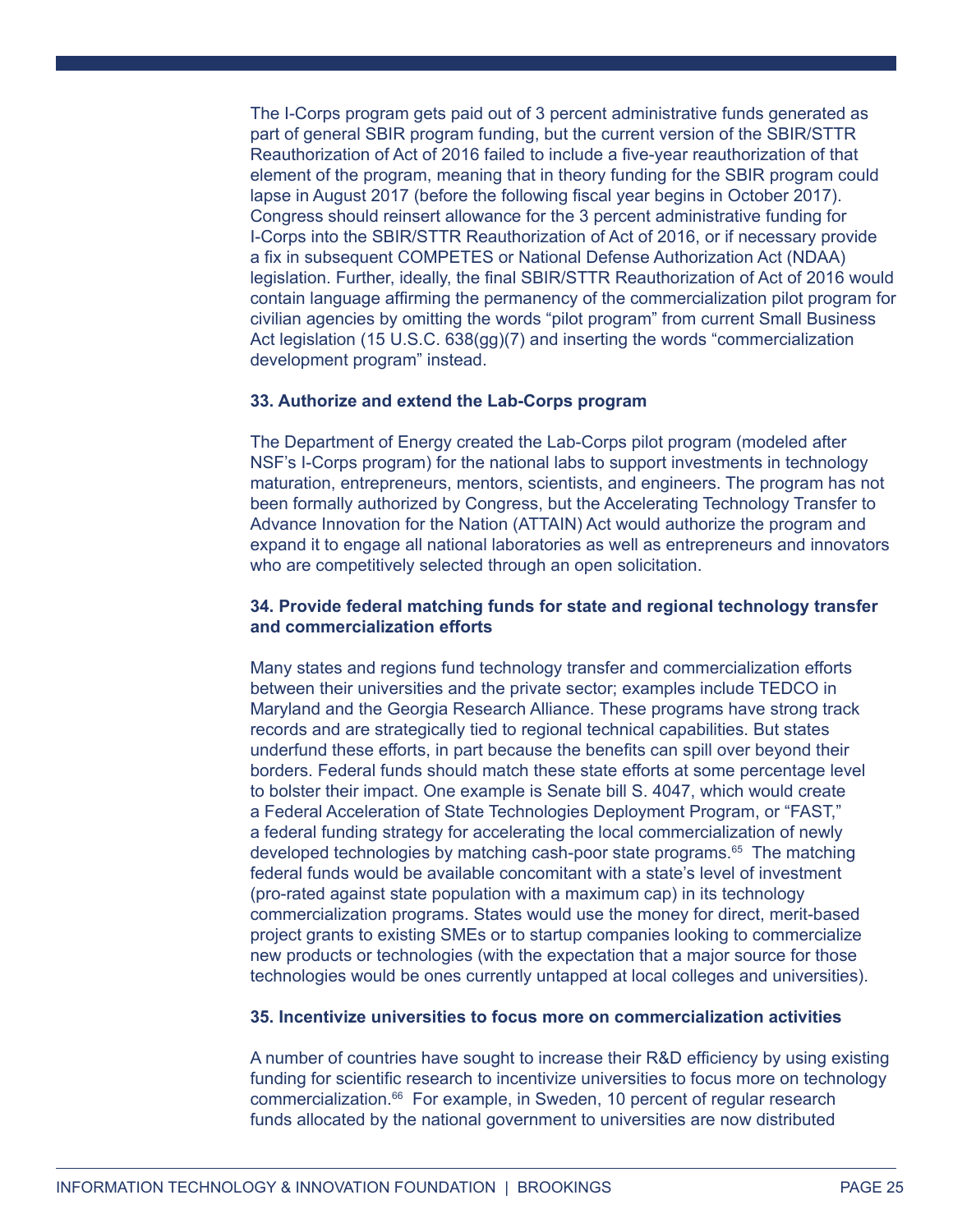The I-Corps program gets paid out of 3 percent administrative funds generated as part of general SBIR program funding, but the current version of the SBIR/STTR Reauthorization of Act of 2016 failed to include a five-year reauthorization of that element of the program, meaning that in theory funding for the SBIR program could lapse in August 2017 (before the following fiscal year begins in October 2017). Congress should reinsert allowance for the 3 percent administrative funding for I-Corps into the SBIR/STTR Reauthorization of Act of 2016, or if necessary provide a fix in subsequent COMPETES or National Defense Authorization Act (NDAA) legislation. Further, ideally, the final SBIR/STTR Reauthorization of Act of 2016 would contain language affirming the permanency of the commercialization pilot program for civilian agencies by omitting the words "pilot program" from current Small Business Act legislation (15 U.S.C. 638(gg)(7) and inserting the words "commercialization development program" instead.

### 33. Authorize and extend the Lab-Corps program

The Department of Energy created the Lab-Corps pilot program (modeled after NSF's I-Corps program) for the national labs to support investments in technology maturation, entrepreneurs, mentors, scientists, and engineers. The program has not been formally authorized by Congress, but the Accelerating Technology Transfer to Advance Innovation for the Nation (ATTAIN) Act would authorize the program and expand it to engage all national laboratories as well as entrepreneurs and innovators who are competitively selected through an open solicitation.

### 34. Provide federal matching funds for state and regional technology transfer and commercialization efforts

Many states and regions fund technology transfer and commercialization efforts between their universities and the private sector; examples include TEDCO in Maryland and the Georgia Research Alliance. These programs have strong track records and are strategically tied to regional technical capabilities. But states underfund these efforts, in part because the benefits can spill over beyond their borders. Federal funds should match these state efforts at some percentage level to bolster their impact. One example is Senate bill S. 4047, which would create a Federal Acceleration of State Technologies Deployment Program, or "FAST," a federal funding strategy for accelerating the local commercialization of newly developed technologies by matching cash-poor state programs.[65] The matching federal funds would be available concomitant with a state's level of investment (pro-rated against state population with a maximum cap) in its technology commercialization programs. States would use the money for direct, merit-based project grants to existing SMEs or to startup companies looking to commercialize new products or technologies (with the expectation that a major source for those technologies would be ones currently untapped at local colleges and universities).

### 35. Incentivize universities to focus more on commercialization activities

A number of countries have sought to increase their R&D efficiency by using existing funding for scientific research to incentivize universities to focus more on technology commercialization.[66] For example, in Sweden, 10 percent of regular research funds allocated by the national government to universities are now distributed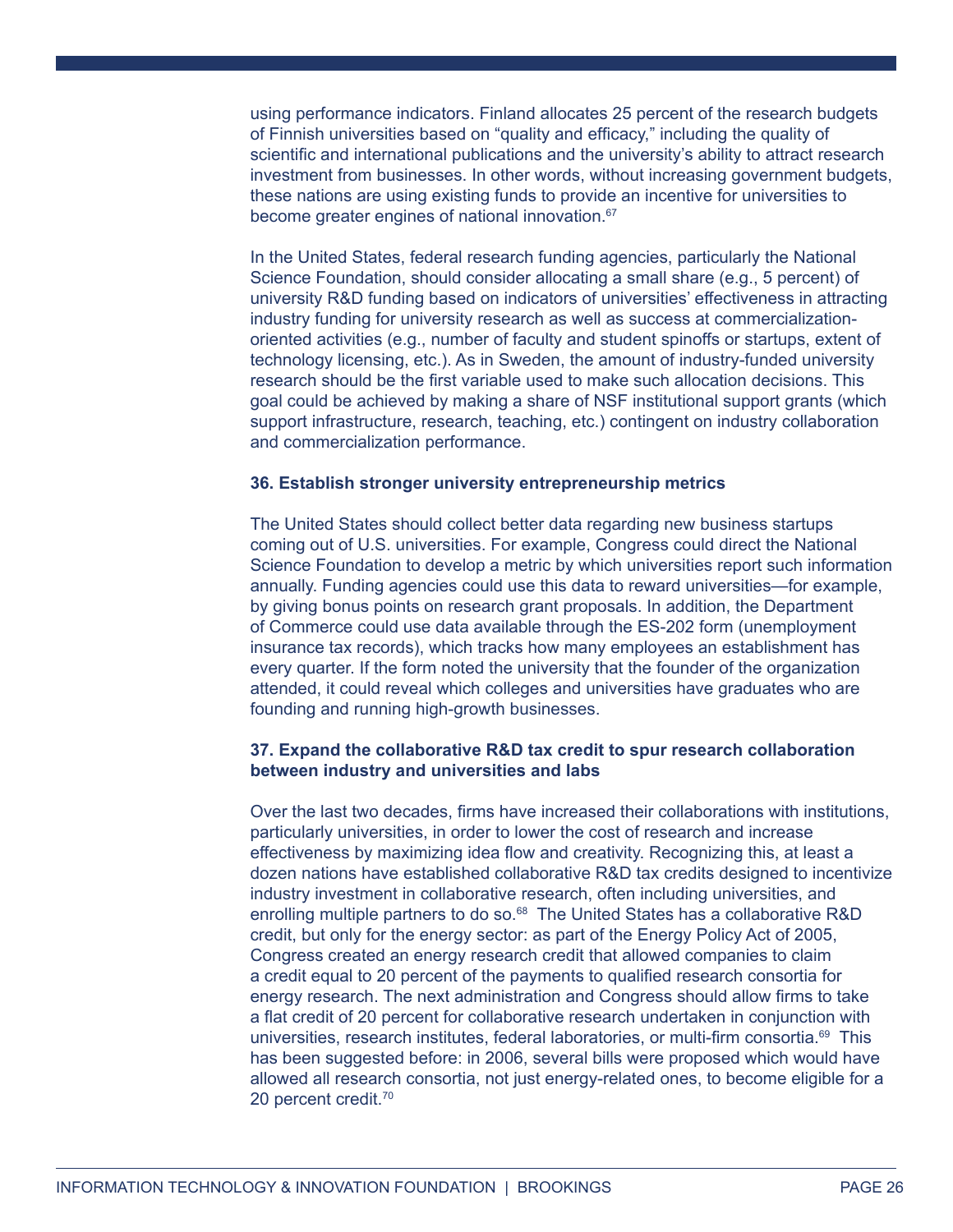using performance indicators. Finland allocates 25 percent of the research budgets of Finnish universities based on "quality and efficacy," including the quality of scientific and international publications and the university's ability to attract research investment from businesses. In other words, without increasing government budgets, these nations are using existing funds to provide an incentive for universities to become greater engines of national innovation.[67]

In the United States, federal research funding agencies, particularly the National Science Foundation, should consider allocating a small share (e.g., 5 percent) of university R&D funding based on indicators of universities' effectiveness in attracting industry funding for university research as well as success at commercialization-oriented activities (e.g., number of faculty and student spinoffs or startups, extent of technology licensing, etc.). As in Sweden, the amount of industry-funded university research should be the first variable used to make such allocation decisions. This goal could be achieved by making a share of NSF institutional support grants (which support infrastructure, research, teaching, etc.) contingent on industry collaboration and commercialization performance.

### 36. Establish stronger university entrepreneurship metrics

The United States should collect better data regarding new business startups coming out of U.S. universities. For example, Congress could direct the National Science Foundation to develop a metric by which universities report such information annually. Funding agencies could use this data to reward universities—for example, by giving bonus points on research grant proposals. In addition, the Department of Commerce could use data available through the ES-202 form (unemployment insurance tax records), which tracks how many employees an establishment has every quarter. If the form noted the university that the founder of the organization attended, it could reveal which colleges and universities have graduates who are founding and running high-growth businesses.

### 37. Expand the collaborative R&D tax credit to spur research collaboration between industry and universities and labs

Over the last two decades, firms have increased their collaborations with institutions, particularly universities, in order to lower the cost of research and increase effectiveness by maximizing idea flow and creativity. Recognizing this, at least a dozen nations have established collaborative R&D tax credits designed to incentivize industry investment in collaborative research, often including universities, and enrolling multiple partners to do so.[68] The United States has a collaborative R&D credit, but only for the energy sector: as part of the Energy Policy Act of 2005, Congress created an energy research credit that allowed companies to claim a credit equal to 20 percent of the payments to qualified research consortia for energy research. The next administration and Congress should allow firms to take a flat credit of 20 percent for collaborative research undertaken in conjunction with universities, research institutes, federal laboratories, or multi-firm consortia.[69] This has been suggested before: in 2006, several bills were proposed which would have allowed all research consortia, not just energy-related ones, to become eligible for a 20 percent credit.[70]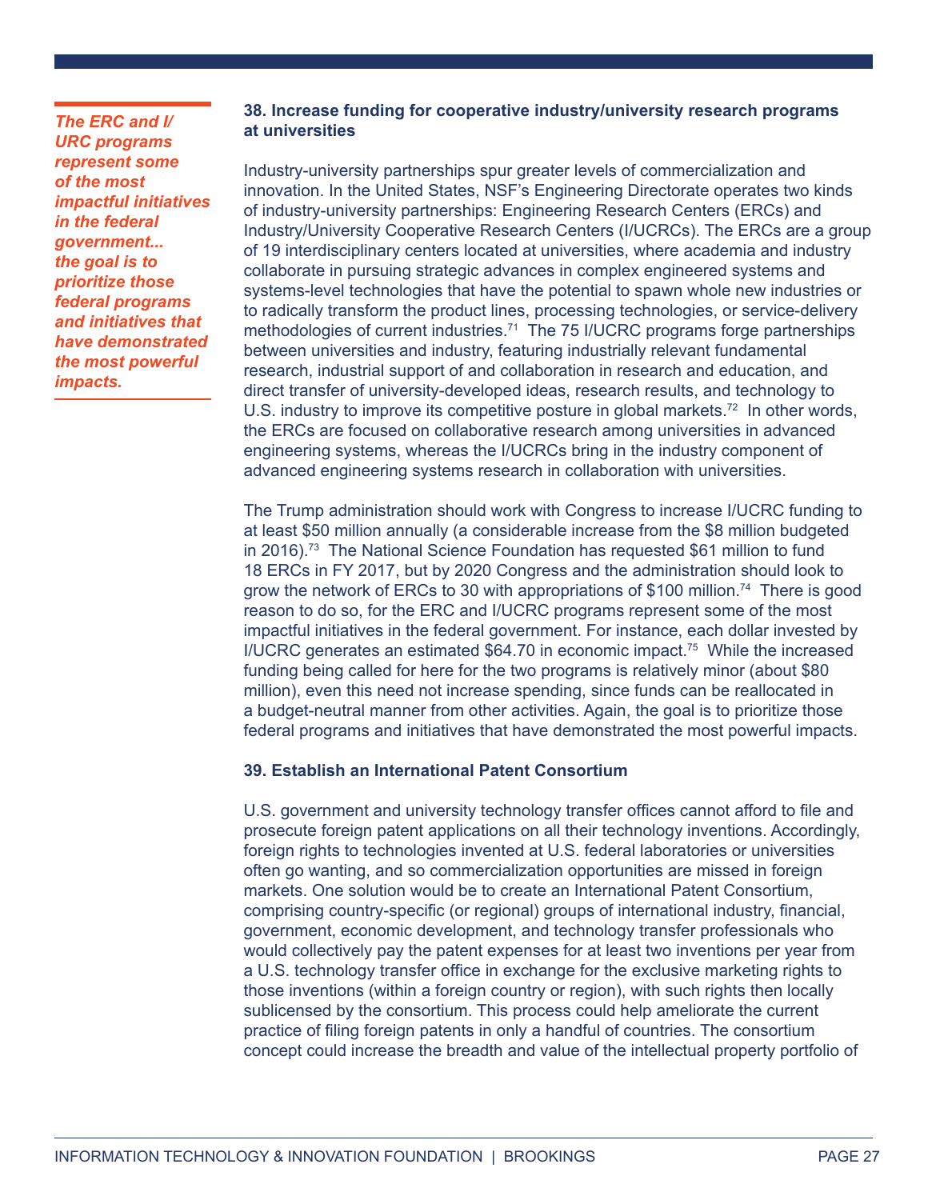*The ERC and I/URC programs represent some of the most impactful initiatives in the federal government... the goal is to prioritize those federal programs and initiatives that have demonstrated the most powerful impacts.*

### 38. Increase funding for cooperative industry/university research programs at universities

Industry-university partnerships spur greater levels of commercialization and innovation. In the United States, NSF's Engineering Directorate operates two kinds of industry-university partnerships: Engineering Research Centers (ERCs) and Industry/University Cooperative Research Centers (I/UCRCs). The ERCs are a group of 19 interdisciplinary centers located at universities, where academia and industry collaborate in pursuing strategic advances in complex engineered systems and systems-level technologies that have the potential to spawn whole new industries or to radically transform the product lines, processing technologies, or service-delivery methodologies of current industries.[71] The 75 I/UCRC programs forge partnerships between universities and industry, featuring industrially relevant fundamental research, industrial support of and collaboration in research and education, and direct transfer of university-developed ideas, research results, and technology to U.S. industry to improve its competitive posture in global markets.[72] In other words, the ERCs are focused on collaborative research among universities in advanced engineering systems, whereas the I/UCRCs bring in the industry component of advanced engineering systems research in collaboration with universities.

The Trump administration should work with Congress to increase I/UCRC funding to at least $50 million annually (a considerable increase from the $8 million budgeted in 2016).[73] The National Science Foundation has requested $61 million to fund 18 ERCs in FY 2017, but by 2020 Congress and the administration should look to grow the network of ERCs to 30 with appropriations of $100 million.[74] There is good reason to do so, for the ERC and I/UCRC programs represent some of the most impactful initiatives in the federal government. For instance, each dollar invested by I/UCRC generates an estimated $64.70 in economic impact.[75] While the increased funding being called for here for the two programs is relatively minor (about $80 million), even this need not increase spending, since funds can be reallocated in a budget-neutral manner from other activities. Again, the goal is to prioritize those federal programs and initiatives that have demonstrated the most powerful impacts.

### 39. Establish an International Patent Consortium

U.S. government and university technology transfer offices cannot afford to file and prosecute foreign patent applications on all their technology inventions. Accordingly, foreign rights to technologies invented at U.S. federal laboratories or universities often go wanting, and so commercialization opportunities are missed in foreign markets. One solution would be to create an International Patent Consortium, comprising country-specific (or regional) groups of international industry, financial, government, economic development, and technology transfer professionals who would collectively pay the patent expenses for at least two inventions per year from a U.S. technology transfer office in exchange for the exclusive marketing rights to those inventions (within a foreign country or region), with such rights then locally sublicensed by the consortium. This process could help ameliorate the current practice of filing foreign patents in only a handful of countries. The consortium concept could increase the breadth and value of the intellectual property portfolio of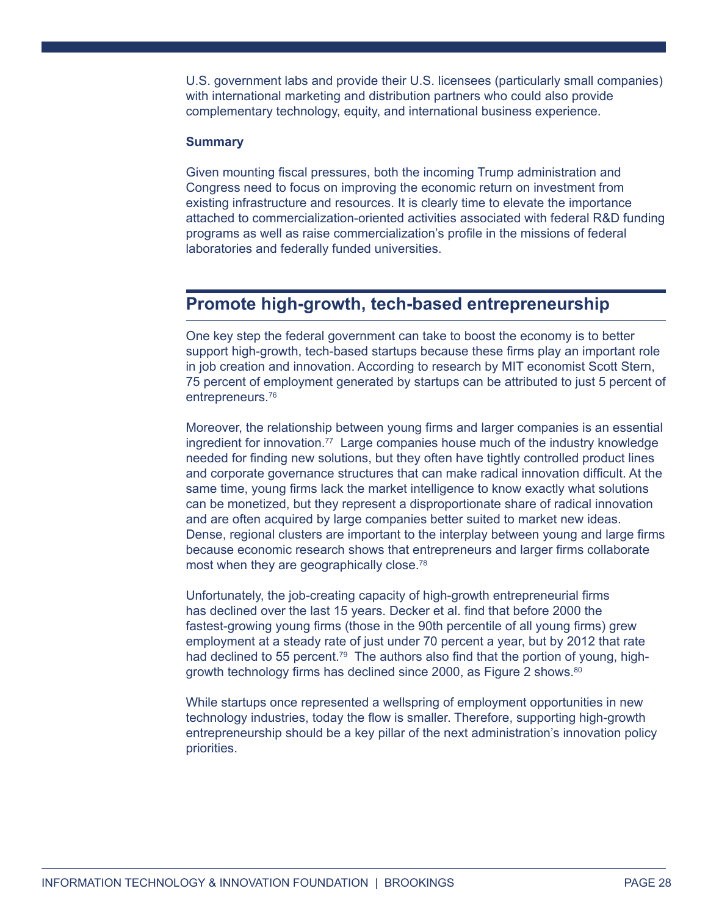U.S. government labs and provide their U.S. licensees (particularly small companies) with international marketing and distribution partners who could also provide complementary technology, equity, and international business experience.

**Summary**

Given mounting fiscal pressures, both the incoming Trump administration and Congress need to focus on improving the economic return on investment from existing infrastructure and resources. It is clearly time to elevate the importance attached to commercialization-oriented activities associated with federal R&D funding programs as well as raise commercialization's profile in the missions of federal laboratories and federally funded universities.

## Promote high-growth, tech-based entrepreneurship

One key step the federal government can take to boost the economy is to better support high-growth, tech-based startups because these firms play an important role in job creation and innovation. According to research by MIT economist Scott Stern, 75 percent of employment generated by startups can be attributed to just 5 percent of entrepreneurs.[76]

Moreover, the relationship between young firms and larger companies is an essential ingredient for innovation.[77] Large companies house much of the industry knowledge needed for finding new solutions, but they often have tightly controlled product lines and corporate governance structures that can make radical innovation difficult. At the same time, young firms lack the market intelligence to know exactly what solutions can be monetized, but they represent a disproportionate share of radical innovation and are often acquired by large companies better suited to market new ideas. Dense, regional clusters are important to the interplay between young and large firms because economic research shows that entrepreneurs and larger firms collaborate most when they are geographically close.[78]

Unfortunately, the job-creating capacity of high-growth entrepreneurial firms has declined over the last 15 years. Decker et al. find that before 2000 the fastest-growing young firms (those in the 90th percentile of all young firms) grew employment at a steady rate of just under 70 percent a year, but by 2012 that rate had declined to 55 percent.[79] The authors also find that the portion of young, high-growth technology firms has declined since 2000, as Figure 2 shows.[80]

While startups once represented a wellspring of employment opportunities in new technology industries, today the flow is smaller. Therefore, supporting high-growth entrepreneurship should be a key pillar of the next administration's innovation policy priorities.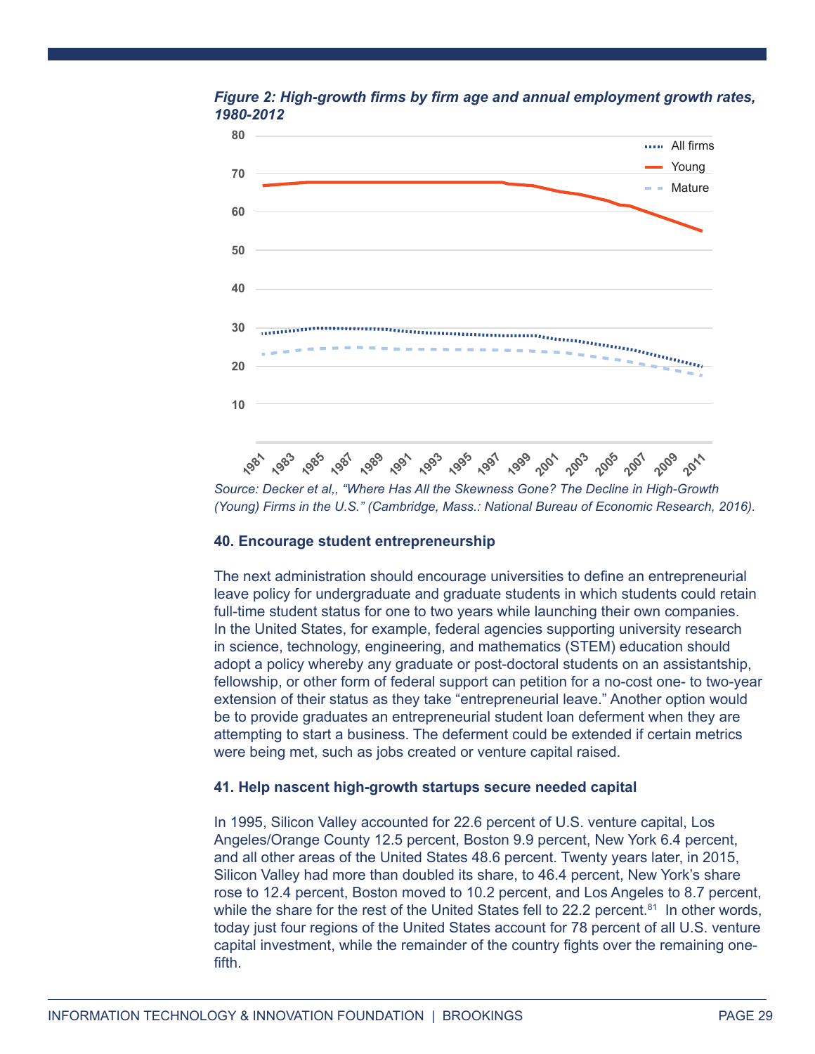*Figure 2: High-growth firms by firm age and annual employment growth rates, 1980-2012*

*Source: Decker et al,, "Where Has All the Skewness Gone? The Decline in High-Growth (Young) Firms in the U.S." (Cambridge, Mass.: National Bureau of Economic Research, 2016).*

**40. Encourage student entrepreneurship**

The next administration should encourage universities to define an entrepreneurial leave policy for undergraduate and graduate students in which students could retain full-time student status for one to two years while launching their own companies. In the United States, for example, federal agencies supporting university research in science, technology, engineering, and mathematics (STEM) education should adopt a policy whereby any graduate or post-doctoral students on an assistantship, fellowship, or other form of federal support can petition for a no-cost one- to two-year extension of their status as they take "entrepreneurial leave." Another option would be to provide graduates an entrepreneurial student loan deferment when they are attempting to start a business. The deferment could be extended if certain metrics were being met, such as jobs created or venture capital raised.

**41. Help nascent high-growth startups secure needed capital**

In 1995, Silicon Valley accounted for 22.6 percent of U.S. venture capital, Los Angeles/Orange County 12.5 percent, Boston 9.9 percent, New York 6.4 percent, and all other areas of the United States 48.6 percent. Twenty years later, in 2015, Silicon Valley had more than doubled its share, to 46.4 percent, New York's share rose to 12.4 percent, Boston moved to 10.2 percent, and Los Angeles to 8.7 percent, while the share for the rest of the United States fell to 22.2 percent.[81] In other words, today just four regions of the United States account for 78 percent of all U.S. venture capital investment, while the remainder of the country fights over the remaining one-fifth.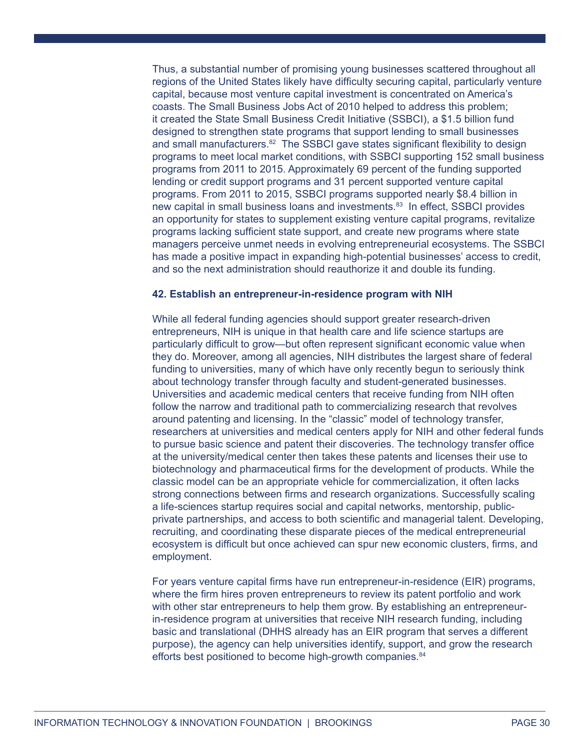Thus, a substantial number of promising young businesses scattered throughout all regions of the United States likely have difficulty securing capital, particularly venture capital, because most venture capital investment is concentrated on America's coasts. The Small Business Jobs Act of 2010 helped to address this problem; it created the State Small Business Credit Initiative (SSBCI), a $1.5 billion fund designed to strengthen state programs that support lending to small businesses and small manufacturers.[82] The SSBCI gave states significant flexibility to design programs to meet local market conditions, with SSBCI supporting 152 small business programs from 2011 to 2015. Approximately 69 percent of the funding supported lending or credit support programs and 31 percent supported venture capital programs. From 2011 to 2015, SSBCI programs supported nearly $8.4 billion in new capital in small business loans and investments.[83] In effect, SSBCI provides an opportunity for states to supplement existing venture capital programs, revitalize programs lacking sufficient state support, and create new programs where state managers perceive unmet needs in evolving entrepreneurial ecosystems. The SSBCI has made a positive impact in expanding high-potential businesses' access to credit, and so the next administration should reauthorize it and double its funding.

**42. Establish an entrepreneur-in-residence program with NIH**

While all federal funding agencies should support greater research-driven entrepreneurs, NIH is unique in that health care and life science startups are particularly difficult to grow—but often represent significant economic value when they do. Moreover, among all agencies, NIH distributes the largest share of federal funding to universities, many of which have only recently begun to seriously think about technology transfer through faculty and student-generated businesses. Universities and academic medical centers that receive funding from NIH often follow the narrow and traditional path to commercializing research that revolves around patenting and licensing. In the "classic" model of technology transfer, researchers at universities and medical centers apply for NIH and other federal funds to pursue basic science and patent their discoveries. The technology transfer office at the university/medical center then takes these patents and licenses their use to biotechnology and pharmaceutical firms for the development of products. While the classic model can be an appropriate vehicle for commercialization, it often lacks strong connections between firms and research organizations. Successfully scaling a life-sciences startup requires social and capital networks, mentorship, public-private partnerships, and access to both scientific and managerial talent. Developing, recruiting, and coordinating these disparate pieces of the medical entrepreneurial ecosystem is difficult but once achieved can spur new economic clusters, firms, and employment.

For years venture capital firms have run entrepreneur-in-residence (EIR) programs, where the firm hires proven entrepreneurs to review its patent portfolio and work with other star entrepreneurs to help them grow. By establishing an entrepreneur-in-residence program at universities that receive NIH research funding, including basic and translational (DHHS already has an EIR program that serves a different purpose), the agency can help universities identify, support, and grow the research efforts best positioned to become high-growth companies.[84]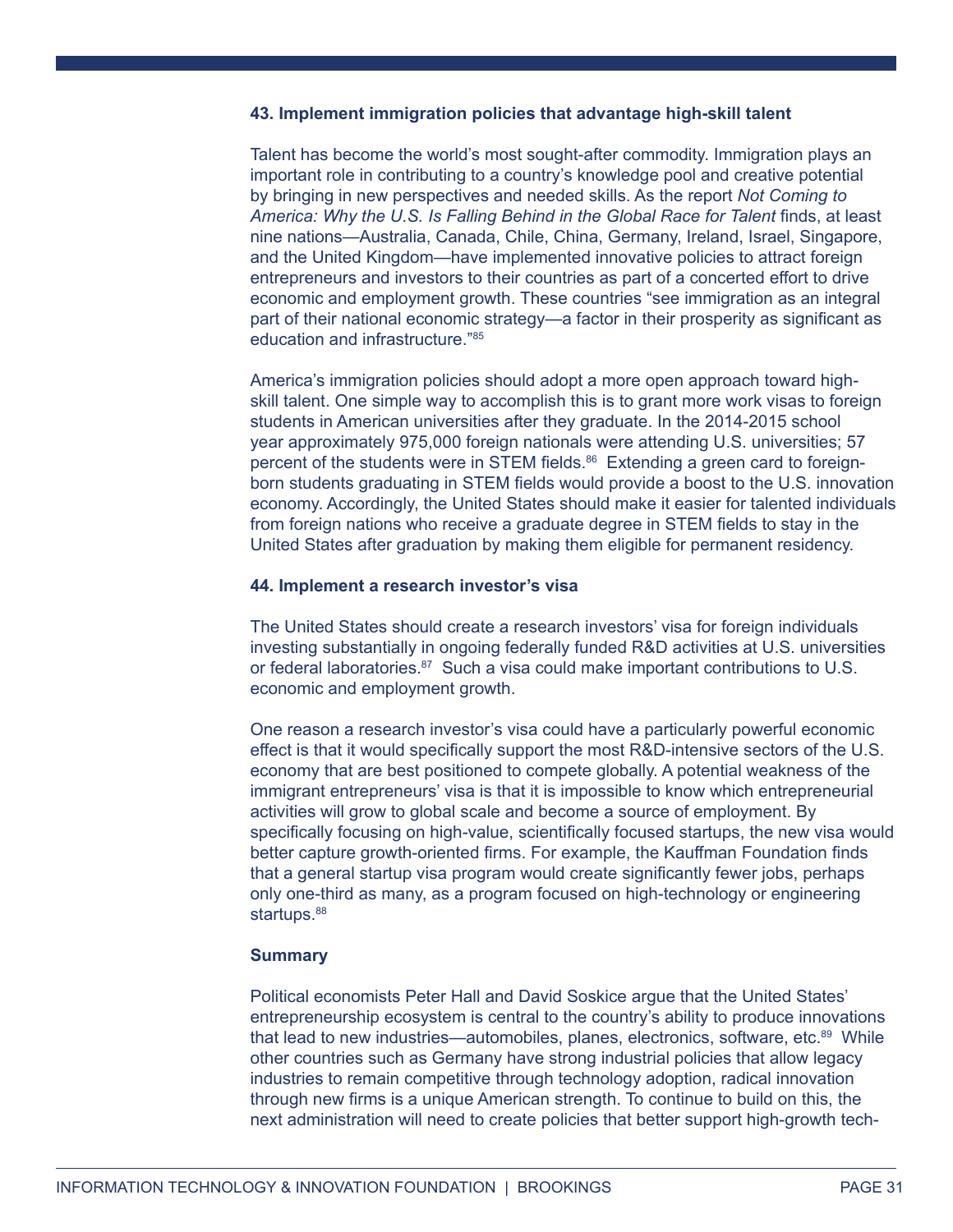### 43. Implement immigration policies that advantage high-skill talent

Talent has become the world's most sought-after commodity. Immigration plays an important role in contributing to a country's knowledge pool and creative potential by bringing in new perspectives and needed skills. As the report *Not Coming to America: Why the U.S. Is Falling Behind in the Global Race for Talent* finds, at least nine nations—Australia, Canada, Chile, China, Germany, Ireland, Israel, Singapore, and the United Kingdom—have implemented innovative policies to attract foreign entrepreneurs and investors to their countries as part of a concerted effort to drive economic and employment growth. These countries "see immigration as an integral part of their national economic strategy—a factor in their prosperity as significant as education and infrastructure."[85]

America's immigration policies should adopt a more open approach toward high-skill talent. One simple way to accomplish this is to grant more work visas to foreign students in American universities after they graduate. In the 2014-2015 school year approximately 975,000 foreign nationals were attending U.S. universities; 57 percent of the students were in STEM fields.[86] Extending a green card to foreign-born students graduating in STEM fields would provide a boost to the U.S. innovation economy. Accordingly, the United States should make it easier for talented individuals from foreign nations who receive a graduate degree in STEM fields to stay in the United States after graduation by making them eligible for permanent residency.

### 44. Implement a research investor's visa

The United States should create a research investors' visa for foreign individuals investing substantially in ongoing federally funded R&D activities at U.S. universities or federal laboratories.[87] Such a visa could make important contributions to U.S. economic and employment growth.

One reason a research investor's visa could have a particularly powerful economic effect is that it would specifically support the most R&D-intensive sectors of the U.S. economy that are best positioned to compete globally. A potential weakness of the immigrant entrepreneurs' visa is that it is impossible to know which entrepreneurial activities will grow to global scale and become a source of employment. By specifically focusing on high-value, scientifically focused startups, the new visa would better capture growth-oriented firms. For example, the Kauffman Foundation finds that a general startup visa program would create significantly fewer jobs, perhaps only one-third as many, as a program focused on high-technology or engineering startups.[88]

### Summary

Political economists Peter Hall and David Soskice argue that the United States' entrepreneurship ecosystem is central to the country's ability to produce innovations that lead to new industries—automobiles, planes, electronics, software, etc.[89] While other countries such as Germany have strong industrial policies that allow legacy industries to remain competitive through technology adoption, radical innovation through new firms is a unique American strength. To continue to build on this, the next administration will need to create policies that better support high-growth tech-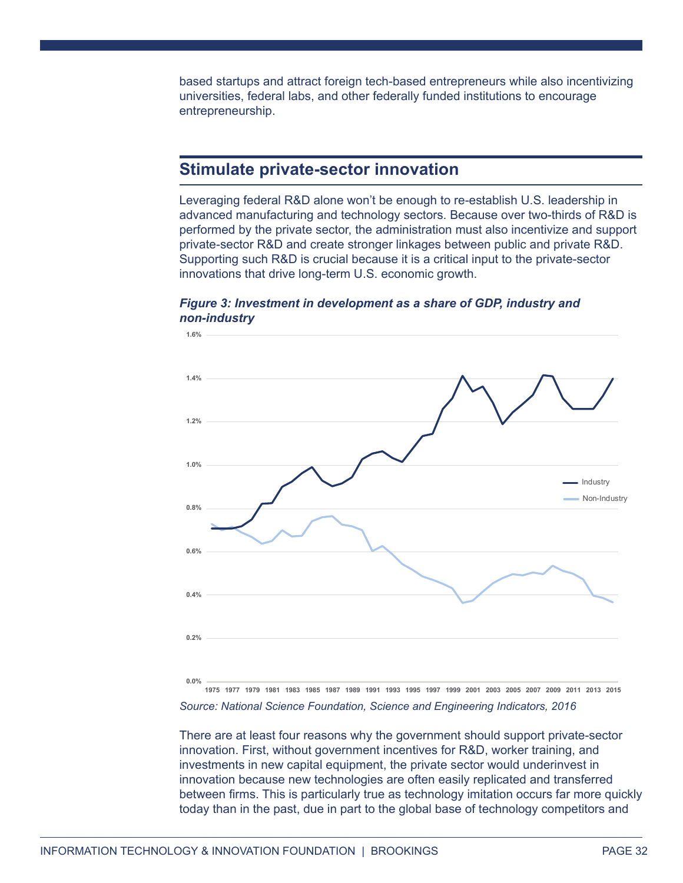based startups and attract foreign tech-based entrepreneurs while also incentivizing universities, federal labs, and other federally funded institutions to encourage entrepreneurship.

## Stimulate private-sector innovation

Leveraging federal R&D alone won't be enough to re-establish U.S. leadership in advanced manufacturing and technology sectors. Because over two-thirds of R&D is performed by the private sector, the administration must also incentivize and support private-sector R&D and create stronger linkages between public and private R&D. Supporting such R&D is crucial because it is a critical input to the private-sector innovations that drive long-term U.S. economic growth.

***Figure 3: Investment in development as a share of GDP, industry and non-industry***

*Source: National Science Foundation, Science and Engineering Indicators, 2016*

There are at least four reasons why the government should support private-sector innovation. First, without government incentives for R&D, worker training, and investments in new capital equipment, the private sector would underinvest in innovation because new technologies are often easily replicated and transferred between firms. This is particularly true as technology imitation occurs far more quickly today than in the past, due in part to the global base of technology competitors and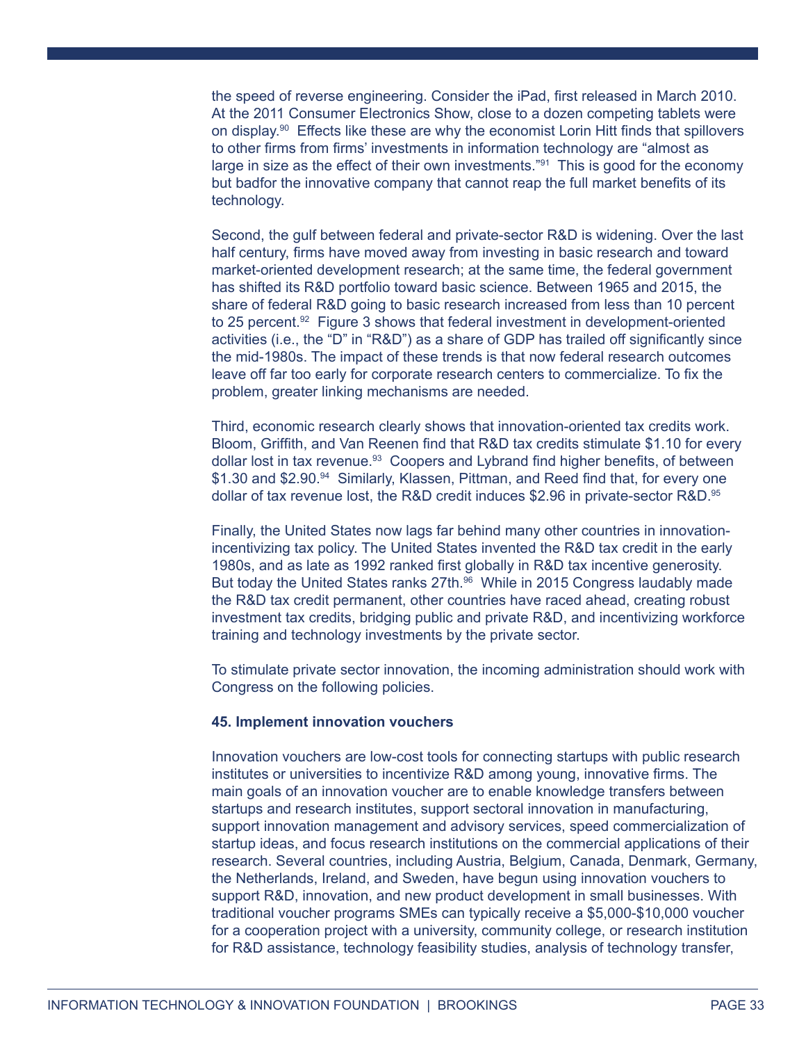the speed of reverse engineering. Consider the iPad, first released in March 2010. At the 2011 Consumer Electronics Show, close to a dozen competing tablets were on display.[90] Effects like these are why the economist Lorin Hitt finds that spillovers to other firms from firms' investments in information technology are "almost as large in size as the effect of their own investments."[91] This is good for the economy but badfor the innovative company that cannot reap the full market benefits of its technology.

Second, the gulf between federal and private-sector R&D is widening. Over the last half century, firms have moved away from investing in basic research and toward market-oriented development research; at the same time, the federal government has shifted its R&D portfolio toward basic science. Between 1965 and 2015, the share of federal R&D going to basic research increased from less than 10 percent to 25 percent.[92] Figure 3 shows that federal investment in development-oriented activities (i.e., the "D" in "R&D") as a share of GDP has trailed off significantly since the mid-1980s. The impact of these trends is that now federal research outcomes leave off far too early for corporate research centers to commercialize. To fix the problem, greater linking mechanisms are needed.

Third, economic research clearly shows that innovation-oriented tax credits work. Bloom, Griffith, and Van Reenen find that R&D tax credits stimulate $1.10 for every dollar lost in tax revenue.[93] Coopers and Lybrand find higher benefits, of between $1.30 and $2.90.[94] Similarly, Klassen, Pittman, and Reed find that, for every one dollar of tax revenue lost, the R&D credit induces $2.96 in private-sector R&D.[95]

Finally, the United States now lags far behind many other countries in innovation-incentivizing tax policy. The United States invented the R&D tax credit in the early 1980s, and as late as 1992 ranked first globally in R&D tax incentive generosity. But today the United States ranks 27th.[96] While in 2015 Congress laudably made the R&D tax credit permanent, other countries have raced ahead, creating robust investment tax credits, bridging public and private R&D, and incentivizing workforce training and technology investments by the private sector.

To stimulate private sector innovation, the incoming administration should work with Congress on the following policies.

**45. Implement innovation vouchers**

Innovation vouchers are low-cost tools for connecting startups with public research institutes or universities to incentivize R&D among young, innovative firms. The main goals of an innovation voucher are to enable knowledge transfers between startups and research institutes, support sectoral innovation in manufacturing, support innovation management and advisory services, speed commercialization of startup ideas, and focus research institutions on the commercial applications of their research. Several countries, including Austria, Belgium, Canada, Denmark, Germany, the Netherlands, Ireland, and Sweden, have begun using innovation vouchers to support R&D, innovation, and new product development in small businesses. With traditional voucher programs SMEs can typically receive a $5,000-$10,000 voucher for a cooperation project with a university, community college, or research institution for R&D assistance, technology feasibility studies, analysis of technology transfer,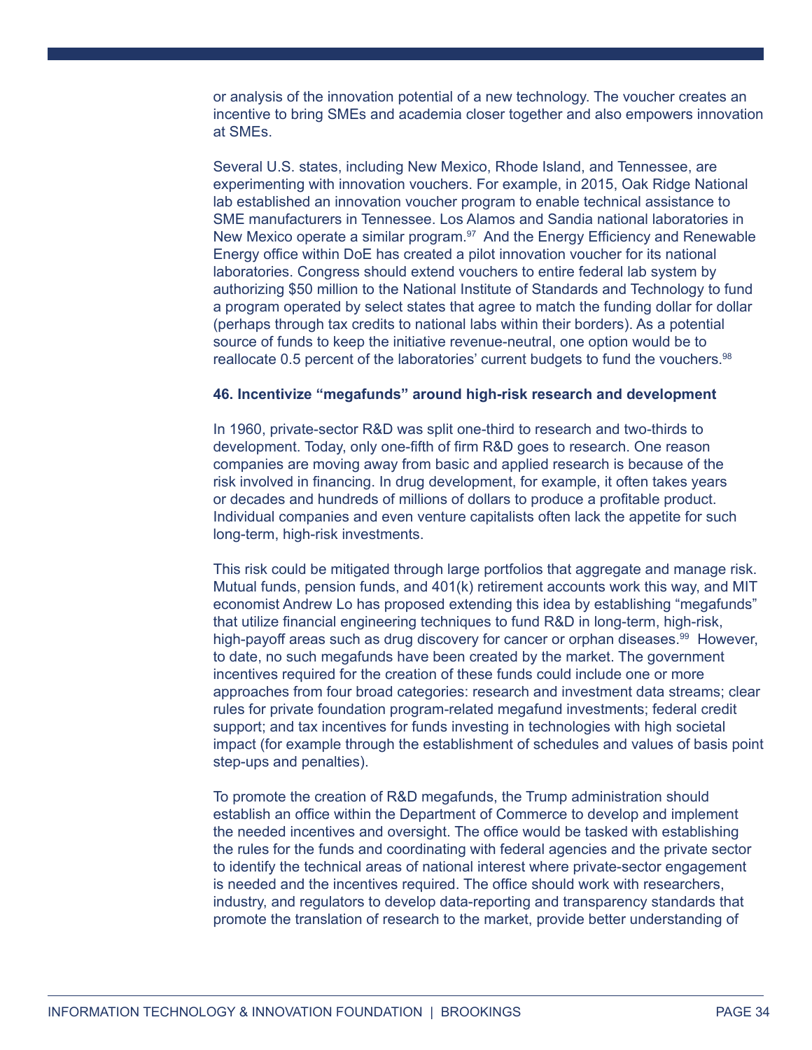or analysis of the innovation potential of a new technology. The voucher creates an incentive to bring SMEs and academia closer together and also empowers innovation at SMEs.

Several U.S. states, including New Mexico, Rhode Island, and Tennessee, are experimenting with innovation vouchers. For example, in 2015, Oak Ridge National lab established an innovation voucher program to enable technical assistance to SME manufacturers in Tennessee. Los Alamos and Sandia national laboratories in New Mexico operate a similar program.[97] And the Energy Efficiency and Renewable Energy office within DoE has created a pilot innovation voucher for its national laboratories. Congress should extend vouchers to entire federal lab system by authorizing $50 million to the National Institute of Standards and Technology to fund a program operated by select states that agree to match the funding dollar for dollar (perhaps through tax credits to national labs within their borders). As a potential source of funds to keep the initiative revenue-neutral, one option would be to reallocate 0.5 percent of the laboratories' current budgets to fund the vouchers.[98]

**46. Incentivize "megafunds" around high-risk research and development**

In 1960, private-sector R&D was split one-third to research and two-thirds to development. Today, only one-fifth of firm R&D goes to research. One reason companies are moving away from basic and applied research is because of the risk involved in financing. In drug development, for example, it often takes years or decades and hundreds of millions of dollars to produce a profitable product. Individual companies and even venture capitalists often lack the appetite for such long-term, high-risk investments.

This risk could be mitigated through large portfolios that aggregate and manage risk. Mutual funds, pension funds, and 401(k) retirement accounts work this way, and MIT economist Andrew Lo has proposed extending this idea by establishing "megafunds" that utilize financial engineering techniques to fund R&D in long-term, high-risk, high-payoff areas such as drug discovery for cancer or orphan diseases.[99] However, to date, no such megafunds have been created by the market. The government incentives required for the creation of these funds could include one or more approaches from four broad categories: research and investment data streams; clear rules for private foundation program-related megafund investments; federal credit support; and tax incentives for funds investing in technologies with high societal impact (for example through the establishment of schedules and values of basis point step-ups and penalties).

To promote the creation of R&D megafunds, the Trump administration should establish an office within the Department of Commerce to develop and implement the needed incentives and oversight. The office would be tasked with establishing the rules for the funds and coordinating with federal agencies and the private sector to identify the technical areas of national interest where private-sector engagement is needed and the incentives required. The office should work with researchers, industry, and regulators to develop data-reporting and transparency standards that promote the translation of research to the market, provide better understanding of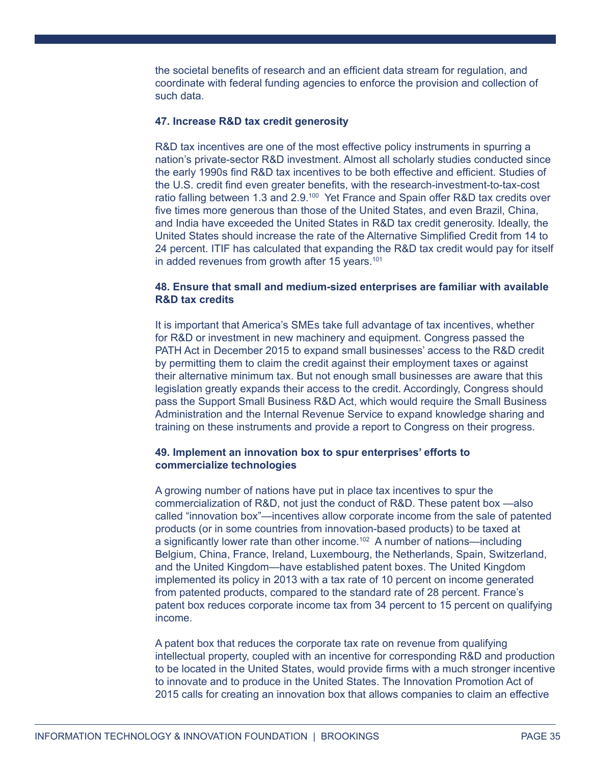the societal benefits of research and an efficient data stream for regulation, and coordinate with federal funding agencies to enforce the provision and collection of such data.

### 47. Increase R&D tax credit generosity

R&D tax incentives are one of the most effective policy instruments in spurring a nation's private-sector R&D investment. Almost all scholarly studies conducted since the early 1990s find R&D tax incentives to be both effective and efficient. Studies of the U.S. credit find even greater benefits, with the research-investment-to-tax-cost ratio falling between 1.3 and 2.9.[100] Yet France and Spain offer R&D tax credits over five times more generous than those of the United States, and even Brazil, China, and India have exceeded the United States in R&D tax credit generosity. Ideally, the United States should increase the rate of the Alternative Simplified Credit from 14 to 24 percent. ITIF has calculated that expanding the R&D tax credit would pay for itself in added revenues from growth after 15 years.[101]

### 48. Ensure that small and medium-sized enterprises are familiar with available R&D tax credits

It is important that America's SMEs take full advantage of tax incentives, whether for R&D or investment in new machinery and equipment. Congress passed the PATH Act in December 2015 to expand small businesses' access to the R&D credit by permitting them to claim the credit against their employment taxes or against their alternative minimum tax. But not enough small businesses are aware that this legislation greatly expands their access to the credit. Accordingly, Congress should pass the Support Small Business R&D Act, which would require the Small Business Administration and the Internal Revenue Service to expand knowledge sharing and training on these instruments and provide a report to Congress on their progress.

### 49. Implement an innovation box to spur enterprises' efforts to commercialize technologies

A growing number of nations have put in place tax incentives to spur the commercialization of R&D, not just the conduct of R&D. These patent box —also called "innovation box"—incentives allow corporate income from the sale of patented products (or in some countries from innovation-based products) to be taxed at a significantly lower rate than other income.[102] A number of nations—including Belgium, China, France, Ireland, Luxembourg, the Netherlands, Spain, Switzerland, and the United Kingdom—have established patent boxes. The United Kingdom implemented its policy in 2013 with a tax rate of 10 percent on income generated from patented products, compared to the standard rate of 28 percent. France's patent box reduces corporate income tax from 34 percent to 15 percent on qualifying income.

A patent box that reduces the corporate tax rate on revenue from qualifying intellectual property, coupled with an incentive for corresponding R&D and production to be located in the United States, would provide firms with a much stronger incentive to innovate and to produce in the United States. The Innovation Promotion Act of 2015 calls for creating an innovation box that allows companies to claim an effective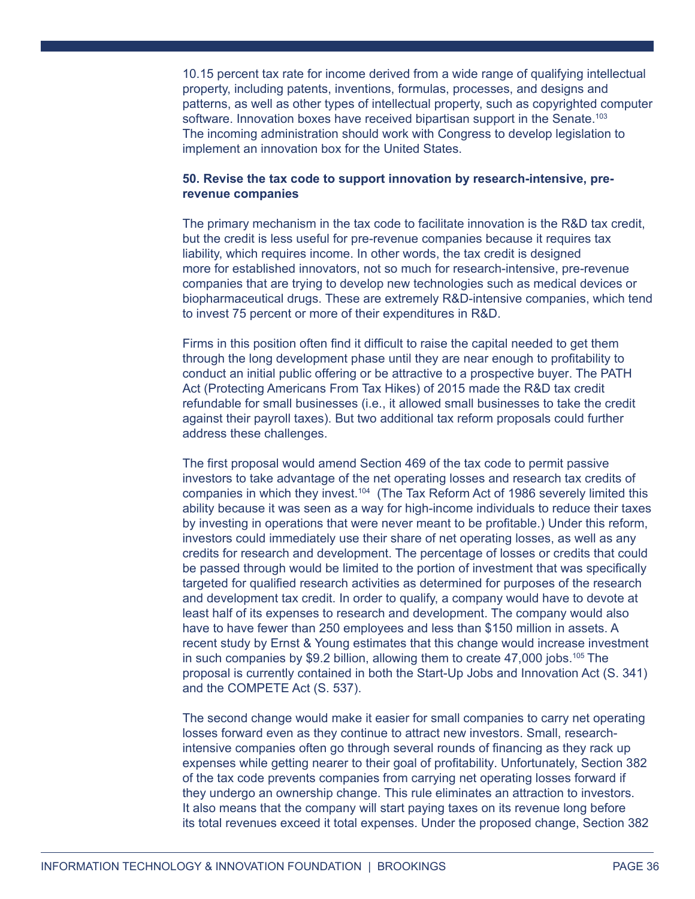10.15 percent tax rate for income derived from a wide range of qualifying intellectual property, including patents, inventions, formulas, processes, and designs and patterns, as well as other types of intellectual property, such as copyrighted computer software. Innovation boxes have received bipartisan support in the Senate.[103] The incoming administration should work with Congress to develop legislation to implement an innovation box for the United States.

**50. Revise the tax code to support innovation by research-intensive, pre-revenue companies**

The primary mechanism in the tax code to facilitate innovation is the R&D tax credit, but the credit is less useful for pre-revenue companies because it requires tax liability, which requires income. In other words, the tax credit is designed more for established innovators, not so much for research-intensive, pre-revenue companies that are trying to develop new technologies such as medical devices or biopharmaceutical drugs. These are extremely R&D-intensive companies, which tend to invest 75 percent or more of their expenditures in R&D.

Firms in this position often find it difficult to raise the capital needed to get them through the long development phase until they are near enough to profitability to conduct an initial public offering or be attractive to a prospective buyer. The PATH Act (Protecting Americans From Tax Hikes) of 2015 made the R&D tax credit refundable for small businesses (i.e., it allowed small businesses to take the credit against their payroll taxes). But two additional tax reform proposals could further address these challenges.

The first proposal would amend Section 469 of the tax code to permit passive investors to take advantage of the net operating losses and research tax credits of companies in which they invest.[104] (The Tax Reform Act of 1986 severely limited this ability because it was seen as a way for high-income individuals to reduce their taxes by investing in operations that were never meant to be profitable.) Under this reform, investors could immediately use their share of net operating losses, as well as any credits for research and development. The percentage of losses or credits that could be passed through would be limited to the portion of investment that was specifically targeted for qualified research activities as determined for purposes of the research and development tax credit. In order to qualify, a company would have to devote at least half of its expenses to research and development. The company would also have to have fewer than 250 employees and less than $150 million in assets. A recent study by Ernst & Young estimates that this change would increase investment in such companies by $9.2 billion, allowing them to create 47,000 jobs.[105] The proposal is currently contained in both the Start-Up Jobs and Innovation Act (S. 341) and the COMPETE Act (S. 537).

The second change would make it easier for small companies to carry net operating losses forward even as they continue to attract new investors. Small, research-intensive companies often go through several rounds of financing as they rack up expenses while getting nearer to their goal of profitability. Unfortunately, Section 382 of the tax code prevents companies from carrying net operating losses forward if they undergo an ownership change. This rule eliminates an attraction to investors. It also means that the company will start paying taxes on its revenue long before its total revenues exceed it total expenses. Under the proposed change, Section 382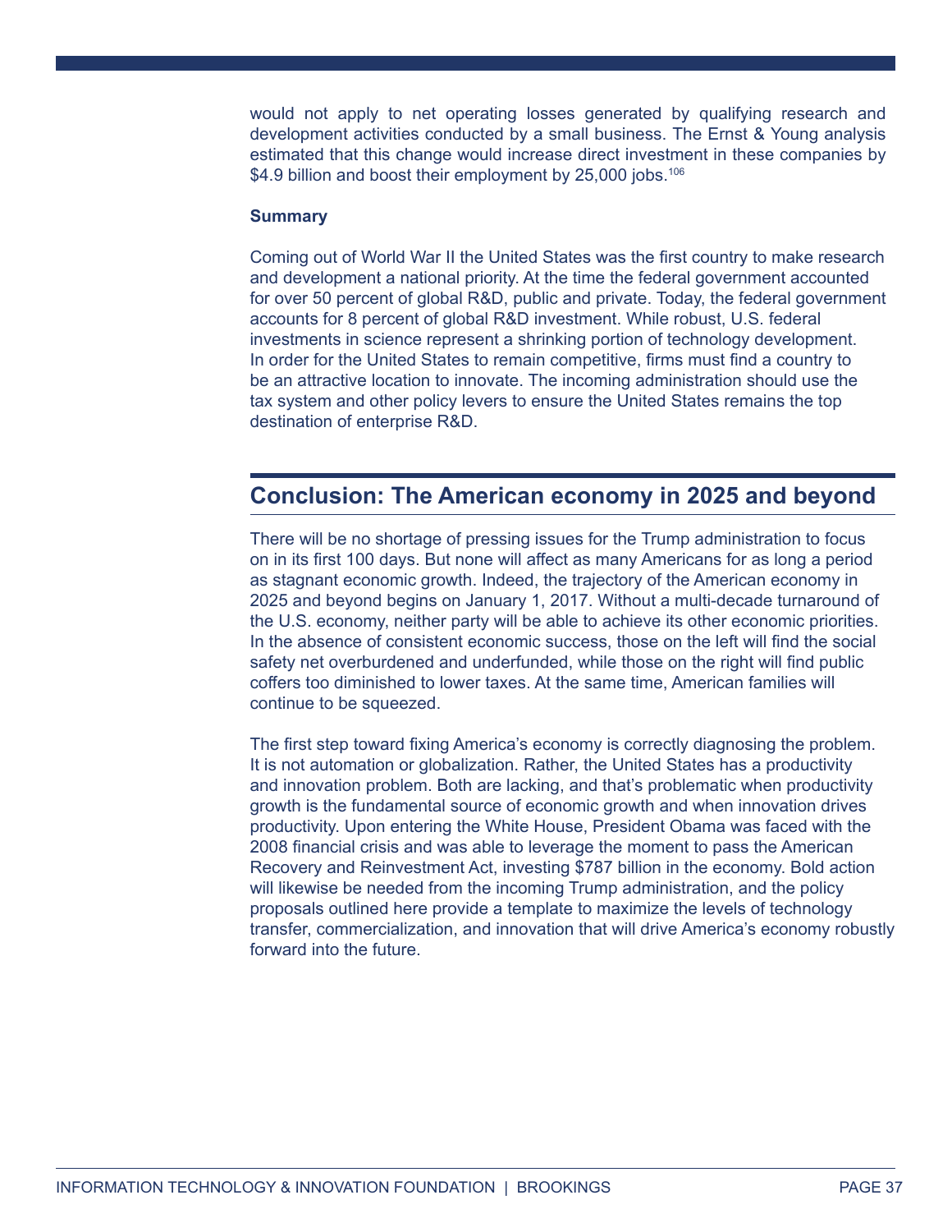would not apply to net operating losses generated by qualifying research and development activities conducted by a small business. The Ernst & Young analysis estimated that this change would increase direct investment in these companies by $4.9 billion and boost their employment by 25,000 jobs.[106]

### Summary

Coming out of World War II the United States was the first country to make research and development a national priority. At the time the federal government accounted for over 50 percent of global R&D, public and private. Today, the federal government accounts for 8 percent of global R&D investment. While robust, U.S. federal investments in science represent a shrinking portion of technology development. In order for the United States to remain competitive, firms must find a country to be an attractive location to innovate. The incoming administration should use the tax system and other policy levers to ensure the United States remains the top destination of enterprise R&D.

## Conclusion: The American economy in 2025 and beyond

There will be no shortage of pressing issues for the Trump administration to focus on in its first 100 days. But none will affect as many Americans for as long a period as stagnant economic growth. Indeed, the trajectory of the American economy in 2025 and beyond begins on January 1, 2017. Without a multi-decade turnaround of the U.S. economy, neither party will be able to achieve its other economic priorities. In the absence of consistent economic success, those on the left will find the social safety net overburdened and underfunded, while those on the right will find public coffers too diminished to lower taxes. At the same time, American families will continue to be squeezed.

The first step toward fixing America's economy is correctly diagnosing the problem. It is not automation or globalization. Rather, the United States has a productivity and innovation problem. Both are lacking, and that's problematic when productivity growth is the fundamental source of economic growth and when innovation drives productivity. Upon entering the White House, President Obama was faced with the 2008 financial crisis and was able to leverage the moment to pass the American Recovery and Reinvestment Act, investing $787 billion in the economy. Bold action will likewise be needed from the incoming Trump administration, and the policy proposals outlined here provide a template to maximize the levels of technology transfer, commercialization, and innovation that will drive America's economy robustly forward into the future.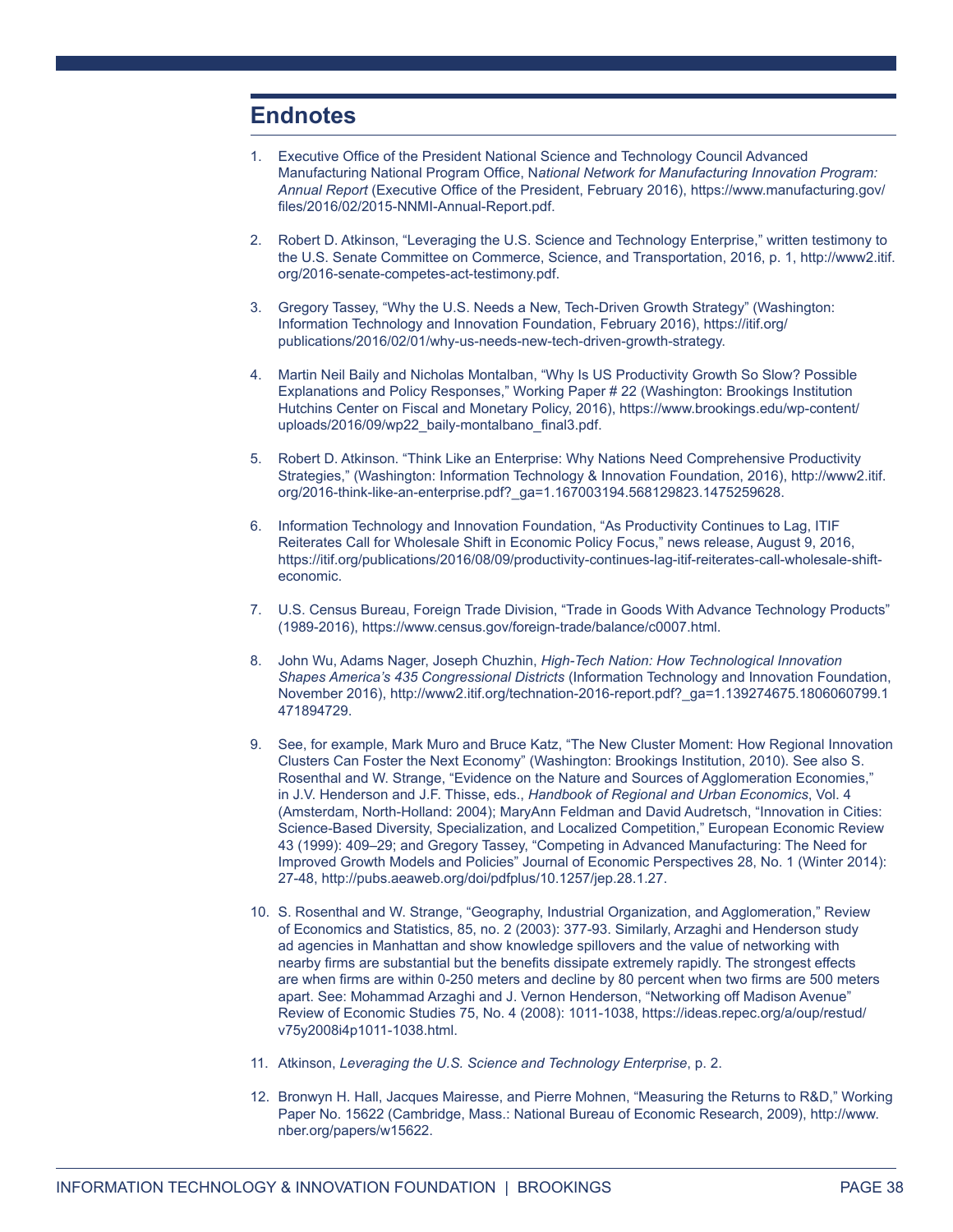## Endnotes

1. Executive Office of the President National Science and Technology Council Advanced Manufacturing National Program Office, N*ational Network for Manufacturing Innovation Program: Annual Report* (Executive Office of the President, February 2016), https://www.manufacturing.gov/files/2016/02/2015-NNMI-Annual-Report.pdf.

2. Robert D. Atkinson, "Leveraging the U.S. Science and Technology Enterprise," written testimony to the U.S. Senate Committee on Commerce, Science, and Transportation, 2016, p. 1, http://www2.itif.org/2016-senate-competes-act-testimony.pdf.

3. Gregory Tassey, "Why the U.S. Needs a New, Tech-Driven Growth Strategy" (Washington: Information Technology and Innovation Foundation, February 2016), https://itif.org/publications/2016/02/01/why-us-needs-new-tech-driven-growth-strategy.

4. Martin Neil Baily and Nicholas Montalban, "Why Is US Productivity Growth So Slow? Possible Explanations and Policy Responses," Working Paper # 22 (Washington: Brookings Institution Hutchins Center on Fiscal and Monetary Policy, 2016), https://www.brookings.edu/wp-content/uploads/2016/09/wp22_baily-montalbano_final3.pdf.

5. Robert D. Atkinson. "Think Like an Enterprise: Why Nations Need Comprehensive Productivity Strategies," (Washington: Information Technology & Innovation Foundation, 2016), http://www2.itif.org/2016-think-like-an-enterprise.pdf?_ga=1.167003194.568129823.1475259628.

6. Information Technology and Innovation Foundation, "As Productivity Continues to Lag, ITIF Reiterates Call for Wholesale Shift in Economic Policy Focus," news release, August 9, 2016, https://itif.org/publications/2016/08/09/productivity-continues-lag-itif-reiterates-call-wholesale-shift-economic.

7. U.S. Census Bureau, Foreign Trade Division, "Trade in Goods With Advance Technology Products" (1989-2016), https://www.census.gov/foreign-trade/balance/c0007.html.

8. John Wu, Adams Nager, Joseph Chuzhin, *High-Tech Nation: How Technological Innovation Shapes America's 435 Congressional Districts* (Information Technology and Innovation Foundation, November 2016), http://www2.itif.org/technation-2016-report.pdf?_ga=1.139274675.1806060799.1471894729.

9. See, for example, Mark Muro and Bruce Katz, "The New Cluster Moment: How Regional Innovation Clusters Can Foster the Next Economy" (Washington: Brookings Institution, 2010). See also S. Rosenthal and W. Strange, "Evidence on the Nature and Sources of Agglomeration Economies," in J.V. Henderson and J.F. Thisse, eds., *Handbook of Regional and Urban Economics*, Vol. 4 (Amsterdam, North-Holland: 2004); MaryAnn Feldman and David Audretsch, "Innovation in Cities: Science-Based Diversity, Specialization, and Localized Competition," European Economic Review 43 (1999): 409–29; and Gregory Tassey, "Competing in Advanced Manufacturing: The Need for Improved Growth Models and Policies" Journal of Economic Perspectives 28, No. 1 (Winter 2014): 27-48, http://pubs.aeaweb.org/doi/pdfplus/10.1257/jep.28.1.27.

10. S. Rosenthal and W. Strange, "Geography, Industrial Organization, and Agglomeration," Review of Economics and Statistics, 85, no. 2 (2003): 377-93. Similarly, Arzaghi and Henderson study ad agencies in Manhattan and show knowledge spillovers and the value of networking with nearby firms are substantial but the benefits dissipate extremely rapidly. The strongest effects are when firms are within 0-250 meters and decline by 80 percent when two firms are 500 meters apart. See: Mohammad Arzaghi and J. Vernon Henderson, "Networking off Madison Avenue" Review of Economic Studies 75, No. 4 (2008): 1011-1038, https://ideas.repec.org/a/oup/restud/v75y2008i4p1011-1038.html.

11. Atkinson, *Leveraging the U.S. Science and Technology Enterprise*, p. 2.

12. Bronwyn H. Hall, Jacques Mairesse, and Pierre Mohnen, "Measuring the Returns to R&D," Working Paper No. 15622 (Cambridge, Mass.: National Bureau of Economic Research, 2009), http://www.nber.org/papers/w15622.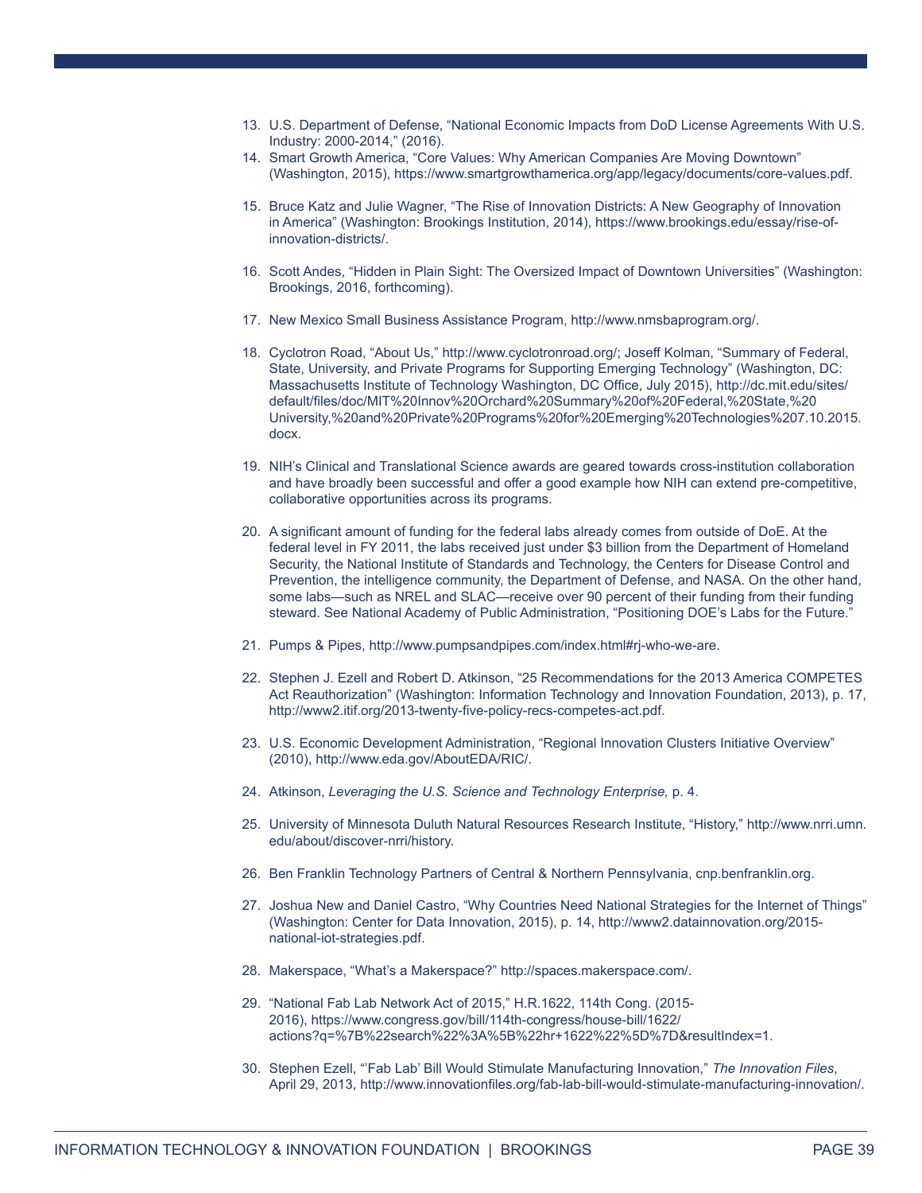13. U.S. Department of Defense, "National Economic Impacts from DoD License Agreements With U.S. Industry: 2000-2014," (2016).
14. Smart Growth America, "Core Values: Why American Companies Are Moving Downtown" (Washington, 2015), https://www.smartgrowthamerica.org/app/legacy/documents/core-values.pdf.
15. Bruce Katz and Julie Wagner, "The Rise of Innovation Districts: A New Geography of Innovation in America" (Washington: Brookings Institution, 2014), https://www.brookings.edu/essay/rise-of-innovation-districts/.
16. Scott Andes, "Hidden in Plain Sight: The Oversized Impact of Downtown Universities" (Washington: Brookings, 2016, forthcoming).
17. New Mexico Small Business Assistance Program, http://www.nmsbaprogram.org/.
18. Cyclotron Road, "About Us," http://www.cyclotronroad.org/; Joseff Kolman, "Summary of Federal, State, University, and Private Programs for Supporting Emerging Technology" (Washington, DC: Massachusetts Institute of Technology Washington, DC Office, July 2015), http://dc.mit.edu/sites/default/files/doc/MIT%20Innov%20Orchard%20Summary%20of%20Federal,%20State,%20University,%20and%20Private%20Programs%20for%20Emerging%20Technologies%207.10.2015.docx.
19. NIH's Clinical and Translational Science awards are geared towards cross-institution collaboration and have broadly been successful and offer a good example how NIH can extend pre-competitive, collaborative opportunities across its programs.
20. A significant amount of funding for the federal labs already comes from outside of DoE. At the federal level in FY 2011, the labs received just under $3 billion from the Department of Homeland Security, the National Institute of Standards and Technology, the Centers for Disease Control and Prevention, the intelligence community, the Department of Defense, and NASA. On the other hand, some labs—such as NREL and SLAC—receive over 90 percent of their funding from their funding steward. See National Academy of Public Administration, "Positioning DOE's Labs for the Future."
21. Pumps & Pipes, http://www.pumpsandpipes.com/index.html#rj-who-we-are.
22. Stephen J. Ezell and Robert D. Atkinson, "25 Recommendations for the 2013 America COMPETES Act Reauthorization" (Washington: Information Technology and Innovation Foundation, 2013), p. 17, http://www2.itif.org/2013-twenty-five-policy-recs-competes-act.pdf.
23. U.S. Economic Development Administration, "Regional Innovation Clusters Initiative Overview" (2010), http://www.eda.gov/AboutEDA/RIC/.
24. Atkinson, *Leveraging the U.S. Science and Technology Enterprise,* p. 4.
25. University of Minnesota Duluth Natural Resources Research Institute, "History," http://www.nrri.umn.edu/about/discover-nrri/history.
26. Ben Franklin Technology Partners of Central & Northern Pennsylvania, cnp.benfranklin.org.
27. Joshua New and Daniel Castro, "Why Countries Need National Strategies for the Internet of Things" (Washington: Center for Data Innovation, 2015), p. 14, http://www2.datainnovation.org/2015-national-iot-strategies.pdf.
28. Makerspace, "What's a Makerspace?" http://spaces.makerspace.com/.
29. "National Fab Lab Network Act of 2015," H.R.1622, 114th Cong. (2015-2016), https://www.congress.gov/bill/114th-congress/house-bill/1622/actions?q=%7B%22search%22%3A%5B%22hr+1622%22%5D%7D&resultIndex=1.
30. Stephen Ezell, "'Fab Lab' Bill Would Stimulate Manufacturing Innovation," *The Innovation Files*, April 29, 2013, http://www.innovationfiles.org/fab-lab-bill-would-stimulate-manufacturing-innovation/.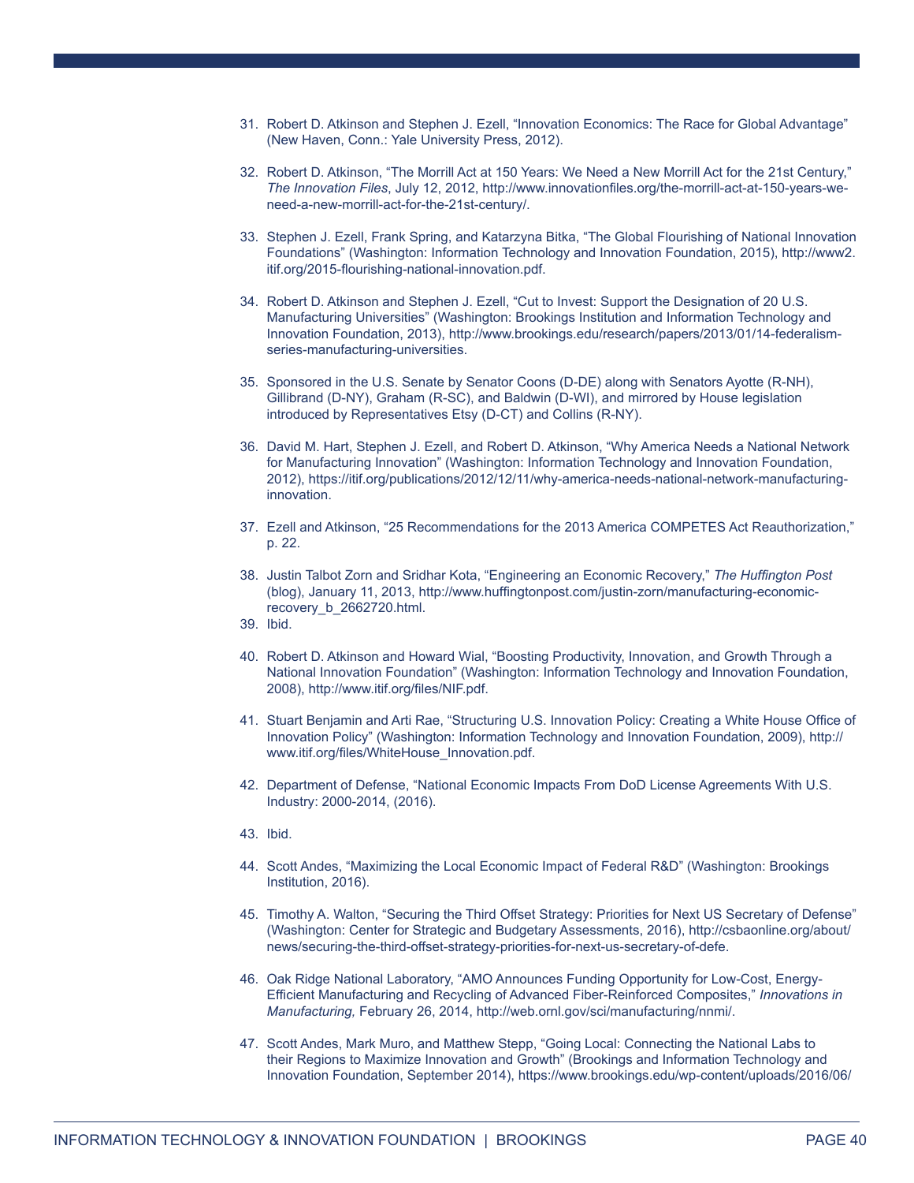31. Robert D. Atkinson and Stephen J. Ezell, "Innovation Economics: The Race for Global Advantage" (New Haven, Conn.: Yale University Press, 2012).

32. Robert D. Atkinson, "The Morrill Act at 150 Years: We Need a New Morrill Act for the 21st Century," *The Innovation Files*, July 12, 2012, http://www.innovationfiles.org/the-morrill-act-at-150-years-we-need-a-new-morrill-act-for-the-21st-century/.

33. Stephen J. Ezell, Frank Spring, and Katarzyna Bitka, "The Global Flourishing of National Innovation Foundations" (Washington: Information Technology and Innovation Foundation, 2015), http://www2.itif.org/2015-flourishing-national-innovation.pdf.

34. Robert D. Atkinson and Stephen J. Ezell, "Cut to Invest: Support the Designation of 20 U.S. Manufacturing Universities" (Washington: Brookings Institution and Information Technology and Innovation Foundation, 2013), http://www.brookings.edu/research/papers/2013/01/14-federalism-series-manufacturing-universities.

35. Sponsored in the U.S. Senate by Senator Coons (D-DE) along with Senators Ayotte (R-NH), Gillibrand (D-NY), Graham (R-SC), and Baldwin (D-WI), and mirrored by House legislation introduced by Representatives Etsy (D-CT) and Collins (R-NY).

36. David M. Hart, Stephen J. Ezell, and Robert D. Atkinson, "Why America Needs a National Network for Manufacturing Innovation" (Washington: Information Technology and Innovation Foundation, 2012), https://itif.org/publications/2012/12/11/why-america-needs-national-network-manufacturing-innovation.

37. Ezell and Atkinson, "25 Recommendations for the 2013 America COMPETES Act Reauthorization," p. 22.

38. Justin Talbot Zorn and Sridhar Kota, "Engineering an Economic Recovery," *The Huffington Post* (blog), January 11, 2013, http://www.huffingtonpost.com/justin-zorn/manufacturing-economic-recovery_b_2662720.html.

39. Ibid.

40. Robert D. Atkinson and Howard Wial, "Boosting Productivity, Innovation, and Growth Through a National Innovation Foundation" (Washington: Information Technology and Innovation Foundation, 2008), http://www.itif.org/files/NIF.pdf.

41. Stuart Benjamin and Arti Rae, "Structuring U.S. Innovation Policy: Creating a White House Office of Innovation Policy" (Washington: Information Technology and Innovation Foundation, 2009), http://www.itif.org/files/WhiteHouse_Innovation.pdf.

42. Department of Defense, "National Economic Impacts From DoD License Agreements With U.S. Industry: 2000-2014, (2016).

43. Ibid.

44. Scott Andes, "Maximizing the Local Economic Impact of Federal R&D" (Washington: Brookings Institution, 2016).

45. Timothy A. Walton, "Securing the Third Offset Strategy: Priorities for Next US Secretary of Defense" (Washington: Center for Strategic and Budgetary Assessments, 2016), http://csbaonline.org/about/news/securing-the-third-offset-strategy-priorities-for-next-us-secretary-of-defe.

46. Oak Ridge National Laboratory, "AMO Announces Funding Opportunity for Low-Cost, Energy-Efficient Manufacturing and Recycling of Advanced Fiber-Reinforced Composites," *Innovations in Manufacturing,* February 26, 2014, http://web.ornl.gov/sci/manufacturing/nnmi/.

47. Scott Andes, Mark Muro, and Matthew Stepp, "Going Local: Connecting the National Labs to their Regions to Maximize Innovation and Growth" (Brookings and Information Technology and Innovation Foundation, September 2014), https://www.brookings.edu/wp-content/uploads/2016/06/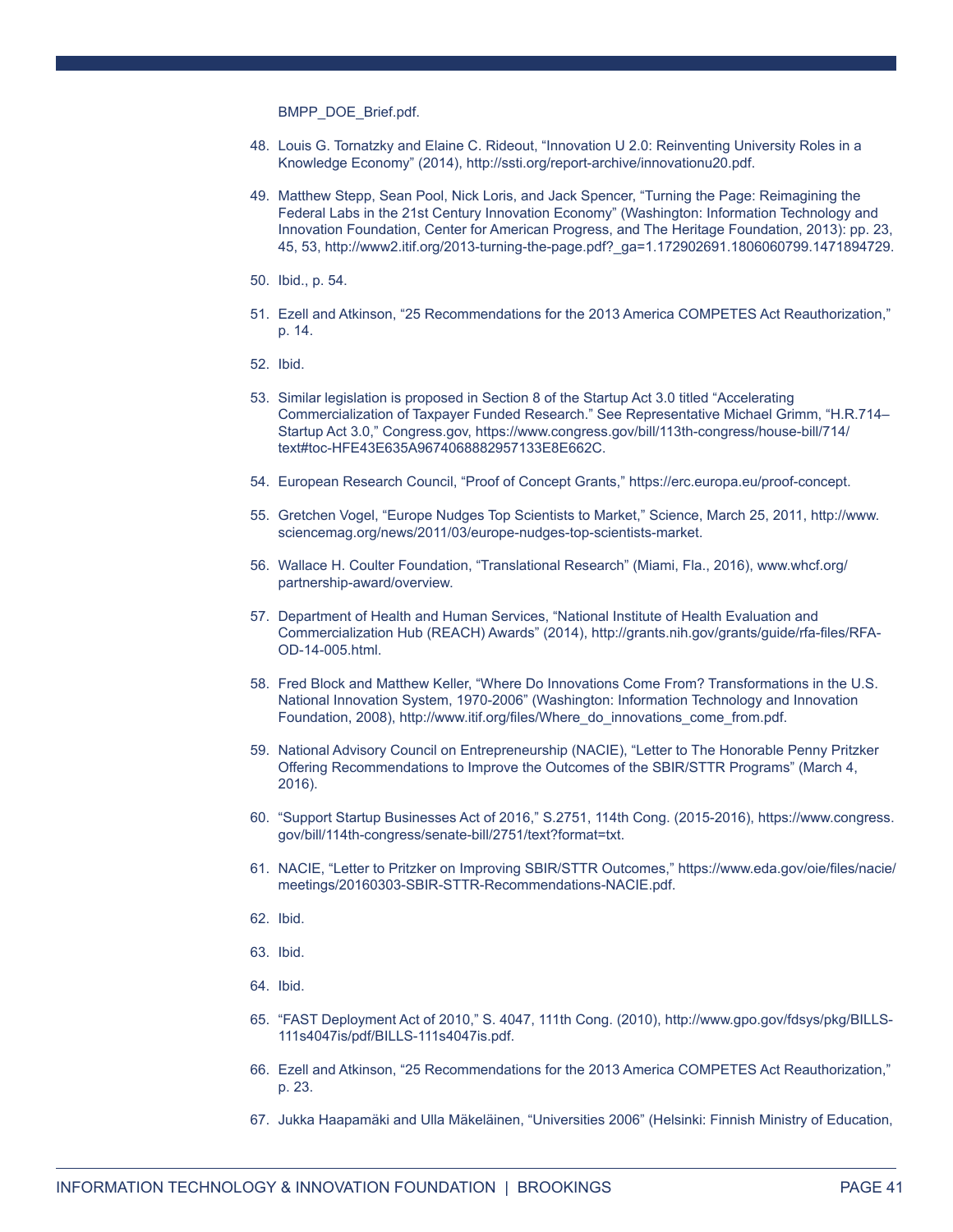BMPP_DOE_Brief.pdf.

48. Louis G. Tornatzky and Elaine C. Rideout, "Innovation U 2.0: Reinventing University Roles in a Knowledge Economy" (2014), http://ssti.org/report-archive/innovationu20.pdf.

49. Matthew Stepp, Sean Pool, Nick Loris, and Jack Spencer, "Turning the Page: Reimagining the Federal Labs in the 21st Century Innovation Economy" (Washington: Information Technology and Innovation Foundation, Center for American Progress, and The Heritage Foundation, 2013): pp. 23, 45, 53, http://www2.itif.org/2013-turning-the-page.pdf?_ga=1.172902691.1806060799.1471894729.

50. Ibid., p. 54.

51. Ezell and Atkinson, "25 Recommendations for the 2013 America COMPETES Act Reauthorization," p. 14.

52. Ibid.

53. Similar legislation is proposed in Section 8 of the Startup Act 3.0 titled "Accelerating Commercialization of Taxpayer Funded Research." See Representative Michael Grimm, "H.R.714–Startup Act 3.0," Congress.gov, https://www.congress.gov/bill/113th-congress/house-bill/714/text#toc-HFE43E635A9674068882957133E8E662C.

54. European Research Council, "Proof of Concept Grants," https://erc.europa.eu/proof-concept.

55. Gretchen Vogel, "Europe Nudges Top Scientists to Market," Science, March 25, 2011, http://www.sciencemag.org/news/2011/03/europe-nudges-top-scientists-market.

56. Wallace H. Coulter Foundation, "Translational Research" (Miami, Fla., 2016), www.whcf.org/partnership-award/overview.

57. Department of Health and Human Services, "National Institute of Health Evaluation and Commercialization Hub (REACH) Awards" (2014), http://grants.nih.gov/grants/guide/rfa-files/RFA-OD-14-005.html.

58. Fred Block and Matthew Keller, "Where Do Innovations Come From? Transformations in the U.S. National Innovation System, 1970-2006" (Washington: Information Technology and Innovation Foundation, 2008), http://www.itif.org/files/Where_do_innovations_come_from.pdf.

59. National Advisory Council on Entrepreneurship (NACIE), "Letter to The Honorable Penny Pritzker Offering Recommendations to Improve the Outcomes of the SBIR/STTR Programs" (March 4, 2016).

60. "Support Startup Businesses Act of 2016," S.2751, 114th Cong. (2015-2016), https://www.congress.gov/bill/114th-congress/senate-bill/2751/text?format=txt.

61. NACIE, "Letter to Pritzker on Improving SBIR/STTR Outcomes," https://www.eda.gov/oie/files/nacie/meetings/20160303-SBIR-STTR-Recommendations-NACIE.pdf.

62. Ibid.

63. Ibid.

64. Ibid.

65. "FAST Deployment Act of 2010," S. 4047, 111th Cong. (2010), http://www.gpo.gov/fdsys/pkg/BILLS-111s4047is/pdf/BILLS-111s4047is.pdf.

66. Ezell and Atkinson, "25 Recommendations for the 2013 America COMPETES Act Reauthorization," p. 23.

67. Jukka Haapamäki and Ulla Mäkeläinen, "Universities 2006" (Helsinki: Finnish Ministry of Education,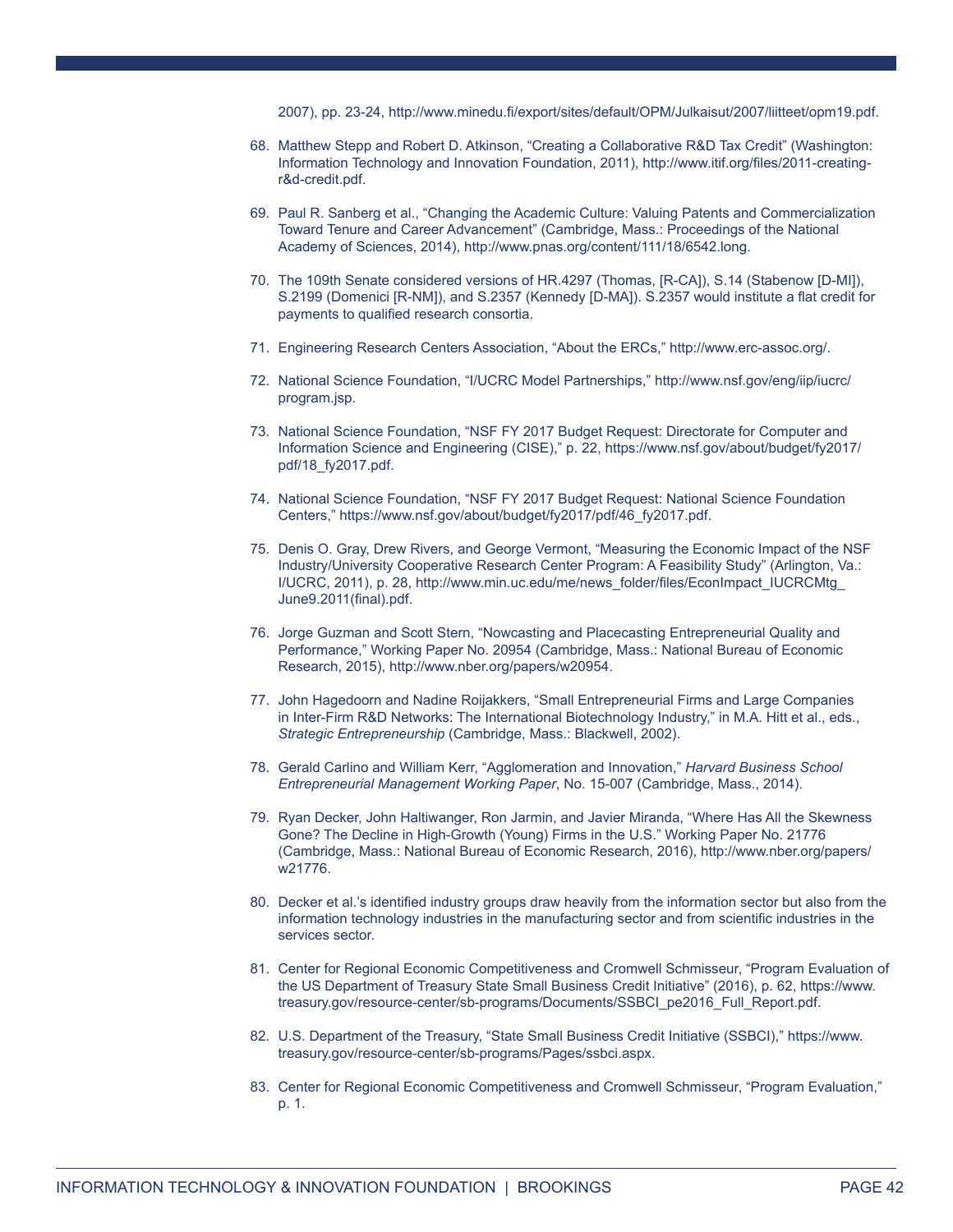2007), pp. 23-24, http://www.minedu.fi/export/sites/default/OPM/Julkaisut/2007/liitteet/opm19.pdf.

68. Matthew Stepp and Robert D. Atkinson, "Creating a Collaborative R&D Tax Credit" (Washington: Information Technology and Innovation Foundation, 2011), http://www.itif.org/files/2011-creating-r&d-credit.pdf.

69. Paul R. Sanberg et al., "Changing the Academic Culture: Valuing Patents and Commercialization Toward Tenure and Career Advancement" (Cambridge, Mass.: Proceedings of the National Academy of Sciences, 2014), http://www.pnas.org/content/111/18/6542.long.

70. The 109th Senate considered versions of HR.4297 (Thomas, [R-CA]), S.14 (Stabenow [D-MI]), S.2199 (Domenici [R-NM]), and S.2357 (Kennedy [D-MA]). S.2357 would institute a flat credit for payments to qualified research consortia.

71. Engineering Research Centers Association, "About the ERCs," http://www.erc-assoc.org/.

72. National Science Foundation, "I/UCRC Model Partnerships," http://www.nsf.gov/eng/iip/iucrc/program.jsp.

73. National Science Foundation, "NSF FY 2017 Budget Request: Directorate for Computer and Information Science and Engineering (CISE)," p. 22, https://www.nsf.gov/about/budget/fy2017/pdf/18_fy2017.pdf.

74. National Science Foundation, "NSF FY 2017 Budget Request: National Science Foundation Centers," https://www.nsf.gov/about/budget/fy2017/pdf/46_fy2017.pdf.

75. Denis O. Gray, Drew Rivers, and George Vermont, "Measuring the Economic Impact of the NSF Industry/University Cooperative Research Center Program: A Feasibility Study" (Arlington, Va.: I/UCRC, 2011), p. 28, http://www.min.uc.edu/me/news_folder/files/EconImpact_IUCRCMtg_June9.2011(final).pdf.

76. Jorge Guzman and Scott Stern, "Nowcasting and Placecasting Entrepreneurial Quality and Performance," Working Paper No. 20954 (Cambridge, Mass.: National Bureau of Economic Research, 2015), http://www.nber.org/papers/w20954.

77. John Hagedoorn and Nadine Roijakkers, "Small Entrepreneurial Firms and Large Companies in Inter-Firm R&D Networks: The International Biotechnology Industry," in M.A. Hitt et al., eds., *Strategic Entrepreneurship* (Cambridge, Mass.: Blackwell, 2002).

78. Gerald Carlino and William Kerr, "Agglomeration and Innovation," *Harvard Business School Entrepreneurial Management Working Paper*, No. 15-007 (Cambridge, Mass., 2014).

79. Ryan Decker, John Haltiwanger, Ron Jarmin, and Javier Miranda, "Where Has All the Skewness Gone? The Decline in High-Growth (Young) Firms in the U.S." Working Paper No. 21776 (Cambridge, Mass.: National Bureau of Economic Research, 2016), http://www.nber.org/papers/w21776.

80. Decker et al.'s identified industry groups draw heavily from the information sector but also from the information technology industries in the manufacturing sector and from scientific industries in the services sector.

81. Center for Regional Economic Competitiveness and Cromwell Schmisseur, "Program Evaluation of the US Department of Treasury State Small Business Credit Initiative" (2016), p. 62, https://www.treasury.gov/resource-center/sb-programs/Documents/SSBCI_pe2016_Full_Report.pdf.

82. U.S. Department of the Treasury, "State Small Business Credit Initiative (SSBCI)," https://www.treasury.gov/resource-center/sb-programs/Pages/ssbci.aspx.

83. Center for Regional Economic Competitiveness and Cromwell Schmisseur, "Program Evaluation," p. 1.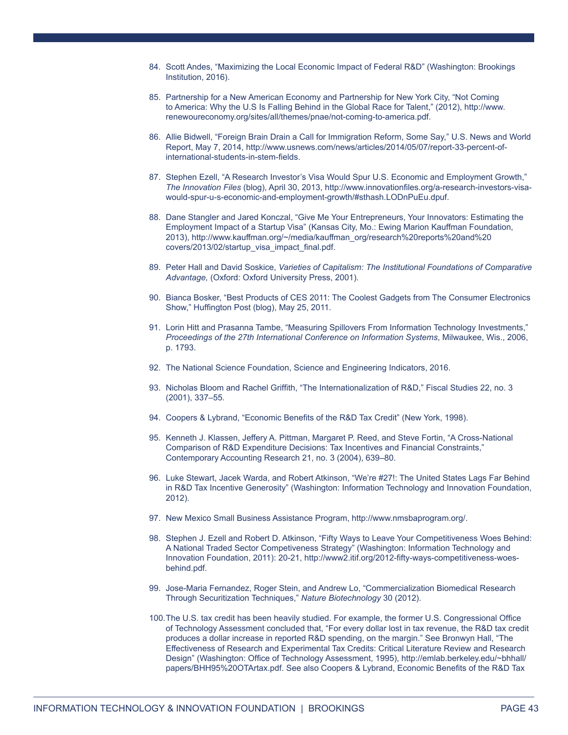84. Scott Andes, "Maximizing the Local Economic Impact of Federal R&D" (Washington: Brookings Institution, 2016).

85. Partnership for a New American Economy and Partnership for New York City, "Not Coming to America: Why the U.S Is Falling Behind in the Global Race for Talent," (2012), http://www.renewoureconomy.org/sites/all/themes/pnae/not-coming-to-america.pdf.

86. Allie Bidwell, "Foreign Brain Drain a Call for Immigration Reform, Some Say," U.S. News and World Report, May 7, 2014, http://www.usnews.com/news/articles/2014/05/07/report-33-percent-of-international-students-in-stem-fields.

87. Stephen Ezell, "A Research Investor's Visa Would Spur U.S. Economic and Employment Growth," *The Innovation Files* (blog), April 30, 2013, http://www.innovationfiles.org/a-research-investors-visa-would-spur-u-s-economic-and-employment-growth/#sthash.LODnPuEu.dpuf.

88. Dane Stangler and Jared Konczal, "Give Me Your Entrepreneurs, Your Innovators: Estimating the Employment Impact of a Startup Visa" (Kansas City, Mo.: Ewing Marion Kauffman Foundation, 2013), http://www.kauffman.org/~/media/kauffman_org/research%20reports%20and%20covers/2013/02/startup_visa_impact_final.pdf.

89. Peter Hall and David Soskice, *Varieties of Capitalism: The Institutional Foundations of Comparative Advantage,* (Oxford: Oxford University Press, 2001).

90. Bianca Bosker, "Best Products of CES 2011: The Coolest Gadgets from The Consumer Electronics Show," Huffington Post (blog), May 25, 2011.

91. Lorin Hitt and Prasanna Tambe, "Measuring Spillovers From Information Technology Investments," *Proceedings of the 27th International Conference on Information Systems*, Milwaukee, Wis., 2006, p. 1793.

92. The National Science Foundation, Science and Engineering Indicators, 2016.

93. Nicholas Bloom and Rachel Griffith, "The Internationalization of R&D," Fiscal Studies 22, no. 3 (2001), 337–55.

94. Coopers & Lybrand, "Economic Benefits of the R&D Tax Credit" (New York, 1998).

95. Kenneth J. Klassen, Jeffery A. Pittman, Margaret P. Reed, and Steve Fortin, "A Cross-National Comparison of R&D Expenditure Decisions: Tax Incentives and Financial Constraints," Contemporary Accounting Research 21, no. 3 (2004), 639–80.

96. Luke Stewart, Jacek Warda, and Robert Atkinson, "We're #27!: The United States Lags Far Behind in R&D Tax Incentive Generosity" (Washington: Information Technology and Innovation Foundation, 2012).

97. New Mexico Small Business Assistance Program, http://www.nmsbaprogram.org/.

98. Stephen J. Ezell and Robert D. Atkinson, "Fifty Ways to Leave Your Competitiveness Woes Behind: A National Traded Sector Competiveness Strategy" (Washington: Information Technology and Innovation Foundation, 2011): 20-21, http://www2.itif.org/2012-fifty-ways-competitiveness-woes-behind.pdf.

99. Jose-Maria Fernandez, Roger Stein, and Andrew Lo, "Commercialization Biomedical Research Through Securitization Techniques," *Nature Biotechnology* 30 (2012).

100. The U.S. tax credit has been heavily studied. For example, the former U.S. Congressional Office of Technology Assessment concluded that, "For every dollar lost in tax revenue, the R&D tax credit produces a dollar increase in reported R&D spending, on the margin." See Bronwyn Hall, "The Effectiveness of Research and Experimental Tax Credits: Critical Literature Review and Research Design" (Washington: Office of Technology Assessment, 1995), http://emlab.berkeley.edu/~bhhall/papers/BHH95%20OTArtax.pdf. See also Coopers & Lybrand, Economic Benefits of the R&D Tax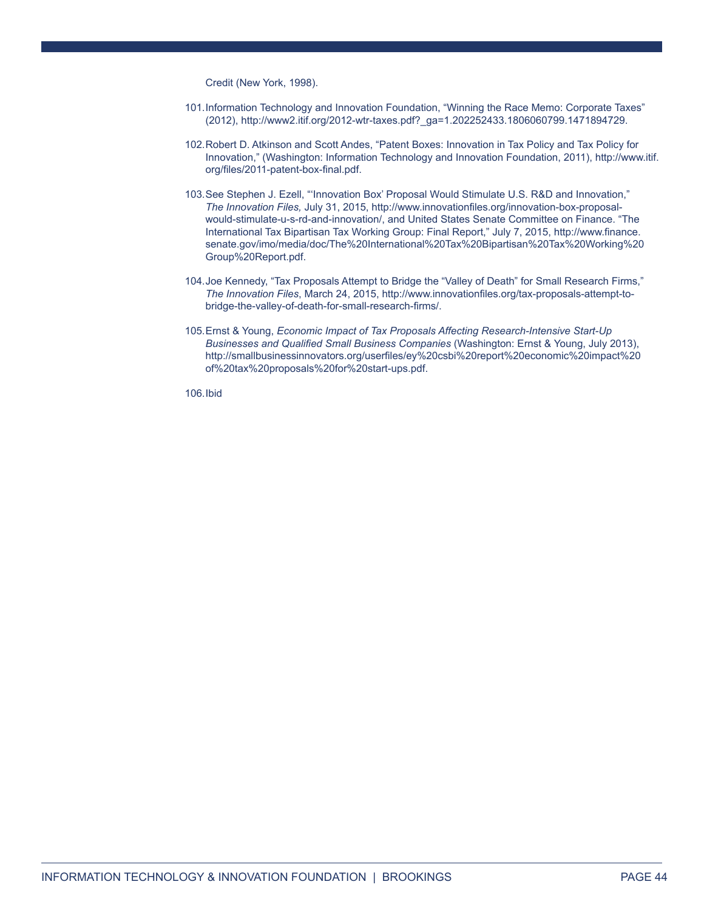Credit (New York, 1998).

101. Information Technology and Innovation Foundation, "Winning the Race Memo: Corporate Taxes" (2012), http://www2.itif.org/2012-wtr-taxes.pdf?_ga=1.202252433.1806060799.1471894729.

102. Robert D. Atkinson and Scott Andes, "Patent Boxes: Innovation in Tax Policy and Tax Policy for Innovation," (Washington: Information Technology and Innovation Foundation, 2011), http://www.itif.org/files/2011-patent-box-final.pdf.

103. See Stephen J. Ezell, "'Innovation Box' Proposal Would Stimulate U.S. R&D and Innovation," *The Innovation Files,* July 31, 2015, http://www.innovationfiles.org/innovation-box-proposal-would-stimulate-u-s-rd-and-innovation/, and United States Senate Committee on Finance. "The International Tax Bipartisan Tax Working Group: Final Report," July 7, 2015, http://www.finance.senate.gov/imo/media/doc/The%20International%20Tax%20Bipartisan%20Tax%20Working%20Group%20Report.pdf.

104. Joe Kennedy, "Tax Proposals Attempt to Bridge the "Valley of Death" for Small Research Firms," *The Innovation Files*, March 24, 2015, http://www.innovationfiles.org/tax-proposals-attempt-to-bridge-the-valley-of-death-for-small-research-firms/.

105. Ernst & Young, *Economic Impact of Tax Proposals Affecting Research-Intensive Start-Up Businesses and Qualified Small Business Companies* (Washington: Ernst & Young, July 2013), http://smallbusinessinnovators.org/userfiles/ey%20csbi%20report%20economic%20impact%20of%20tax%20proposals%20for%20start-ups.pdf.

106. Ibid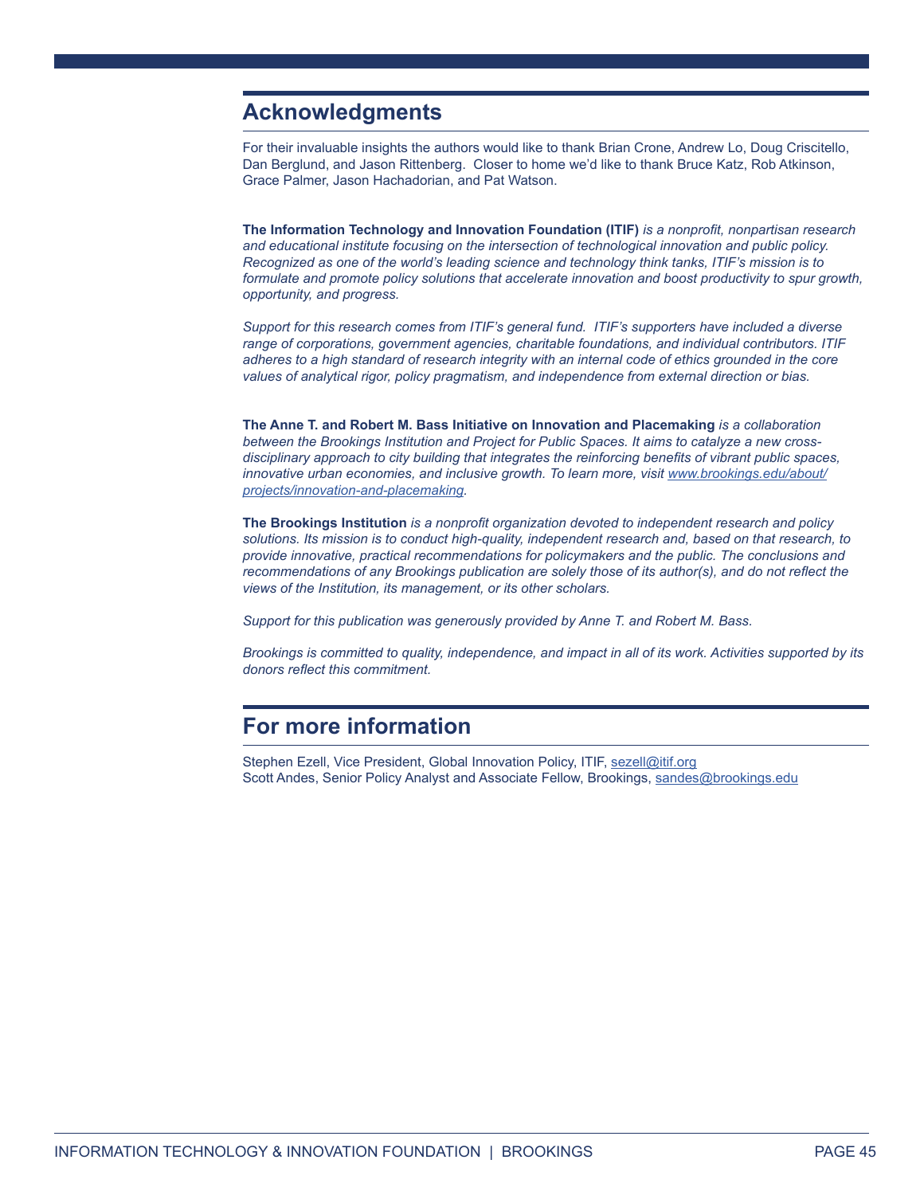## Acknowledgments

For their invaluable insights the authors would like to thank Brian Crone, Andrew Lo, Doug Criscitello, Dan Berglund, and Jason Rittenberg. Closer to home we'd like to thank Bruce Katz, Rob Atkinson, Grace Palmer, Jason Hachadorian, and Pat Watson.

**The Information Technology and Innovation Foundation (ITIF)** *is a nonprofit, nonpartisan research and educational institute focusing on the intersection of technological innovation and public policy. Recognized as one of the world's leading science and technology think tanks, ITIF's mission is to formulate and promote policy solutions that accelerate innovation and boost productivity to spur growth, opportunity, and progress.*

*Support for this research comes from ITIF's general fund. ITIF's supporters have included a diverse range of corporations, government agencies, charitable foundations, and individual contributors. ITIF adheres to a high standard of research integrity with an internal code of ethics grounded in the core values of analytical rigor, policy pragmatism, and independence from external direction or bias.*

**The Anne T. and Robert M. Bass Initiative on Innovation and Placemaking** *is a collaboration between the Brookings Institution and Project for Public Spaces. It aims to catalyze a new cross-disciplinary approach to city building that integrates the reinforcing benefits of vibrant public spaces, innovative urban economies, and inclusive growth. To learn more, visit www.brookings.edu/about/projects/innovation-and-placemaking.*

**The Brookings Institution** *is a nonprofit organization devoted to independent research and policy solutions. Its mission is to conduct high-quality, independent research and, based on that research, to provide innovative, practical recommendations for policymakers and the public. The conclusions and recommendations of any Brookings publication are solely those of its author(s), and do not reflect the views of the Institution, its management, or its other scholars.*

*Support for this publication was generously provided by Anne T. and Robert M. Bass.*

*Brookings is committed to quality, independence, and impact in all of its work. Activities supported by its donors reflect this commitment.*

## For more information

Stephen Ezell, Vice President, Global Innovation Policy, ITIF, sezell@itif.org
Scott Andes, Senior Policy Analyst and Associate Fellow, Brookings, sandes@brookings.edu